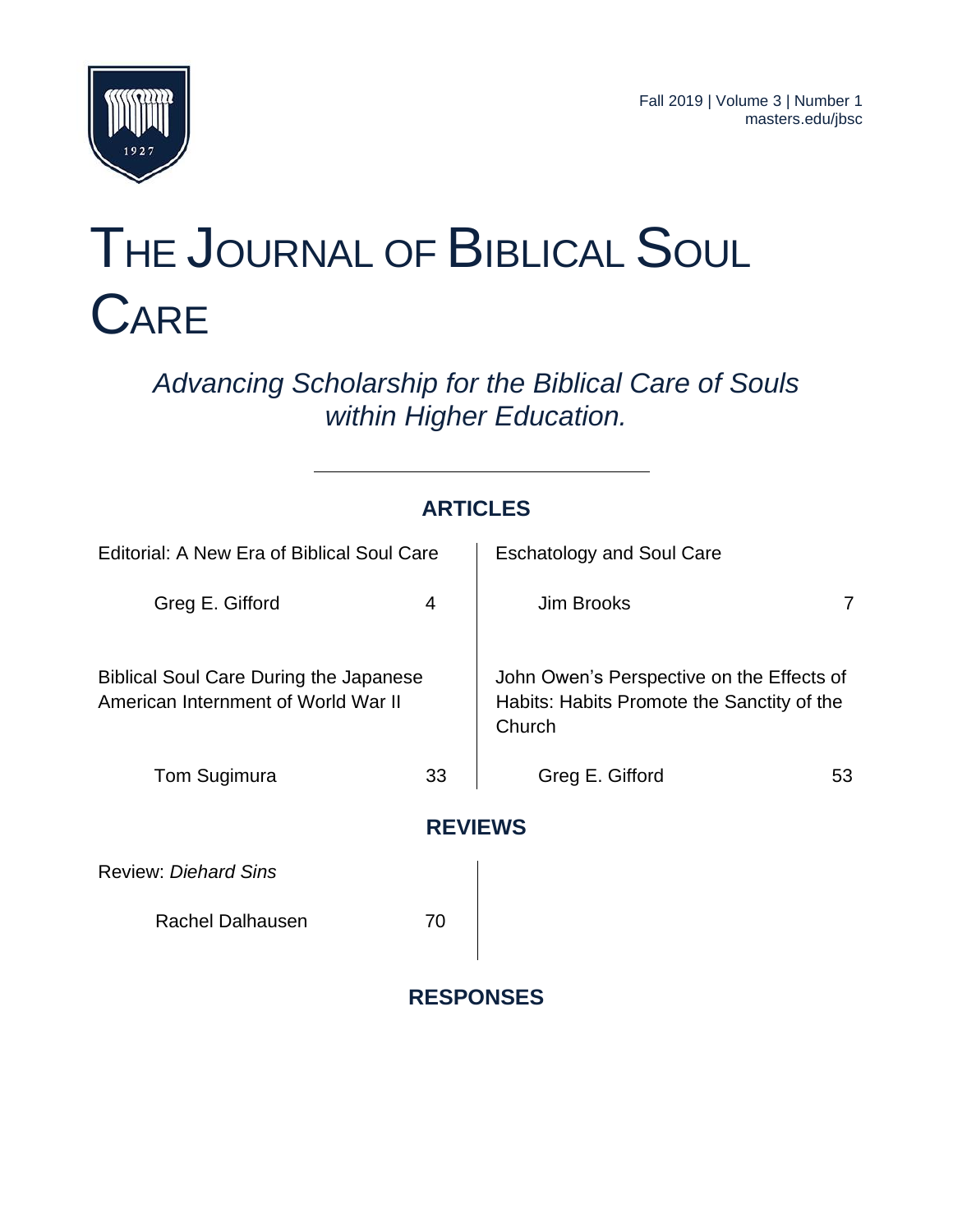Fall 2019 | Volume 3 | Number 1
masters.edu/jbsc

# The Journal of Biblical Soul Care

*Advancing Scholarship for the Biblical Care of Souls within Higher Education.*

---

## ARTICLES

Editorial: A New Era of Biblical Soul Care

Greg E. Gifford — 4

Eschatology and Soul Care

Jim Brooks — 7

Biblical Soul Care During the Japanese American Internment of World War II

Tom Sugimura — 33

John Owen's Perspective on the Effects of Habits: Habits Promote the Sanctity of the Church

Greg E. Gifford — 53

## REVIEWS

Review: *Diehard Sins*

Rachel Dalhausen — 70

## RESPONSES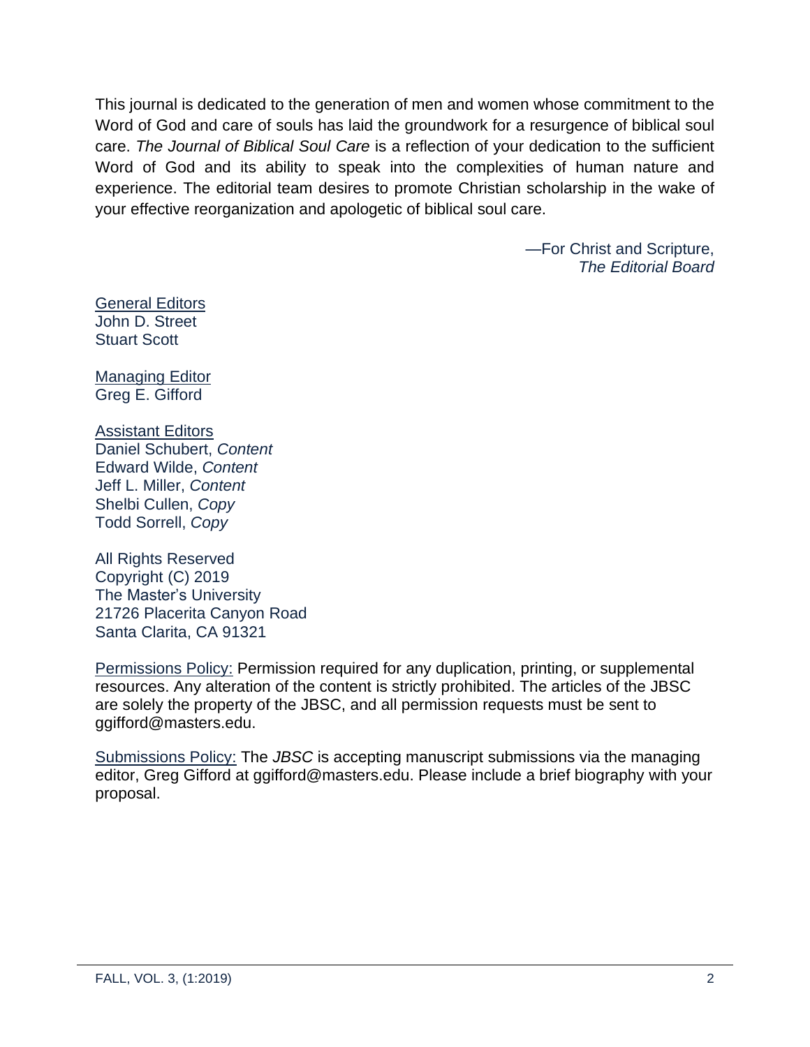This journal is dedicated to the generation of men and women whose commitment to the Word of God and care of souls has laid the groundwork for a resurgence of biblical soul care. *The Journal of Biblical Soul Care* is a reflection of your dedication to the sufficient Word of God and its ability to speak into the complexities of human nature and experience. The editorial team desires to promote Christian scholarship in the wake of your effective reorganization and apologetic of biblical soul care.

—For Christ and Scripture,
*The Editorial Board*

General Editors
John D. Street
Stuart Scott

Managing Editor
Greg E. Gifford

Assistant Editors
Daniel Schubert, *Content*
Edward Wilde, *Content*
Jeff L. Miller, *Content*
Shelbi Cullen, *Copy*
Todd Sorrell, *Copy*

All Rights Reserved
Copyright (C) 2019
The Master's University
21726 Placerita Canyon Road
Santa Clarita, CA 91321

Permissions Policy: Permission required for any duplication, printing, or supplemental resources. Any alteration of the content is strictly prohibited. The articles of the JBSC are solely the property of the JBSC, and all permission requests must be sent to ggifford@masters.edu.

Submissions Policy: The *JBSC* is accepting manuscript submissions via the managing editor, Greg Gifford at ggifford@masters.edu. Please include a brief biography with your proposal.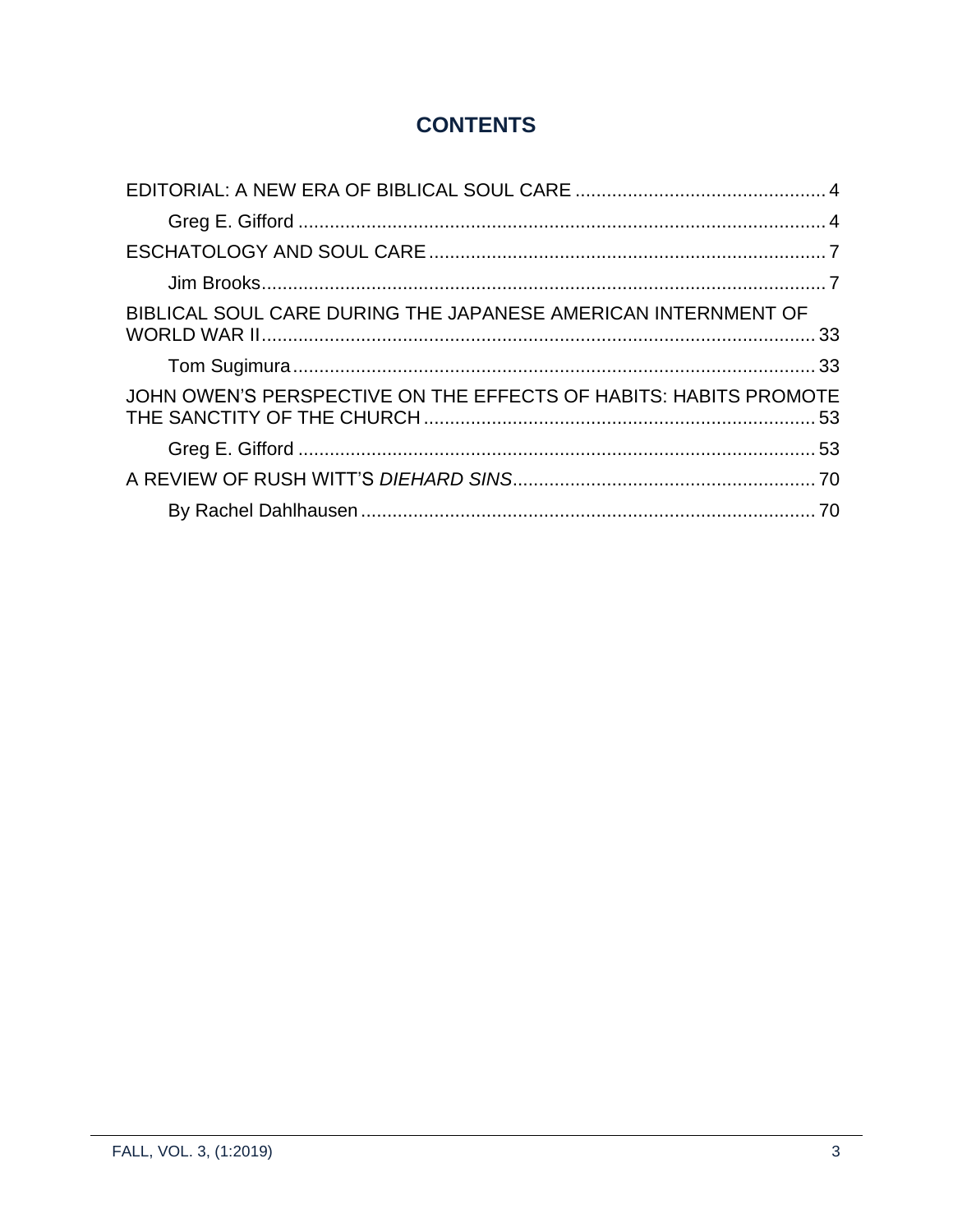# CONTENTS

EDITORIAL: A NEW ERA OF BIBLICAL SOUL CARE ................................................ 4

Greg E. Gifford ..................................................................................................... 4

ESCHATOLOGY AND SOUL CARE ........................................................................... 7

Jim Brooks ............................................................................................................ 7

BIBLICAL SOUL CARE DURING THE JAPANESE AMERICAN INTERNMENT OF WORLD WAR II ......................................................................................................... 33

Tom Sugimura ..................................................................................................... 33

JOHN OWEN'S PERSPECTIVE ON THE EFFECTS OF HABITS: HABITS PROMOTE THE SANCTITY OF THE CHURCH ........................................................................... 53

Greg E. Gifford ................................................................................................... 53

A REVIEW OF RUSH WITT'S *DIEHARD SINS* .......................................................... 70

By Rachel Dahlhausen ....................................................................................... 70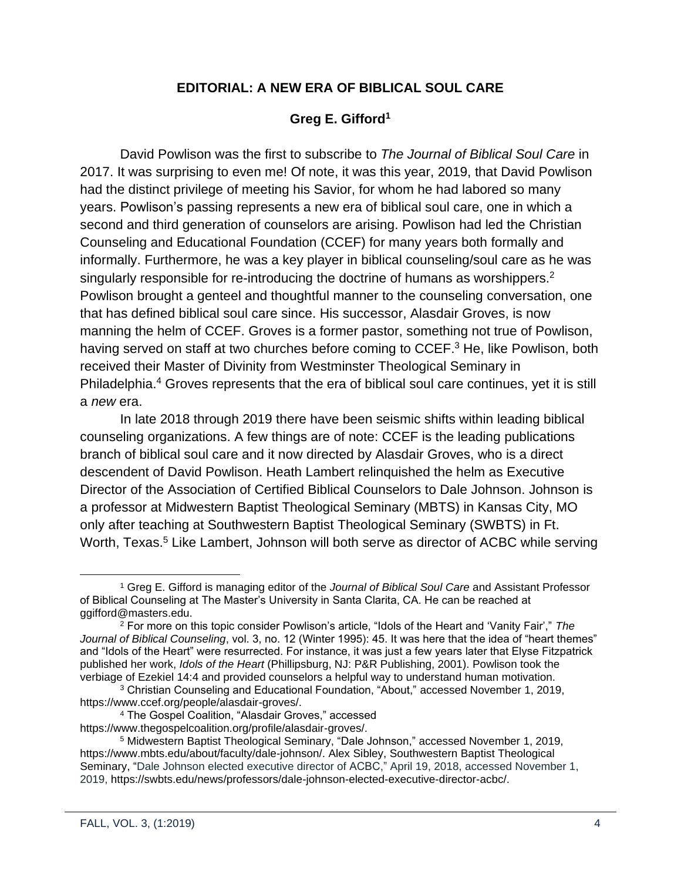## EDITORIAL: A NEW ERA OF BIBLICAL SOUL CARE

**Greg E. Gifford**[1]

David Powlison was the first to subscribe to *The Journal of Biblical Soul Care* in 2017. It was surprising to even me! Of note, it was this year, 2019, that David Powlison had the distinct privilege of meeting his Savior, for whom he had labored so many years. Powlison's passing represents a new era of biblical soul care, one in which a second and third generation of counselors are arising. Powlison had led the Christian Counseling and Educational Foundation (CCEF) for many years both formally and informally. Furthermore, he was a key player in biblical counseling/soul care as he was singularly responsible for re-introducing the doctrine of humans as worshippers.[2] Powlison brought a genteel and thoughtful manner to the counseling conversation, one that has defined biblical soul care since. His successor, Alasdair Groves, is now manning the helm of CCEF. Groves is a former pastor, something not true of Powlison, having served on staff at two churches before coming to CCEF.[3] He, like Powlison, both received their Master of Divinity from Westminster Theological Seminary in Philadelphia.[4] Groves represents that the era of biblical soul care continues, yet it is still a *new* era.

In late 2018 through 2019 there have been seismic shifts within leading biblical counseling organizations. A few things are of note: CCEF is the leading publications branch of biblical soul care and it now directed by Alasdair Groves, who is a direct descendent of David Powlison. Heath Lambert relinquished the helm as Executive Director of the Association of Certified Biblical Counselors to Dale Johnson. Johnson is a professor at Midwestern Baptist Theological Seminary (MBTS) in Kansas City, MO only after teaching at Southwestern Baptist Theological Seminary (SWBTS) in Ft. Worth, Texas.[5] Like Lambert, Johnson will both serve as director of ACBC while serving

---

[1] Greg E. Gifford is managing editor of the *Journal of Biblical Soul Care* and Assistant Professor of Biblical Counseling at The Master's University in Santa Clarita, CA. He can be reached at ggifford@masters.edu.

[2] For more on this topic consider Powlison's article, "Idols of the Heart and 'Vanity Fair'," *The Journal of Biblical Counseling*, vol. 3, no. 12 (Winter 1995): 45. It was here that the idea of "heart themes" and "Idols of the Heart" were resurrected. For instance, it was just a few years later that Elyse Fitzpatrick published her work, *Idols of the Heart* (Phillipsburg, NJ: P&R Publishing, 2001). Powlison took the verbiage of Ezekiel 14:4 and provided counselors a helpful way to understand human motivation.

[3] Christian Counseling and Educational Foundation, "About," accessed November 1, 2019, https://www.ccef.org/people/alasdair-groves/.

[4] The Gospel Coalition, "Alasdair Groves," accessed https://www.thegospelcoalition.org/profile/alasdair-groves/.

[5] Midwestern Baptist Theological Seminary, "Dale Johnson," accessed November 1, 2019, https://www.mbts.edu/about/faculty/dale-johnson/. Alex Sibley, Southwestern Baptist Theological Seminary, "Dale Johnson elected executive director of ACBC," April 19, 2018, accessed November 1, 2019, https://swbts.edu/news/professors/dale-johnson-elected-executive-director-acbc/.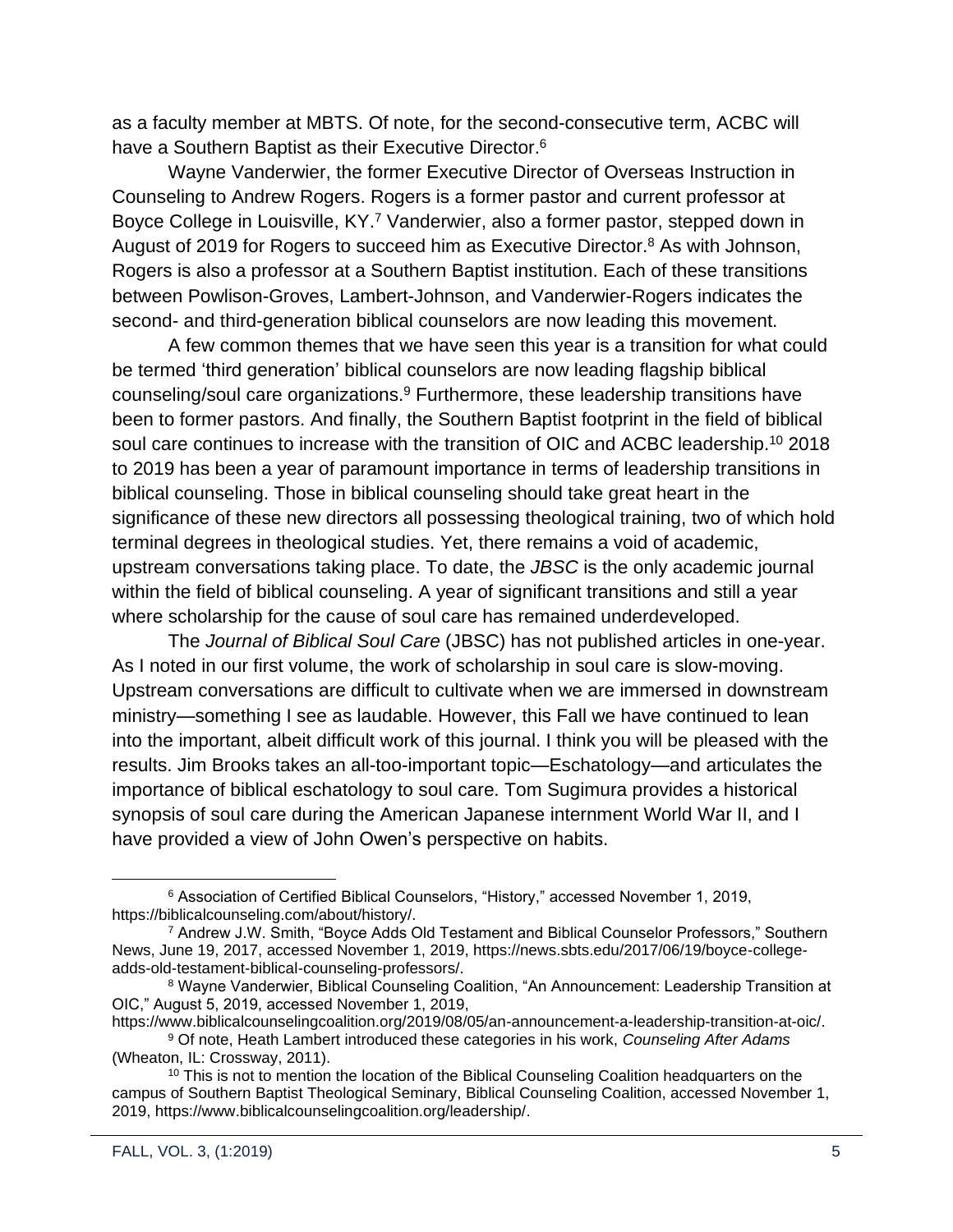as a faculty member at MBTS. Of note, for the second-consecutive term, ACBC will have a Southern Baptist as their Executive Director.[6]

Wayne Vanderwier, the former Executive Director of Overseas Instruction in Counseling to Andrew Rogers. Rogers is a former pastor and current professor at Boyce College in Louisville, KY.[7] Vanderwier, also a former pastor, stepped down in August of 2019 for Rogers to succeed him as Executive Director.[8] As with Johnson, Rogers is also a professor at a Southern Baptist institution. Each of these transitions between Powlison-Groves, Lambert-Johnson, and Vanderwier-Rogers indicates the second- and third-generation biblical counselors are now leading this movement.

A few common themes that we have seen this year is a transition for what could be termed 'third generation' biblical counselors are now leading flagship biblical counseling/soul care organizations.[9] Furthermore, these leadership transitions have been to former pastors. And finally, the Southern Baptist footprint in the field of biblical soul care continues to increase with the transition of OIC and ACBC leadership.[10] 2018 to 2019 has been a year of paramount importance in terms of leadership transitions in biblical counseling. Those in biblical counseling should take great heart in the significance of these new directors all possessing theological training, two of which hold terminal degrees in theological studies. Yet, there remains a void of academic, upstream conversations taking place. To date, the *JBSC* is the only academic journal within the field of biblical counseling. A year of significant transitions and still a year where scholarship for the cause of soul care has remained underdeveloped.

The *Journal of Biblical Soul Care* (JBSC) has not published articles in one-year. As I noted in our first volume, the work of scholarship in soul care is slow-moving. Upstream conversations are difficult to cultivate when we are immersed in downstream ministry—something I see as laudable. However, this Fall we have continued to lean into the important, albeit difficult work of this journal. I think you will be pleased with the results. Jim Brooks takes an all-too-important topic—Eschatology—and articulates the importance of biblical eschatology to soul care. Tom Sugimura provides a historical synopsis of soul care during the American Japanese internment World War II, and I have provided a view of John Owen's perspective on habits.

---

[6] Association of Certified Biblical Counselors, "History," accessed November 1, 2019, https://biblicalcounseling.com/about/history/.

[7] Andrew J.W. Smith, "Boyce Adds Old Testament and Biblical Counselor Professors," Southern News, June 19, 2017, accessed November 1, 2019, https://news.sbts.edu/2017/06/19/boyce-college-adds-old-testament-biblical-counseling-professors/.

[8] Wayne Vanderwier, Biblical Counseling Coalition, "An Announcement: Leadership Transition at OIC," August 5, 2019, accessed November 1, 2019, https://www.biblicalcounselingcoalition.org/2019/08/05/an-announcement-a-leadership-transition-at-oic/.

[9] Of note, Heath Lambert introduced these categories in his work, *Counseling After Adams* (Wheaton, IL: Crossway, 2011).

[10] This is not to mention the location of the Biblical Counseling Coalition headquarters on the campus of Southern Baptist Theological Seminary, Biblical Counseling Coalition, accessed November 1, 2019, https://www.biblicalcounselingcoalition.org/leadership/.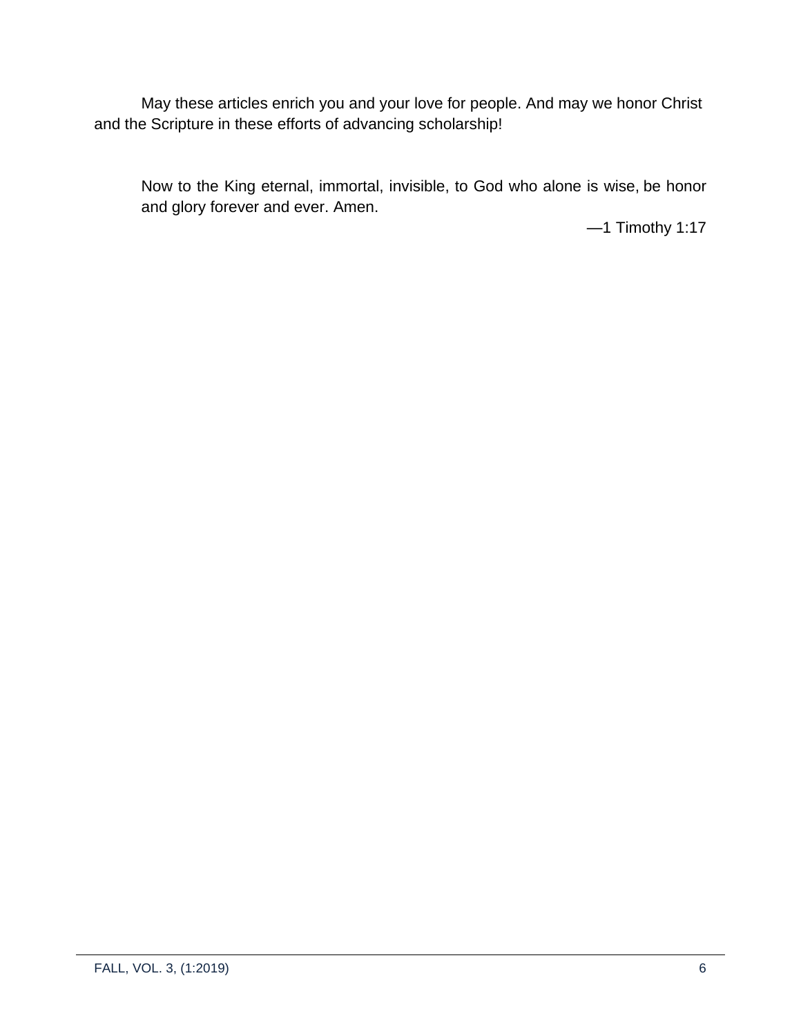May these articles enrich you and your love for people. And may we honor Christ and the Scripture in these efforts of advancing scholarship!

> Now to the King eternal, immortal, invisible, to God who alone is wise, be honor and glory forever and ever. Amen.
>
> —1 Timothy 1:17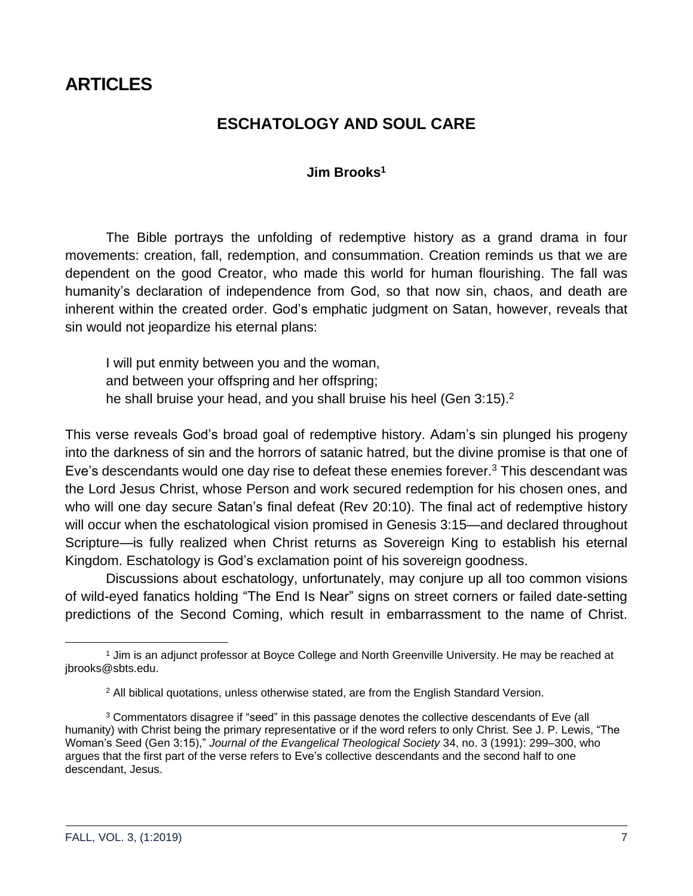# ARTICLES

## ESCHATOLOGY AND SOUL CARE

**Jim Brooks**[1]

The Bible portrays the unfolding of redemptive history as a grand drama in four movements: creation, fall, redemption, and consummation. Creation reminds us that we are dependent on the good Creator, who made this world for human flourishing. The fall was humanity's declaration of independence from God, so that now sin, chaos, and death are inherent within the created order. God's emphatic judgment on Satan, however, reveals that sin would not jeopardize his eternal plans:

> I will put enmity between you and the woman,
> and between your offspring and her offspring;
> he shall bruise your head, and you shall bruise his heel (Gen 3:15).[2]

This verse reveals God's broad goal of redemptive history. Adam's sin plunged his progeny into the darkness of sin and the horrors of satanic hatred, but the divine promise is that one of Eve's descendants would one day rise to defeat these enemies forever.[3] This descendant was the Lord Jesus Christ, whose Person and work secured redemption for his chosen ones, and who will one day secure Satan's final defeat (Rev 20:10). The final act of redemptive history will occur when the eschatological vision promised in Genesis 3:15—and declared throughout Scripture—is fully realized when Christ returns as Sovereign King to establish his eternal Kingdom. Eschatology is God's exclamation point of his sovereign goodness.

Discussions about eschatology, unfortunately, may conjure up all too common visions of wild-eyed fanatics holding "The End Is Near" signs on street corners or failed date-setting predictions of the Second Coming, which result in embarrassment to the name of Christ.

---

[1] Jim is an adjunct professor at Boyce College and North Greenville University. He may be reached at jbrooks@sbts.edu.

[2] All biblical quotations, unless otherwise stated, are from the English Standard Version.

[3] Commentators disagree if "seed" in this passage denotes the collective descendants of Eve (all humanity) with Christ being the primary representative or if the word refers to only Christ. See J. P. Lewis, "The Woman's Seed (Gen 3:15)," *Journal of the Evangelical Theological Society* 34, no. 3 (1991): 299–300, who argues that the first part of the verse refers to Eve's collective descendants and the second half to one descendant, Jesus.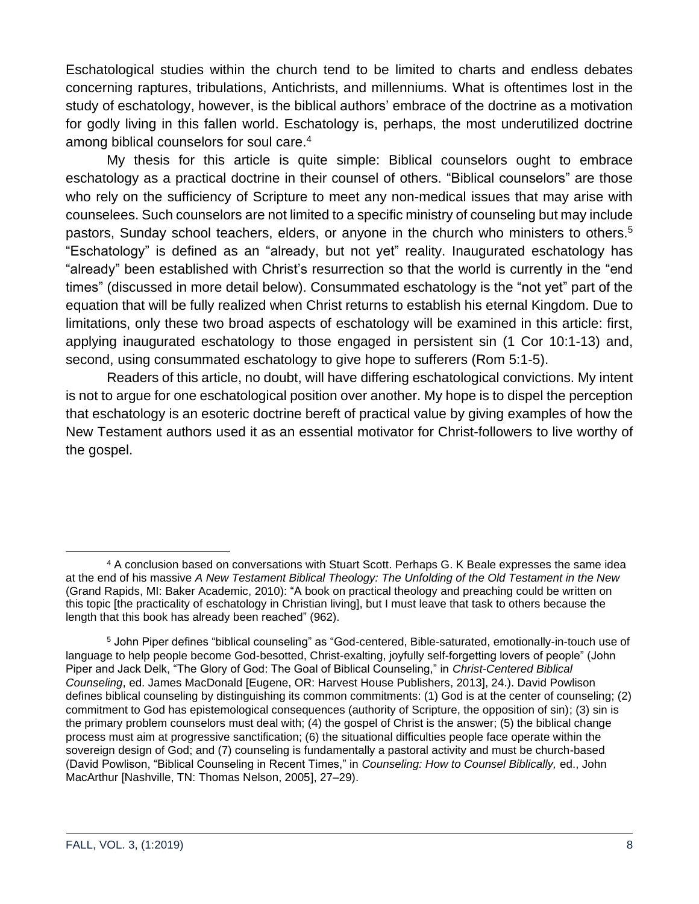Eschatological studies within the church tend to be limited to charts and endless debates concerning raptures, tribulations, Antichrists, and millenniums. What is oftentimes lost in the study of eschatology, however, is the biblical authors' embrace of the doctrine as a motivation for godly living in this fallen world. Eschatology is, perhaps, the most underutilized doctrine among biblical counselors for soul care.[4]

My thesis for this article is quite simple: Biblical counselors ought to embrace eschatology as a practical doctrine in their counsel of others. "Biblical counselors" are those who rely on the sufficiency of Scripture to meet any non-medical issues that may arise with counselees. Such counselors are not limited to a specific ministry of counseling but may include pastors, Sunday school teachers, elders, or anyone in the church who ministers to others.[5] "Eschatology" is defined as an "already, but not yet" reality. Inaugurated eschatology has "already" been established with Christ's resurrection so that the world is currently in the "end times" (discussed in more detail below). Consummated eschatology is the "not yet" part of the equation that will be fully realized when Christ returns to establish his eternal Kingdom. Due to limitations, only these two broad aspects of eschatology will be examined in this article: first, applying inaugurated eschatology to those engaged in persistent sin (1 Cor 10:1-13) and, second, using consummated eschatology to give hope to sufferers (Rom 5:1-5).

Readers of this article, no doubt, will have differing eschatological convictions. My intent is not to argue for one eschatological position over another. My hope is to dispel the perception that eschatology is an esoteric doctrine bereft of practical value by giving examples of how the New Testament authors used it as an essential motivator for Christ-followers to live worthy of the gospel.

---

[4] A conclusion based on conversations with Stuart Scott. Perhaps G. K Beale expresses the same idea at the end of his massive *A New Testament Biblical Theology: The Unfolding of the Old Testament in the New* (Grand Rapids, MI: Baker Academic, 2010): "A book on practical theology and preaching could be written on this topic [the practicality of eschatology in Christian living], but I must leave that task to others because the length that this book has already been reached" (962).

[5] John Piper defines "biblical counseling" as "God-centered, Bible-saturated, emotionally-in-touch use of language to help people become God-besotted, Christ-exalting, joyfully self-forgetting lovers of people" (John Piper and Jack Delk, "The Glory of God: The Goal of Biblical Counseling," in *Christ-Centered Biblical Counseling*, ed. James MacDonald [Eugene, OR: Harvest House Publishers, 2013], 24.). David Powlison defines biblical counseling by distinguishing its common commitments: (1) God is at the center of counseling; (2) commitment to God has epistemological consequences (authority of Scripture, the opposition of sin); (3) sin is the primary problem counselors must deal with; (4) the gospel of Christ is the answer; (5) the biblical change process must aim at progressive sanctification; (6) the situational difficulties people face operate within the sovereign design of God; and (7) counseling is fundamentally a pastoral activity and must be church-based (David Powlison, "Biblical Counseling in Recent Times," in *Counseling: How to Counsel Biblically,* ed., John MacArthur [Nashville, TN: Thomas Nelson, 2005], 27–29).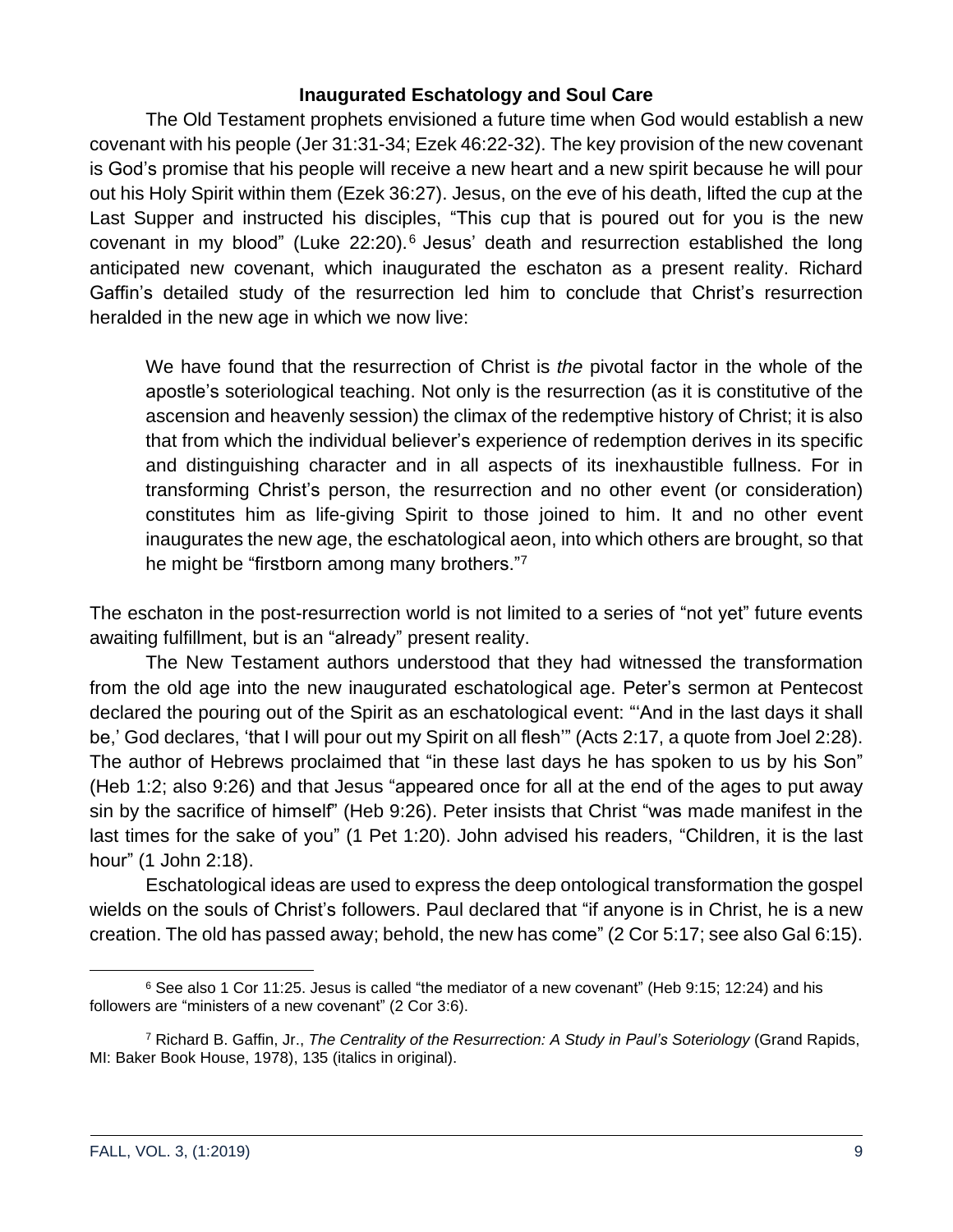### Inaugurated Eschatology and Soul Care

The Old Testament prophets envisioned a future time when God would establish a new covenant with his people (Jer 31:31-34; Ezek 46:22-32). The key provision of the new covenant is God's promise that his people will receive a new heart and a new spirit because he will pour out his Holy Spirit within them (Ezek 36:27). Jesus, on the eve of his death, lifted the cup at the Last Supper and instructed his disciples, "This cup that is poured out for you is the new covenant in my blood" (Luke 22:20).[6] Jesus' death and resurrection established the long anticipated new covenant, which inaugurated the eschaton as a present reality. Richard Gaffin's detailed study of the resurrection led him to conclude that Christ's resurrection heralded in the new age in which we now live:

> We have found that the resurrection of Christ is *the* pivotal factor in the whole of the apostle's soteriological teaching. Not only is the resurrection (as it is constitutive of the ascension and heavenly session) the climax of the redemptive history of Christ; it is also that from which the individual believer's experience of redemption derives in its specific and distinguishing character and in all aspects of its inexhaustible fullness. For in transforming Christ's person, the resurrection and no other event (or consideration) constitutes him as life-giving Spirit to those joined to him. It and no other event inaugurates the new age, the eschatological aeon, into which others are brought, so that he might be "firstborn among many brothers."[7]

The eschaton in the post-resurrection world is not limited to a series of "not yet" future events awaiting fulfillment, but is an "already" present reality.

The New Testament authors understood that they had witnessed the transformation from the old age into the new inaugurated eschatological age. Peter's sermon at Pentecost declared the pouring out of the Spirit as an eschatological event: "'And in the last days it shall be,' God declares, 'that I will pour out my Spirit on all flesh'" (Acts 2:17, a quote from Joel 2:28). The author of Hebrews proclaimed that "in these last days he has spoken to us by his Son" (Heb 1:2; also 9:26) and that Jesus "appeared once for all at the end of the ages to put away sin by the sacrifice of himself" (Heb 9:26). Peter insists that Christ "was made manifest in the last times for the sake of you" (1 Pet 1:20). John advised his readers, "Children, it is the last hour" (1 John 2:18).

Eschatological ideas are used to express the deep ontological transformation the gospel wields on the souls of Christ's followers. Paul declared that "if anyone is in Christ, he is a new creation. The old has passed away; behold, the new has come" (2 Cor 5:17; see also Gal 6:15).

---

[6] See also 1 Cor 11:25. Jesus is called "the mediator of a new covenant" (Heb 9:15; 12:24) and his followers are "ministers of a new covenant" (2 Cor 3:6).

[7] Richard B. Gaffin, Jr., *The Centrality of the Resurrection: A Study in Paul's Soteriology* (Grand Rapids, MI: Baker Book House, 1978), 135 (italics in original).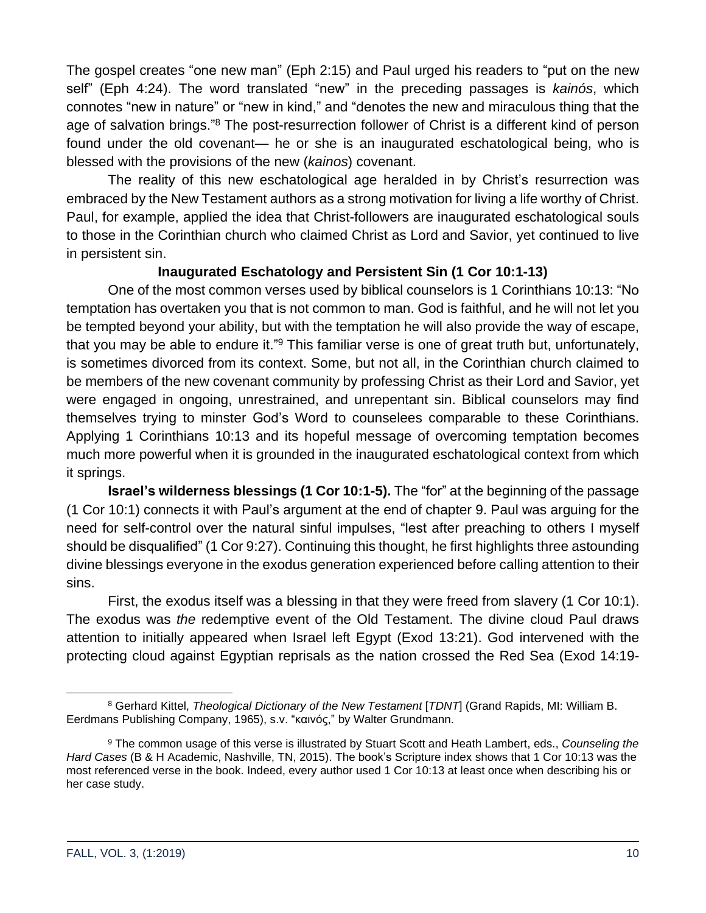The gospel creates "one new man" (Eph 2:15) and Paul urged his readers to "put on the new self" (Eph 4:24). The word translated "new" in the preceding passages is *kainós*, which connotes "new in nature" or "new in kind," and "denotes the new and miraculous thing that the age of salvation brings."[8] The post-resurrection follower of Christ is a different kind of person found under the old covenant— he or she is an inaugurated eschatological being, who is blessed with the provisions of the new (*kainos*) covenant.

The reality of this new eschatological age heralded in by Christ's resurrection was embraced by the New Testament authors as a strong motivation for living a life worthy of Christ. Paul, for example, applied the idea that Christ-followers are inaugurated eschatological souls to those in the Corinthian church who claimed Christ as Lord and Savior, yet continued to live in persistent sin.

### Inaugurated Eschatology and Persistent Sin (1 Cor 10:1-13)

One of the most common verses used by biblical counselors is 1 Corinthians 10:13: "No temptation has overtaken you that is not common to man. God is faithful, and he will not let you be tempted beyond your ability, but with the temptation he will also provide the way of escape, that you may be able to endure it."[9] This familiar verse is one of great truth but, unfortunately, is sometimes divorced from its context. Some, but not all, in the Corinthian church claimed to be members of the new covenant community by professing Christ as their Lord and Savior, yet were engaged in ongoing, unrestrained, and unrepentant sin. Biblical counselors may find themselves trying to minster God's Word to counselees comparable to these Corinthians. Applying 1 Corinthians 10:13 and its hopeful message of overcoming temptation becomes much more powerful when it is grounded in the inaugurated eschatological context from which it springs.

**Israel's wilderness blessings (1 Cor 10:1-5).** The "for" at the beginning of the passage (1 Cor 10:1) connects it with Paul's argument at the end of chapter 9. Paul was arguing for the need for self-control over the natural sinful impulses, "lest after preaching to others I myself should be disqualified" (1 Cor 9:27). Continuing this thought, he first highlights three astounding divine blessings everyone in the exodus generation experienced before calling attention to their sins.

First, the exodus itself was a blessing in that they were freed from slavery (1 Cor 10:1). The exodus was *the* redemptive event of the Old Testament. The divine cloud Paul draws attention to initially appeared when Israel left Egypt (Exod 13:21). God intervened with the protecting cloud against Egyptian reprisals as the nation crossed the Red Sea (Exod 14:19-

---

[8] Gerhard Kittel, *Theological Dictionary of the New Testament* [*TDNT*] (Grand Rapids, MI: William B. Eerdmans Publishing Company, 1965), s.v. "καινός," by Walter Grundmann.

[9] The common usage of this verse is illustrated by Stuart Scott and Heath Lambert, eds., *Counseling the Hard Cases* (B & H Academic, Nashville, TN, 2015). The book's Scripture index shows that 1 Cor 10:13 was the most referenced verse in the book. Indeed, every author used 1 Cor 10:13 at least once when describing his or her case study.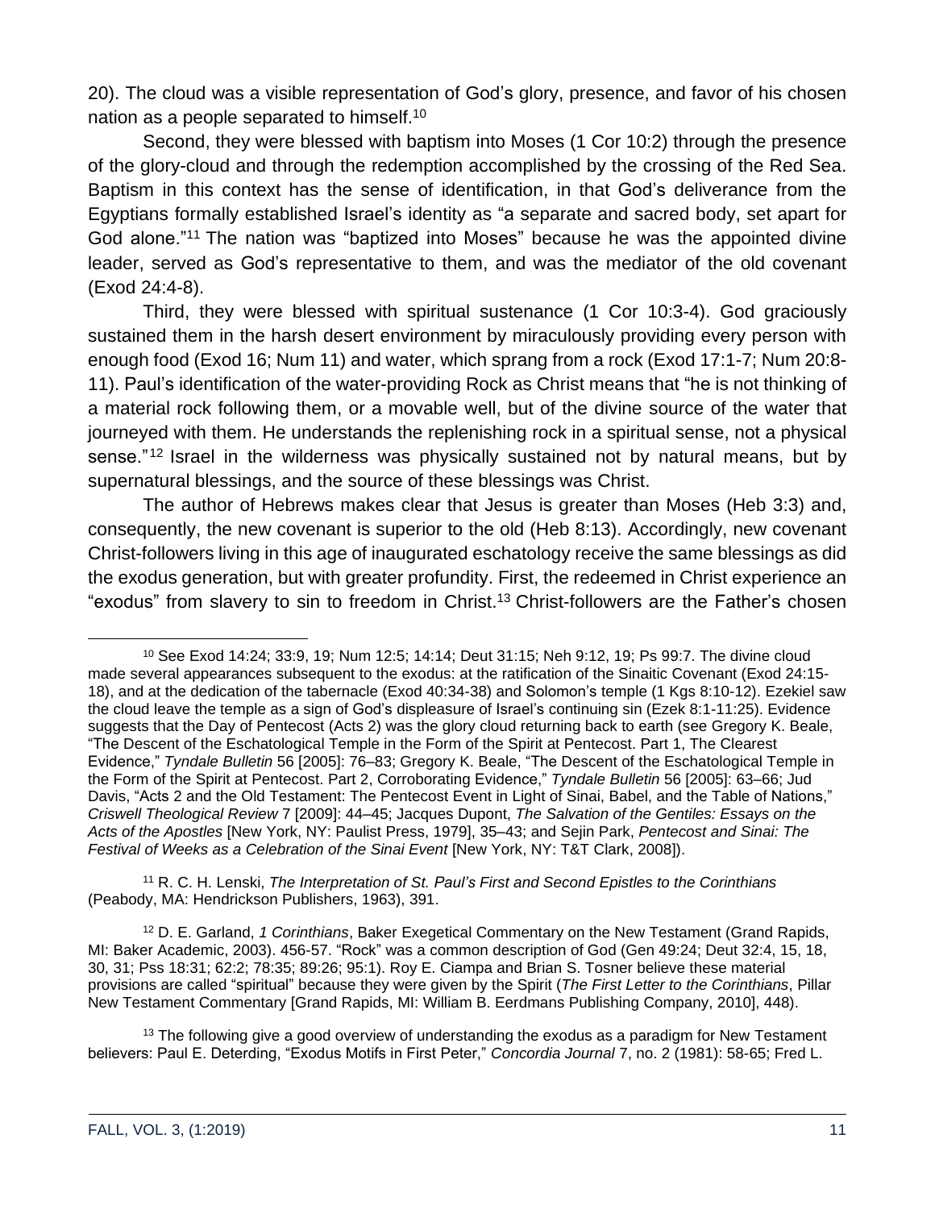20). The cloud was a visible representation of God's glory, presence, and favor of his chosen nation as a people separated to himself.[10]

Second, they were blessed with baptism into Moses (1 Cor 10:2) through the presence of the glory-cloud and through the redemption accomplished by the crossing of the Red Sea. Baptism in this context has the sense of identification, in that God's deliverance from the Egyptians formally established Israel's identity as "a separate and sacred body, set apart for God alone."[11] The nation was "baptized into Moses" because he was the appointed divine leader, served as God's representative to them, and was the mediator of the old covenant (Exod 24:4-8).

Third, they were blessed with spiritual sustenance (1 Cor 10:3-4). God graciously sustained them in the harsh desert environment by miraculously providing every person with enough food (Exod 16; Num 11) and water, which sprang from a rock (Exod 17:1-7; Num 20:8-11). Paul's identification of the water-providing Rock as Christ means that "he is not thinking of a material rock following them, or a movable well, but of the divine source of the water that journeyed with them. He understands the replenishing rock in a spiritual sense, not a physical sense."[12] Israel in the wilderness was physically sustained not by natural means, but by supernatural blessings, and the source of these blessings was Christ.

The author of Hebrews makes clear that Jesus is greater than Moses (Heb 3:3) and, consequently, the new covenant is superior to the old (Heb 8:13). Accordingly, new covenant Christ-followers living in this age of inaugurated eschatology receive the same blessings as did the exodus generation, but with greater profundity. First, the redeemed in Christ experience an "exodus" from slavery to sin to freedom in Christ.[13] Christ-followers are the Father's chosen

---

[10] See Exod 14:24; 33:9, 19; Num 12:5; 14:14; Deut 31:15; Neh 9:12, 19; Ps 99:7. The divine cloud made several appearances subsequent to the exodus: at the ratification of the Sinaitic Covenant (Exod 24:15-18), and at the dedication of the tabernacle (Exod 40:34-38) and Solomon's temple (1 Kgs 8:10-12). Ezekiel saw the cloud leave the temple as a sign of God's displeasure of Israel's continuing sin (Ezek 8:1-11:25). Evidence suggests that the Day of Pentecost (Acts 2) was the glory cloud returning back to earth (see Gregory K. Beale, "The Descent of the Eschatological Temple in the Form of the Spirit at Pentecost. Part 1, The Clearest Evidence," *Tyndale Bulletin* 56 [2005]: 76–83; Gregory K. Beale, "The Descent of the Eschatological Temple in the Form of the Spirit at Pentecost. Part 2, Corroborating Evidence," *Tyndale Bulletin* 56 [2005]: 63–66; Jud Davis, "Acts 2 and the Old Testament: The Pentecost Event in Light of Sinai, Babel, and the Table of Nations," *Criswell Theological Review* 7 [2009]: 44–45; Jacques Dupont, *The Salvation of the Gentiles: Essays on the Acts of the Apostles* [New York, NY: Paulist Press, 1979], 35–43; and Sejin Park, *Pentecost and Sinai: The Festival of Weeks as a Celebration of the Sinai Event* [New York, NY: T&T Clark, 2008]).

[11] R. C. H. Lenski, *The Interpretation of St. Paul's First and Second Epistles to the Corinthians* (Peabody, MA: Hendrickson Publishers, 1963), 391.

[12] D. E. Garland, *1 Corinthians*, Baker Exegetical Commentary on the New Testament (Grand Rapids, MI: Baker Academic, 2003). 456-57. "Rock" was a common description of God (Gen 49:24; Deut 32:4, 15, 18, 30, 31; Pss 18:31; 62:2; 78:35; 89:26; 95:1). Roy E. Ciampa and Brian S. Tosner believe these material provisions are called "spiritual" because they were given by the Spirit (*The First Letter to the Corinthians*, Pillar New Testament Commentary [Grand Rapids, MI: William B. Eerdmans Publishing Company, 2010], 448).

[13] The following give a good overview of understanding the exodus as a paradigm for New Testament believers: Paul E. Deterding, "Exodus Motifs in First Peter," *Concordia Journal* 7, no. 2 (1981): 58-65; Fred L.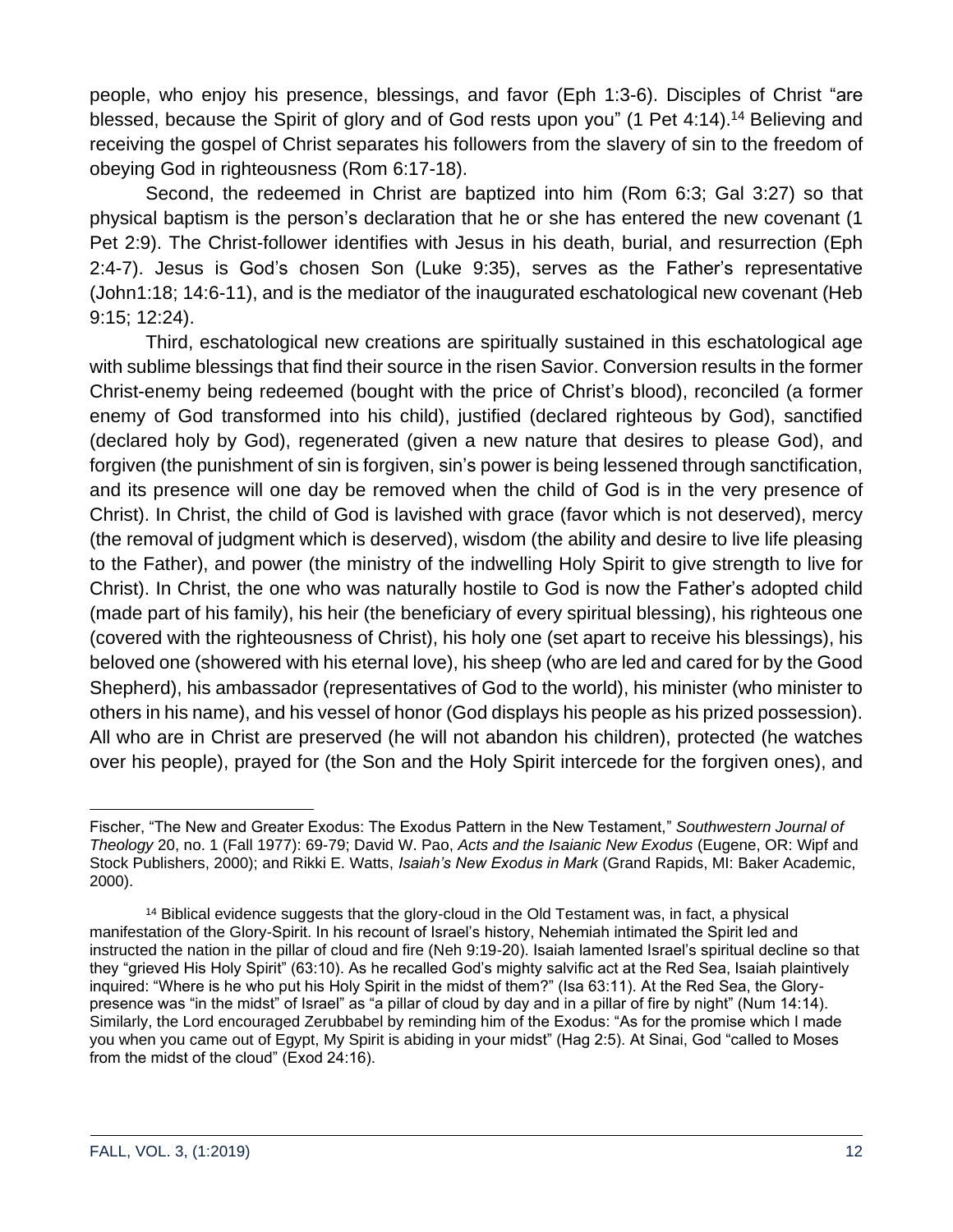people, who enjoy his presence, blessings, and favor (Eph 1:3-6). Disciples of Christ "are blessed, because the Spirit of glory and of God rests upon you" (1 Pet 4:14).[14] Believing and receiving the gospel of Christ separates his followers from the slavery of sin to the freedom of obeying God in righteousness (Rom 6:17-18).

Second, the redeemed in Christ are baptized into him (Rom 6:3; Gal 3:27) so that physical baptism is the person's declaration that he or she has entered the new covenant (1 Pet 2:9). The Christ-follower identifies with Jesus in his death, burial, and resurrection (Eph 2:4-7). Jesus is God's chosen Son (Luke 9:35), serves as the Father's representative (John1:18; 14:6-11), and is the mediator of the inaugurated eschatological new covenant (Heb 9:15; 12:24).

Third, eschatological new creations are spiritually sustained in this eschatological age with sublime blessings that find their source in the risen Savior. Conversion results in the former Christ-enemy being redeemed (bought with the price of Christ's blood), reconciled (a former enemy of God transformed into his child), justified (declared righteous by God), sanctified (declared holy by God), regenerated (given a new nature that desires to please God), and forgiven (the punishment of sin is forgiven, sin's power is being lessened through sanctification, and its presence will one day be removed when the child of God is in the very presence of Christ). In Christ, the child of God is lavished with grace (favor which is not deserved), mercy (the removal of judgment which is deserved), wisdom (the ability and desire to live life pleasing to the Father), and power (the ministry of the indwelling Holy Spirit to give strength to live for Christ). In Christ, the one who was naturally hostile to God is now the Father's adopted child (made part of his family), his heir (the beneficiary of every spiritual blessing), his righteous one (covered with the righteousness of Christ), his holy one (set apart to receive his blessings), his beloved one (showered with his eternal love), his sheep (who are led and cared for by the Good Shepherd), his ambassador (representatives of God to the world), his minister (who minister to others in his name), and his vessel of honor (God displays his people as his prized possession). All who are in Christ are preserved (he will not abandon his children), protected (he watches over his people), prayed for (the Son and the Holy Spirit intercede for the forgiven ones), and

---

Fischer, "The New and Greater Exodus: The Exodus Pattern in the New Testament," *Southwestern Journal of Theology* 20, no. 1 (Fall 1977): 69-79; David W. Pao, *Acts and the Isaianic New Exodus* (Eugene, OR: Wipf and Stock Publishers, 2000); and Rikki E. Watts, *Isaiah's New Exodus in Mark* (Grand Rapids, MI: Baker Academic, 2000).

[14] Biblical evidence suggests that the glory-cloud in the Old Testament was, in fact, a physical manifestation of the Glory-Spirit. In his recount of Israel's history, Nehemiah intimated the Spirit led and instructed the nation in the pillar of cloud and fire (Neh 9:19-20). Isaiah lamented Israel's spiritual decline so that they "grieved His Holy Spirit" (63:10). As he recalled God's mighty salvific act at the Red Sea, Isaiah plaintively inquired: "Where is he who put his Holy Spirit in the midst of them?" (Isa 63:11). At the Red Sea, the Glory-presence was "in the midst" of Israel" as "a pillar of cloud by day and in a pillar of fire by night" (Num 14:14). Similarly, the Lord encouraged Zerubbabel by reminding him of the Exodus: "As for the promise which I made you when you came out of Egypt, My Spirit is abiding in your midst" (Hag 2:5). At Sinai, God "called to Moses from the midst of the cloud" (Exod 24:16).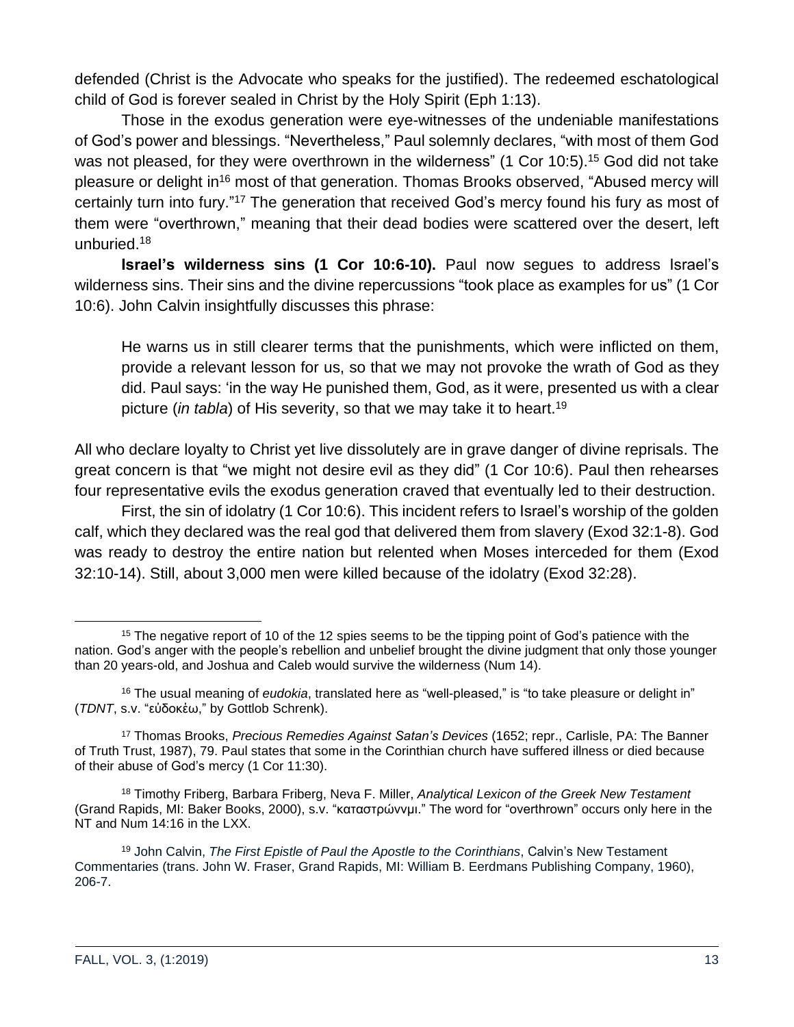defended (Christ is the Advocate who speaks for the justified). The redeemed eschatological child of God is forever sealed in Christ by the Holy Spirit (Eph 1:13).

Those in the exodus generation were eye-witnesses of the undeniable manifestations of God's power and blessings. "Nevertheless," Paul solemnly declares, "with most of them God was not pleased, for they were overthrown in the wilderness" (1 Cor 10:5).[15] God did not take pleasure or delight in[16] most of that generation. Thomas Brooks observed, "Abused mercy will certainly turn into fury."[17] The generation that received God's mercy found his fury as most of them were "overthrown," meaning that their dead bodies were scattered over the desert, left unburied.[18]

**Israel's wilderness sins (1 Cor 10:6-10).** Paul now segues to address Israel's wilderness sins. Their sins and the divine repercussions "took place as examples for us" (1 Cor 10:6). John Calvin insightfully discusses this phrase:

> He warns us in still clearer terms that the punishments, which were inflicted on them, provide a relevant lesson for us, so that we may not provoke the wrath of God as they did. Paul says: 'in the way He punished them, God, as it were, presented us with a clear picture (*in tabla*) of His severity, so that we may take it to heart.[19]

All who declare loyalty to Christ yet live dissolutely are in grave danger of divine reprisals. The great concern is that "we might not desire evil as they did" (1 Cor 10:6). Paul then rehearses four representative evils the exodus generation craved that eventually led to their destruction.

First, the sin of idolatry (1 Cor 10:6). This incident refers to Israel's worship of the golden calf, which they declared was the real god that delivered them from slavery (Exod 32:1-8). God was ready to destroy the entire nation but relented when Moses interceded for them (Exod 32:10-14). Still, about 3,000 men were killed because of the idolatry (Exod 32:28).

---

[15] The negative report of 10 of the 12 spies seems to be the tipping point of God's patience with the nation. God's anger with the people's rebellion and unbelief brought the divine judgment that only those younger than 20 years-old, and Joshua and Caleb would survive the wilderness (Num 14).

[16] The usual meaning of *eudokia*, translated here as "well-pleased," is "to take pleasure or delight in" (*TDNT*, s.v. "εὐδοκέω," by Gottlob Schrenk).

[17] Thomas Brooks, *Precious Remedies Against Satan's Devices* (1652; repr., Carlisle, PA: The Banner of Truth Trust, 1987), 79. Paul states that some in the Corinthian church have suffered illness or died because of their abuse of God's mercy (1 Cor 11:30).

[18] Timothy Friberg, Barbara Friberg, Neva F. Miller, *Analytical Lexicon of the Greek New Testament* (Grand Rapids, MI: Baker Books, 2000), s.v. "καταστρώννμι." The word for "overthrown" occurs only here in the NT and Num 14:16 in the LXX.

[19] John Calvin, *The First Epistle of Paul the Apostle to the Corinthians*, Calvin's New Testament Commentaries (trans. John W. Fraser, Grand Rapids, MI: William B. Eerdmans Publishing Company, 1960), 206-7.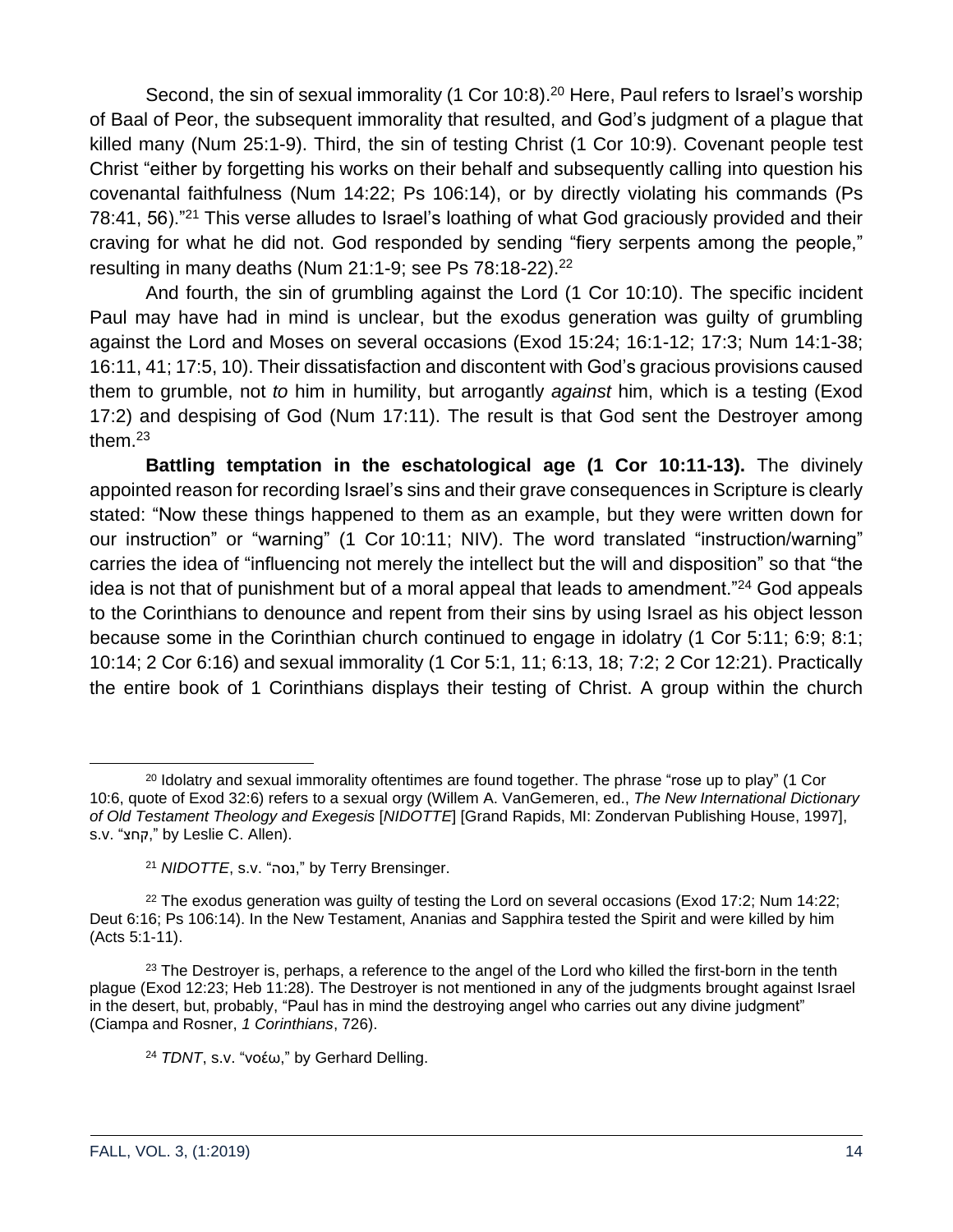Second, the sin of sexual immorality (1 Cor 10:8).[20] Here, Paul refers to Israel's worship of Baal of Peor, the subsequent immorality that resulted, and God's judgment of a plague that killed many (Num 25:1-9). Third, the sin of testing Christ (1 Cor 10:9). Covenant people test Christ "either by forgetting his works on their behalf and subsequently calling into question his covenantal faithfulness (Num 14:22; Ps 106:14), or by directly violating his commands (Ps 78:41, 56)."[21] This verse alludes to Israel's loathing of what God graciously provided and their craving for what he did not. God responded by sending "fiery serpents among the people," resulting in many deaths (Num 21:1-9; see Ps 78:18-22).[22]

And fourth, the sin of grumbling against the Lord (1 Cor 10:10). The specific incident Paul may have had in mind is unclear, but the exodus generation was guilty of grumbling against the Lord and Moses on several occasions (Exod 15:24; 16:1-12; 17:3; Num 14:1-38; 16:11, 41; 17:5, 10). Their dissatisfaction and discontent with God's gracious provisions caused them to grumble, not *to* him in humility, but arrogantly *against* him, which is a testing (Exod 17:2) and despising of God (Num 17:11). The result is that God sent the Destroyer among them.[23]

**Battling temptation in the eschatological age (1 Cor 10:11-13).** The divinely appointed reason for recording Israel's sins and their grave consequences in Scripture is clearly stated: "Now these things happened to them as an example, but they were written down for our instruction" or "warning" (1 Cor 10:11; NIV). The word translated "instruction/warning" carries the idea of "influencing not merely the intellect but the will and disposition" so that "the idea is not that of punishment but of a moral appeal that leads to amendment."[24] God appeals to the Corinthians to denounce and repent from their sins by using Israel as his object lesson because some in the Corinthian church continued to engage in idolatry (1 Cor 5:11; 6:9; 8:1; 10:14; 2 Cor 6:16) and sexual immorality (1 Cor 5:1, 11; 6:13, 18; 7:2; 2 Cor 12:21). Practically the entire book of 1 Corinthians displays their testing of Christ. A group within the church

---

[20] Idolatry and sexual immorality oftentimes are found together. The phrase "rose up to play" (1 Cor 10:6, quote of Exod 32:6) refers to a sexual orgy (Willem A. VanGemeren, ed., *The New International Dictionary of Old Testament Theology and Exegesis* [*NIDOTTE*] [Grand Rapids, MI: Zondervan Publishing House, 1997], s.v. "קחצ," by Leslie C. Allen).

[21] *NIDOTTE*, s.v. "נסה," by Terry Brensinger.

[22] The exodus generation was guilty of testing the Lord on several occasions (Exod 17:2; Num 14:22; Deut 6:16; Ps 106:14). In the New Testament, Ananias and Sapphira tested the Spirit and were killed by him (Acts 5:1-11).

[23] The Destroyer is, perhaps, a reference to the angel of the Lord who killed the first-born in the tenth plague (Exod 12:23; Heb 11:28). The Destroyer is not mentioned in any of the judgments brought against Israel in the desert, but, probably, "Paul has in mind the destroying angel who carries out any divine judgment" (Ciampa and Rosner, *1 Corinthians*, 726).

[24] *TDNT*, s.v. "νοέω," by Gerhard Delling.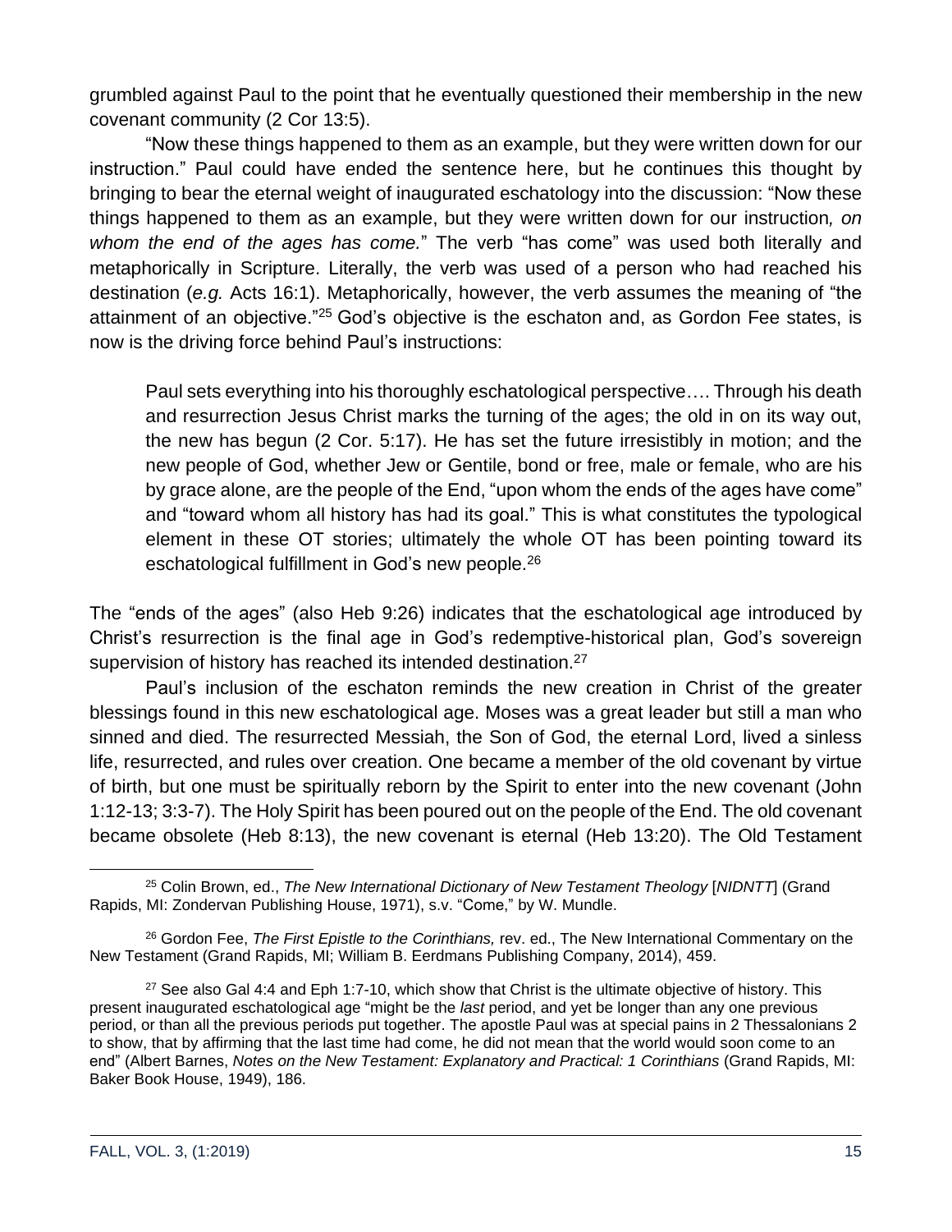grumbled against Paul to the point that he eventually questioned their membership in the new covenant community (2 Cor 13:5).

"Now these things happened to them as an example, but they were written down for our instruction." Paul could have ended the sentence here, but he continues this thought by bringing to bear the eternal weight of inaugurated eschatology into the discussion: "Now these things happened to them as an example, but they were written down for our instruction*, on whom the end of the ages has come.*" The verb "has come" was used both literally and metaphorically in Scripture. Literally, the verb was used of a person who had reached his destination (*e.g.* Acts 16:1). Metaphorically, however, the verb assumes the meaning of "the attainment of an objective."[25] God's objective is the eschaton and, as Gordon Fee states, is now is the driving force behind Paul's instructions:

> Paul sets everything into his thoroughly eschatological perspective…. Through his death and resurrection Jesus Christ marks the turning of the ages; the old in on its way out, the new has begun (2 Cor. 5:17). He has set the future irresistibly in motion; and the new people of God, whether Jew or Gentile, bond or free, male or female, who are his by grace alone, are the people of the End, "upon whom the ends of the ages have come" and "toward whom all history has had its goal." This is what constitutes the typological element in these OT stories; ultimately the whole OT has been pointing toward its eschatological fulfillment in God's new people.[26]

The "ends of the ages" (also Heb 9:26) indicates that the eschatological age introduced by Christ's resurrection is the final age in God's redemptive-historical plan, God's sovereign supervision of history has reached its intended destination.[27]

Paul's inclusion of the eschaton reminds the new creation in Christ of the greater blessings found in this new eschatological age. Moses was a great leader but still a man who sinned and died. The resurrected Messiah, the Son of God, the eternal Lord, lived a sinless life, resurrected, and rules over creation. One became a member of the old covenant by virtue of birth, but one must be spiritually reborn by the Spirit to enter into the new covenant (John 1:12-13; 3:3-7). The Holy Spirit has been poured out on the people of the End. The old covenant became obsolete (Heb 8:13), the new covenant is eternal (Heb 13:20). The Old Testament

---

[25] Colin Brown, ed., *The New International Dictionary of New Testament Theology* [*NIDNTT*] (Grand Rapids, MI: Zondervan Publishing House, 1971), s.v. "Come," by W. Mundle.

[26] Gordon Fee, *The First Epistle to the Corinthians,* rev. ed., The New International Commentary on the New Testament (Grand Rapids, MI; William B. Eerdmans Publishing Company, 2014), 459.

[27] See also Gal 4:4 and Eph 1:7-10, which show that Christ is the ultimate objective of history. This present inaugurated eschatological age "might be the *last* period, and yet be longer than any one previous period, or than all the previous periods put together. The apostle Paul was at special pains in 2 Thessalonians 2 to show, that by affirming that the last time had come, he did not mean that the world would soon come to an end" (Albert Barnes, *Notes on the New Testament: Explanatory and Practical: 1 Corinthians* (Grand Rapids, MI: Baker Book House, 1949), 186.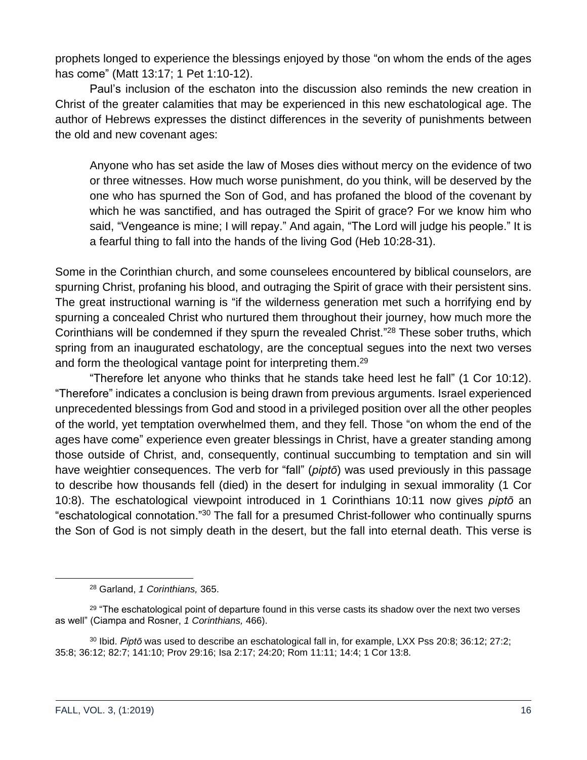prophets longed to experience the blessings enjoyed by those "on whom the ends of the ages has come" (Matt 13:17; 1 Pet 1:10-12).

Paul's inclusion of the eschaton into the discussion also reminds the new creation in Christ of the greater calamities that may be experienced in this new eschatological age. The author of Hebrews expresses the distinct differences in the severity of punishments between the old and new covenant ages:

> Anyone who has set aside the law of Moses dies without mercy on the evidence of two or three witnesses. How much worse punishment, do you think, will be deserved by the one who has spurned the Son of God, and has profaned the blood of the covenant by which he was sanctified, and has outraged the Spirit of grace? For we know him who said, "Vengeance is mine; I will repay." And again, "The Lord will judge his people." It is a fearful thing to fall into the hands of the living God (Heb 10:28-31).

Some in the Corinthian church, and some counselees encountered by biblical counselors, are spurning Christ, profaning his blood, and outraging the Spirit of grace with their persistent sins. The great instructional warning is "if the wilderness generation met such a horrifying end by spurning a concealed Christ who nurtured them throughout their journey, how much more the Corinthians will be condemned if they spurn the revealed Christ."[28] These sober truths, which spring from an inaugurated eschatology, are the conceptual segues into the next two verses and form the theological vantage point for interpreting them.[29]

"Therefore let anyone who thinks that he stands take heed lest he fall" (1 Cor 10:12). "Therefore" indicates a conclusion is being drawn from previous arguments. Israel experienced unprecedented blessings from God and stood in a privileged position over all the other peoples of the world, yet temptation overwhelmed them, and they fell. Those "on whom the end of the ages have come" experience even greater blessings in Christ, have a greater standing among those outside of Christ, and, consequently, continual succumbing to temptation and sin will have weightier consequences. The verb for "fall" (*piptō*) was used previously in this passage to describe how thousands fell (died) in the desert for indulging in sexual immorality (1 Cor 10:8). The eschatological viewpoint introduced in 1 Corinthians 10:11 now gives *piptō* an "eschatological connotation."[30] The fall for a presumed Christ-follower who continually spurns the Son of God is not simply death in the desert, but the fall into eternal death. This verse is

---

[28] Garland, *1 Corinthians,* 365.

[29] "The eschatological point of departure found in this verse casts its shadow over the next two verses as well" (Ciampa and Rosner, *1 Corinthians,* 466).

[30] Ibid. *Piptō* was used to describe an eschatological fall in, for example, LXX Pss 20:8; 36:12; 27:2; 35:8; 36:12; 82:7; 141:10; Prov 29:16; Isa 2:17; 24:20; Rom 11:11; 14:4; 1 Cor 13:8.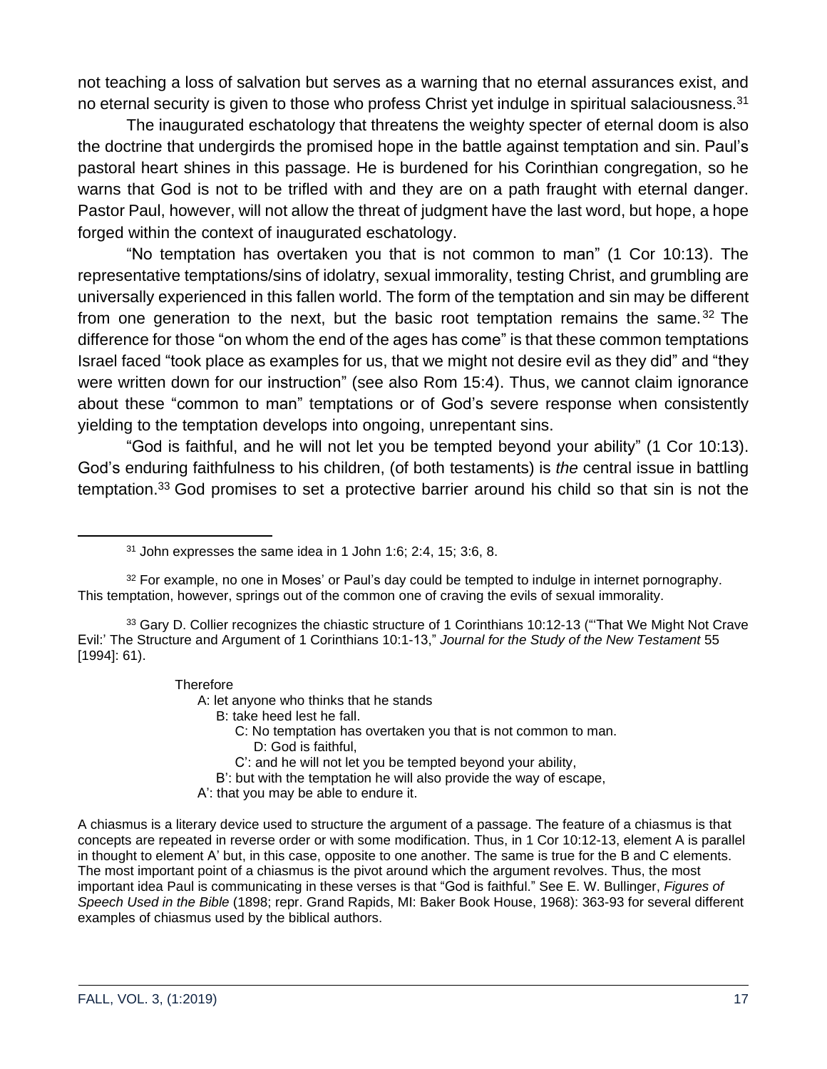not teaching a loss of salvation but serves as a warning that no eternal assurances exist, and no eternal security is given to those who profess Christ yet indulge in spiritual salaciousness.[31]

The inaugurated eschatology that threatens the weighty specter of eternal doom is also the doctrine that undergirds the promised hope in the battle against temptation and sin. Paul's pastoral heart shines in this passage. He is burdened for his Corinthian congregation, so he warns that God is not to be trifled with and they are on a path fraught with eternal danger. Pastor Paul, however, will not allow the threat of judgment have the last word, but hope, a hope forged within the context of inaugurated eschatology.

"No temptation has overtaken you that is not common to man" (1 Cor 10:13). The representative temptations/sins of idolatry, sexual immorality, testing Christ, and grumbling are universally experienced in this fallen world. The form of the temptation and sin may be different from one generation to the next, but the basic root temptation remains the same.[32] The difference for those "on whom the end of the ages has come" is that these common temptations Israel faced "took place as examples for us, that we might not desire evil as they did" and "they were written down for our instruction" (see also Rom 15:4). Thus, we cannot claim ignorance about these "common to man" temptations or of God's severe response when consistently yielding to the temptation develops into ongoing, unrepentant sins.

"God is faithful, and he will not let you be tempted beyond your ability" (1 Cor 10:13). God's enduring faithfulness to his children, (of both testaments) is *the* central issue in battling temptation.[33] God promises to set a protective barrier around his child so that sin is not the

---

[31] John expresses the same idea in 1 John 1:6; 2:4, 15; 3:6, 8.

[32] For example, no one in Moses' or Paul's day could be tempted to indulge in internet pornography. This temptation, however, springs out of the common one of craving the evils of sexual immorality.

[33] Gary D. Collier recognizes the chiastic structure of 1 Corinthians 10:12-13 ("'That We Might Not Crave Evil:' The Structure and Argument of 1 Corinthians 10:1-13," *Journal for the Study of the New Testament* 55 [1994]: 61).

> Therefore
> A: let anyone who thinks that he stands
> B: take heed lest he fall.
> C: No temptation has overtaken you that is not common to man.
> D: God is faithful,
> C': and he will not let you be tempted beyond your ability,
> B': but with the temptation he will also provide the way of escape,
> A': that you may be able to endure it.

A chiasmus is a literary device used to structure the argument of a passage. The feature of a chiasmus is that concepts are repeated in reverse order or with some modification. Thus, in 1 Cor 10:12-13, element A is parallel in thought to element A' but, in this case, opposite to one another. The same is true for the B and C elements. The most important point of a chiasmus is the pivot around which the argument revolves. Thus, the most important idea Paul is communicating in these verses is that "God is faithful." See E. W. Bullinger, *Figures of Speech Used in the Bible* (1898; repr. Grand Rapids, MI: Baker Book House, 1968): 363-93 for several different examples of chiasmus used by the biblical authors.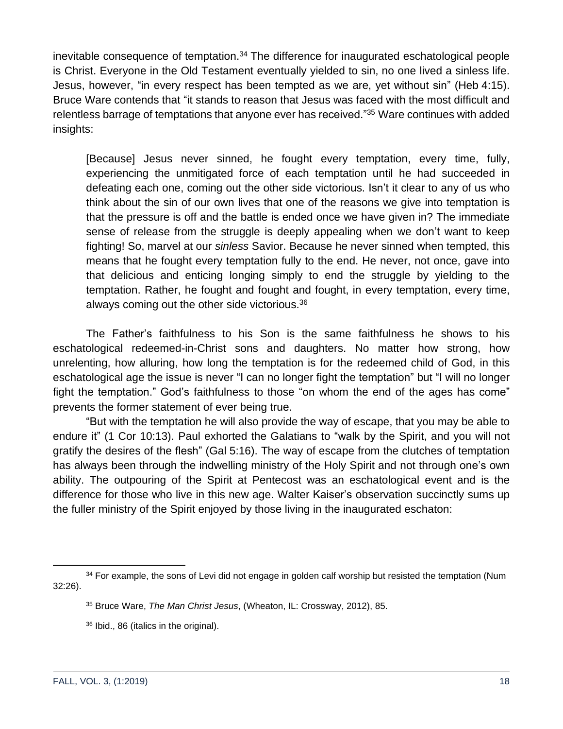inevitable consequence of temptation.[34] The difference for inaugurated eschatological people is Christ. Everyone in the Old Testament eventually yielded to sin, no one lived a sinless life. Jesus, however, "in every respect has been tempted as we are, yet without sin" (Heb 4:15). Bruce Ware contends that "it stands to reason that Jesus was faced with the most difficult and relentless barrage of temptations that anyone ever has received."[35] Ware continues with added insights:

> [Because] Jesus never sinned, he fought every temptation, every time, fully, experiencing the unmitigated force of each temptation until he had succeeded in defeating each one, coming out the other side victorious. Isn't it clear to any of us who think about the sin of our own lives that one of the reasons we give into temptation is that the pressure is off and the battle is ended once we have given in? The immediate sense of release from the struggle is deeply appealing when we don't want to keep fighting! So, marvel at our *sinless* Savior. Because he never sinned when tempted, this means that he fought every temptation fully to the end. He never, not once, gave into that delicious and enticing longing simply to end the struggle by yielding to the temptation. Rather, he fought and fought and fought, in every temptation, every time, always coming out the other side victorious.[36]

The Father's faithfulness to his Son is the same faithfulness he shows to his eschatological redeemed-in-Christ sons and daughters. No matter how strong, how unrelenting, how alluring, how long the temptation is for the redeemed child of God, in this eschatological age the issue is never "I can no longer fight the temptation" but "I will no longer fight the temptation." God's faithfulness to those "on whom the end of the ages has come" prevents the former statement of ever being true.

"But with the temptation he will also provide the way of escape, that you may be able to endure it" (1 Cor 10:13). Paul exhorted the Galatians to "walk by the Spirit, and you will not gratify the desires of the flesh" (Gal 5:16). The way of escape from the clutches of temptation has always been through the indwelling ministry of the Holy Spirit and not through one's own ability. The outpouring of the Spirit at Pentecost was an eschatological event and is the difference for those who live in this new age. Walter Kaiser's observation succinctly sums up the fuller ministry of the Spirit enjoyed by those living in the inaugurated eschaton:

---

[34] For example, the sons of Levi did not engage in golden calf worship but resisted the temptation (Num 32:26).

[35] Bruce Ware, *The Man Christ Jesus*, (Wheaton, IL: Crossway, 2012), 85.

[36] Ibid., 86 (italics in the original).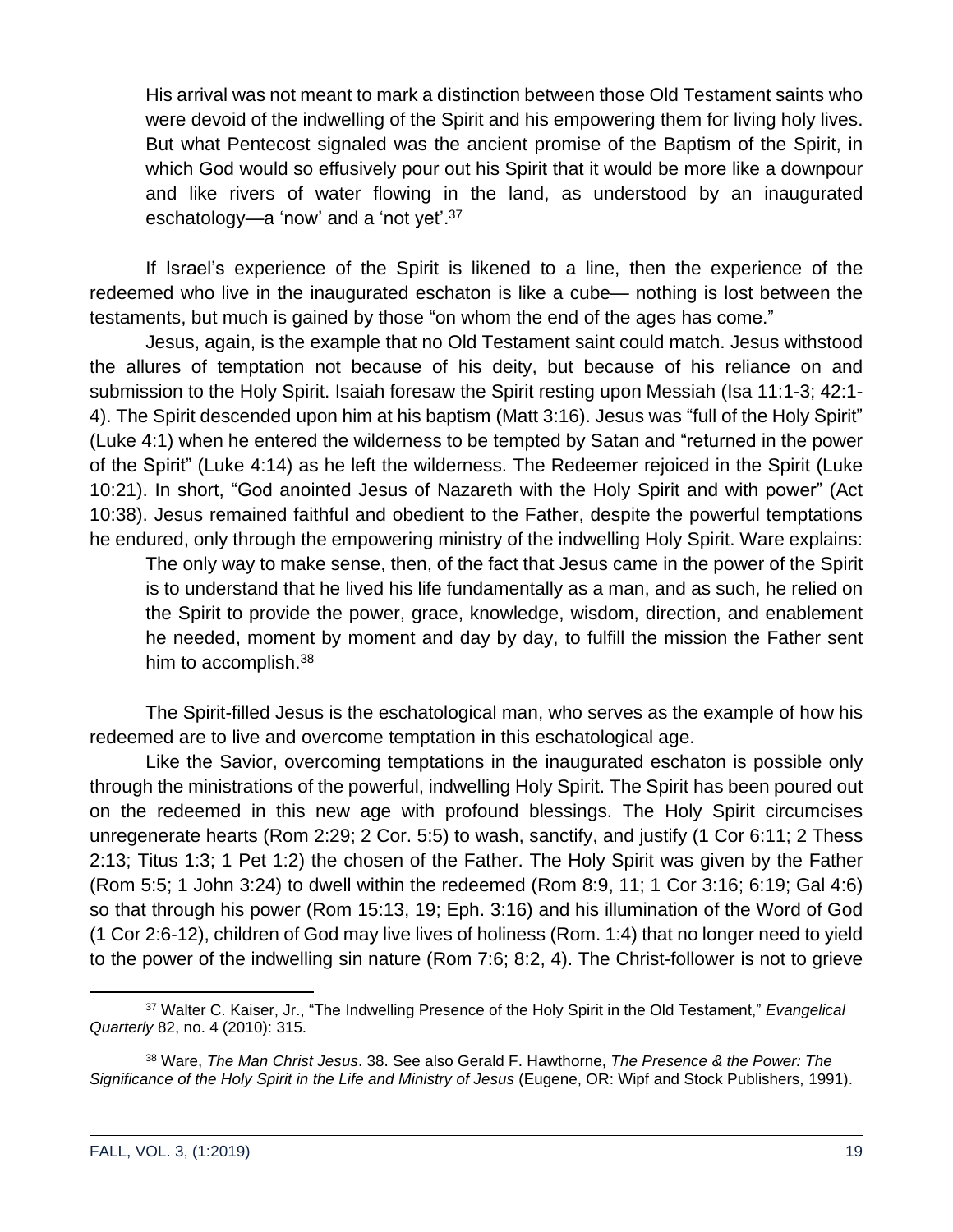> His arrival was not meant to mark a distinction between those Old Testament saints who were devoid of the indwelling of the Spirit and his empowering them for living holy lives. But what Pentecost signaled was the ancient promise of the Baptism of the Spirit, in which God would so effusively pour out his Spirit that it would be more like a downpour and like rivers of water flowing in the land, as understood by an inaugurated eschatology—a 'now' and a 'not yet'.[37]

If Israel's experience of the Spirit is likened to a line, then the experience of the redeemed who live in the inaugurated eschaton is like a cube— nothing is lost between the testaments, but much is gained by those "on whom the end of the ages has come."

Jesus, again, is the example that no Old Testament saint could match. Jesus withstood the allures of temptation not because of his deity, but because of his reliance on and submission to the Holy Spirit. Isaiah foresaw the Spirit resting upon Messiah (Isa 11:1-3; 42:1-4). The Spirit descended upon him at his baptism (Matt 3:16). Jesus was "full of the Holy Spirit" (Luke 4:1) when he entered the wilderness to be tempted by Satan and "returned in the power of the Spirit" (Luke 4:14) as he left the wilderness. The Redeemer rejoiced in the Spirit (Luke 10:21). In short, "God anointed Jesus of Nazareth with the Holy Spirit and with power" (Act 10:38). Jesus remained faithful and obedient to the Father, despite the powerful temptations he endured, only through the empowering ministry of the indwelling Holy Spirit. Ware explains:

> The only way to make sense, then, of the fact that Jesus came in the power of the Spirit is to understand that he lived his life fundamentally as a man, and as such, he relied on the Spirit to provide the power, grace, knowledge, wisdom, direction, and enablement he needed, moment by moment and day by day, to fulfill the mission the Father sent him to accomplish.[38]

The Spirit-filled Jesus is the eschatological man, who serves as the example of how his redeemed are to live and overcome temptation in this eschatological age.

Like the Savior, overcoming temptations in the inaugurated eschaton is possible only through the ministrations of the powerful, indwelling Holy Spirit. The Spirit has been poured out on the redeemed in this new age with profound blessings. The Holy Spirit circumcises unregenerate hearts (Rom 2:29; 2 Cor. 5:5) to wash, sanctify, and justify (1 Cor 6:11; 2 Thess 2:13; Titus 1:3; 1 Pet 1:2) the chosen of the Father. The Holy Spirit was given by the Father (Rom 5:5; 1 John 3:24) to dwell within the redeemed (Rom 8:9, 11; 1 Cor 3:16; 6:19; Gal 4:6) so that through his power (Rom 15:13, 19; Eph. 3:16) and his illumination of the Word of God (1 Cor 2:6-12), children of God may live lives of holiness (Rom. 1:4) that no longer need to yield to the power of the indwelling sin nature (Rom 7:6; 8:2, 4). The Christ-follower is not to grieve

---

[37] Walter C. Kaiser, Jr., "The Indwelling Presence of the Holy Spirit in the Old Testament," *Evangelical Quarterly* 82, no. 4 (2010): 315.

[38] Ware, *The Man Christ Jesus*. 38. See also Gerald F. Hawthorne, *The Presence & the Power: The Significance of the Holy Spirit in the Life and Ministry of Jesus* (Eugene, OR: Wipf and Stock Publishers, 1991).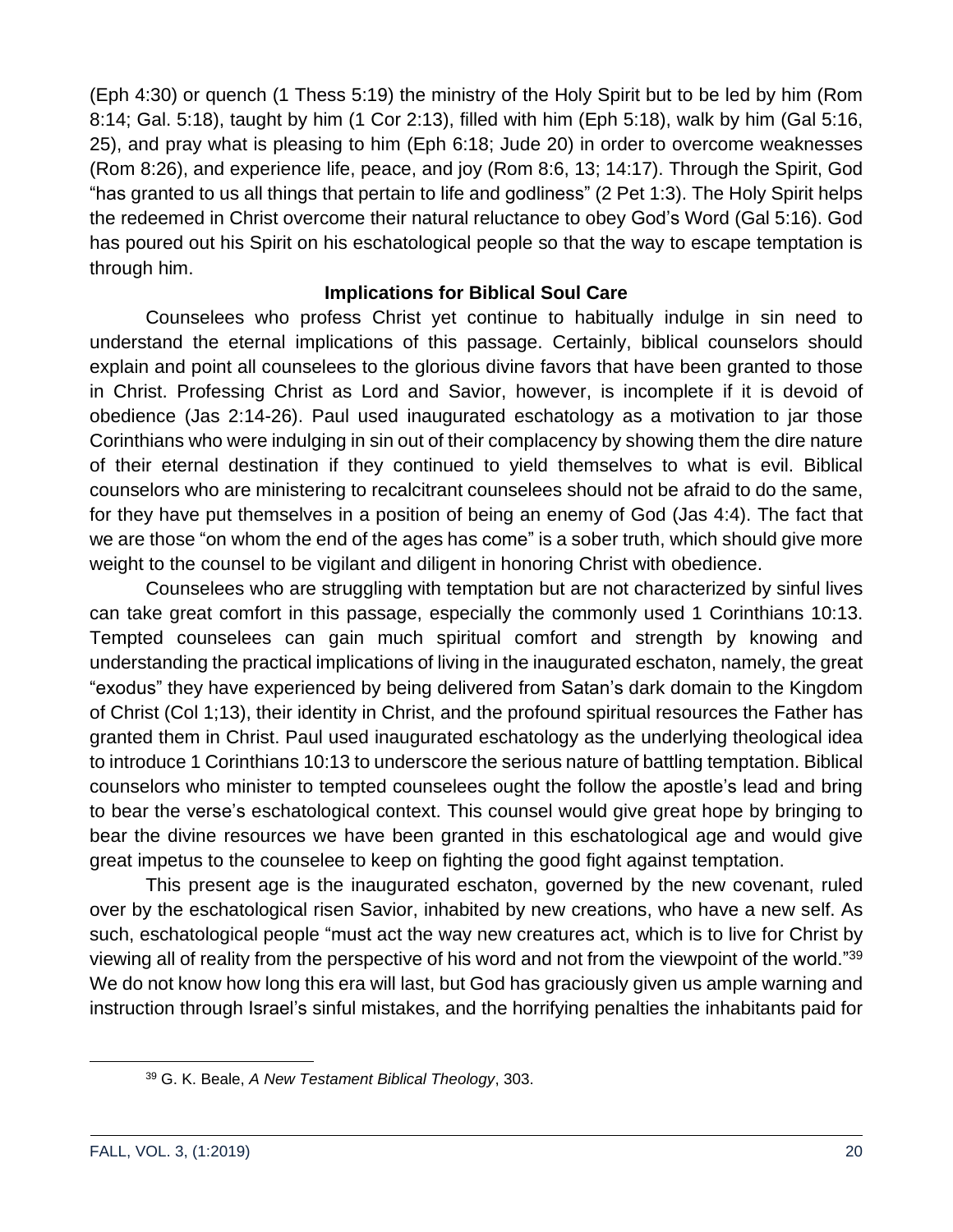(Eph 4:30) or quench (1 Thess 5:19) the ministry of the Holy Spirit but to be led by him (Rom 8:14; Gal. 5:18), taught by him (1 Cor 2:13), filled with him (Eph 5:18), walk by him (Gal 5:16, 25), and pray what is pleasing to him (Eph 6:18; Jude 20) in order to overcome weaknesses (Rom 8:26), and experience life, peace, and joy (Rom 8:6, 13; 14:17). Through the Spirit, God "has granted to us all things that pertain to life and godliness" (2 Pet 1:3). The Holy Spirit helps the redeemed in Christ overcome their natural reluctance to obey God's Word (Gal 5:16). God has poured out his Spirit on his eschatological people so that the way to escape temptation is through him.

### Implications for Biblical Soul Care

Counselees who profess Christ yet continue to habitually indulge in sin need to understand the eternal implications of this passage. Certainly, biblical counselors should explain and point all counselees to the glorious divine favors that have been granted to those in Christ. Professing Christ as Lord and Savior, however, is incomplete if it is devoid of obedience (Jas 2:14-26). Paul used inaugurated eschatology as a motivation to jar those Corinthians who were indulging in sin out of their complacency by showing them the dire nature of their eternal destination if they continued to yield themselves to what is evil. Biblical counselors who are ministering to recalcitrant counselees should not be afraid to do the same, for they have put themselves in a position of being an enemy of God (Jas 4:4). The fact that we are those "on whom the end of the ages has come" is a sober truth, which should give more weight to the counsel to be vigilant and diligent in honoring Christ with obedience.

Counselees who are struggling with temptation but are not characterized by sinful lives can take great comfort in this passage, especially the commonly used 1 Corinthians 10:13. Tempted counselees can gain much spiritual comfort and strength by knowing and understanding the practical implications of living in the inaugurated eschaton, namely, the great "exodus" they have experienced by being delivered from Satan's dark domain to the Kingdom of Christ (Col 1;13), their identity in Christ, and the profound spiritual resources the Father has granted them in Christ. Paul used inaugurated eschatology as the underlying theological idea to introduce 1 Corinthians 10:13 to underscore the serious nature of battling temptation. Biblical counselors who minister to tempted counselees ought the follow the apostle's lead and bring to bear the verse's eschatological context. This counsel would give great hope by bringing to bear the divine resources we have been granted in this eschatological age and would give great impetus to the counselee to keep on fighting the good fight against temptation.

This present age is the inaugurated eschaton, governed by the new covenant, ruled over by the eschatological risen Savior, inhabited by new creations, who have a new self. As such, eschatological people "must act the way new creatures act, which is to live for Christ by viewing all of reality from the perspective of his word and not from the viewpoint of the world."[39] We do not know how long this era will last, but God has graciously given us ample warning and instruction through Israel's sinful mistakes, and the horrifying penalties the inhabitants paid for

[39] G. K. Beale, *A New Testament Biblical Theology*, 303.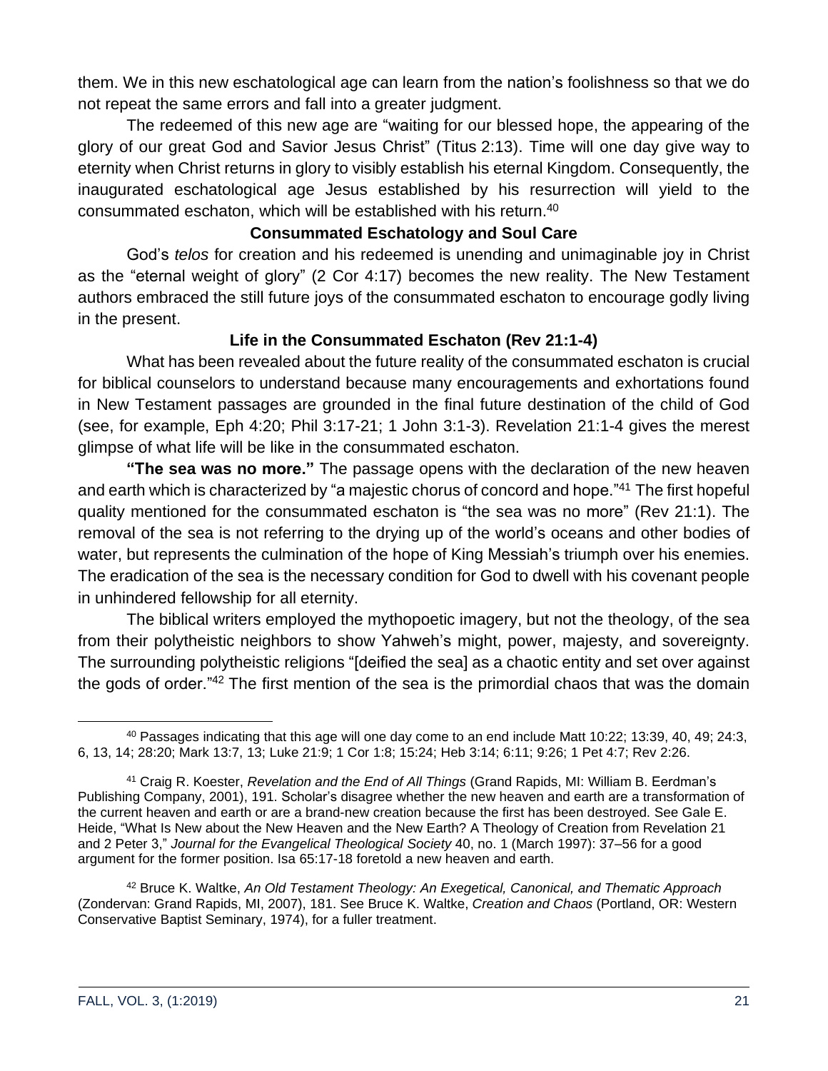them. We in this new eschatological age can learn from the nation's foolishness so that we do not repeat the same errors and fall into a greater judgment.

The redeemed of this new age are "waiting for our blessed hope, the appearing of the glory of our great God and Savior Jesus Christ" (Titus 2:13). Time will one day give way to eternity when Christ returns in glory to visibly establish his eternal Kingdom. Consequently, the inaugurated eschatological age Jesus established by his resurrection will yield to the consummated eschaton, which will be established with his return.[40]

## Consummated Eschatology and Soul Care

God's *telos* for creation and his redeemed is unending and unimaginable joy in Christ as the "eternal weight of glory" (2 Cor 4:17) becomes the new reality. The New Testament authors embraced the still future joys of the consummated eschaton to encourage godly living in the present.

### Life in the Consummated Eschaton (Rev 21:1-4)

What has been revealed about the future reality of the consummated eschaton is crucial for biblical counselors to understand because many encouragements and exhortations found in New Testament passages are grounded in the final future destination of the child of God (see, for example, Eph 4:20; Phil 3:17-21; 1 John 3:1-3). Revelation 21:1-4 gives the merest glimpse of what life will be like in the consummated eschaton.

**"The sea was no more."** The passage opens with the declaration of the new heaven and earth which is characterized by "a majestic chorus of concord and hope."[41] The first hopeful quality mentioned for the consummated eschaton is "the sea was no more" (Rev 21:1). The removal of the sea is not referring to the drying up of the world's oceans and other bodies of water, but represents the culmination of the hope of King Messiah's triumph over his enemies. The eradication of the sea is the necessary condition for God to dwell with his covenant people in unhindered fellowship for all eternity.

The biblical writers employed the mythopoetic imagery, but not the theology, of the sea from their polytheistic neighbors to show Yahweh's might, power, majesty, and sovereignty. The surrounding polytheistic religions "[deified the sea] as a chaotic entity and set over against the gods of order."[42] The first mention of the sea is the primordial chaos that was the domain

---

[40] Passages indicating that this age will one day come to an end include Matt 10:22; 13:39, 40, 49; 24:3, 6, 13, 14; 28:20; Mark 13:7, 13; Luke 21:9; 1 Cor 1:8; 15:24; Heb 3:14; 6:11; 9:26; 1 Pet 4:7; Rev 2:26.

[41] Craig R. Koester, *Revelation and the End of All Things* (Grand Rapids, MI: William B. Eerdman's Publishing Company, 2001), 191. Scholar's disagree whether the new heaven and earth are a transformation of the current heaven and earth or are a brand-new creation because the first has been destroyed. See Gale E. Heide, "What Is New about the New Heaven and the New Earth? A Theology of Creation from Revelation 21 and 2 Peter 3," *Journal for the Evangelical Theological Society* 40, no. 1 (March 1997): 37–56 for a good argument for the former position. Isa 65:17-18 foretold a new heaven and earth.

[42] Bruce K. Waltke, *An Old Testament Theology: An Exegetical, Canonical, and Thematic Approach* (Zondervan: Grand Rapids, MI, 2007), 181. See Bruce K. Waltke, *Creation and Chaos* (Portland, OR: Western Conservative Baptist Seminary, 1974), for a fuller treatment.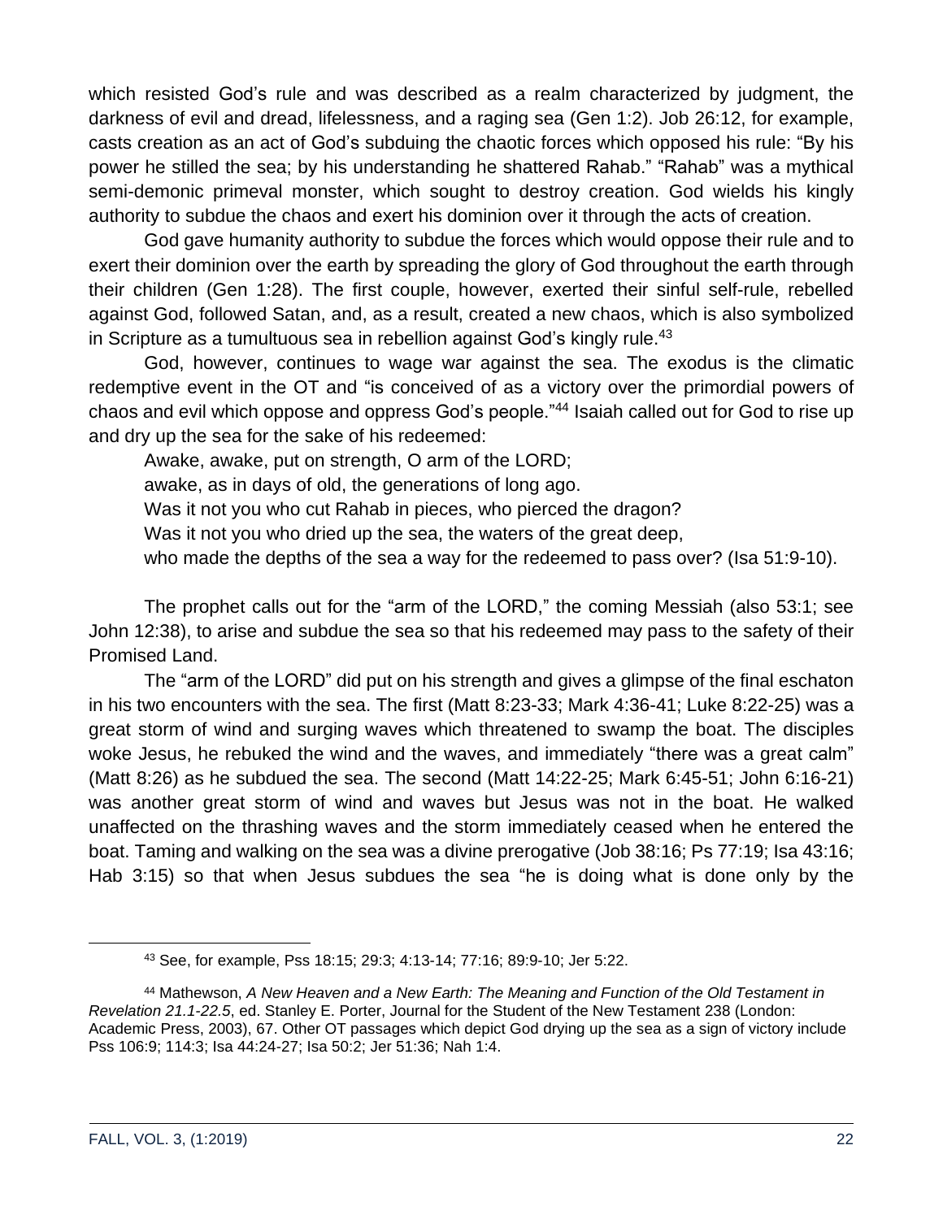which resisted God's rule and was described as a realm characterized by judgment, the darkness of evil and dread, lifelessness, and a raging sea (Gen 1:2). Job 26:12, for example, casts creation as an act of God's subduing the chaotic forces which opposed his rule: "By his power he stilled the sea; by his understanding he shattered Rahab." "Rahab" was a mythical semi-demonic primeval monster, which sought to destroy creation. God wields his kingly authority to subdue the chaos and exert his dominion over it through the acts of creation.

God gave humanity authority to subdue the forces which would oppose their rule and to exert their dominion over the earth by spreading the glory of God throughout the earth through their children (Gen 1:28). The first couple, however, exerted their sinful self-rule, rebelled against God, followed Satan, and, as a result, created a new chaos, which is also symbolized in Scripture as a tumultuous sea in rebellion against God's kingly rule.[43]

God, however, continues to wage war against the sea. The exodus is the climatic redemptive event in the OT and "is conceived of as a victory over the primordial powers of chaos and evil which oppose and oppress God's people."[44] Isaiah called out for God to rise up and dry up the sea for the sake of his redeemed:

> Awake, awake, put on strength, O arm of the LORD;
> awake, as in days of old, the generations of long ago.
> Was it not you who cut Rahab in pieces, who pierced the dragon?
> Was it not you who dried up the sea, the waters of the great deep,
> who made the depths of the sea a way for the redeemed to pass over? (Isa 51:9-10).

The prophet calls out for the "arm of the LORD," the coming Messiah (also 53:1; see John 12:38), to arise and subdue the sea so that his redeemed may pass to the safety of their Promised Land.

The "arm of the LORD" did put on his strength and gives a glimpse of the final eschaton in his two encounters with the sea. The first (Matt 8:23-33; Mark 4:36-41; Luke 8:22-25) was a great storm of wind and surging waves which threatened to swamp the boat. The disciples woke Jesus, he rebuked the wind and the waves, and immediately "there was a great calm" (Matt 8:26) as he subdued the sea. The second (Matt 14:22-25; Mark 6:45-51; John 6:16-21) was another great storm of wind and waves but Jesus was not in the boat. He walked unaffected on the thrashing waves and the storm immediately ceased when he entered the boat. Taming and walking on the sea was a divine prerogative (Job 38:16; Ps 77:19; Isa 43:16; Hab 3:15) so that when Jesus subdues the sea "he is doing what is done only by the

---

[43] See, for example, Pss 18:15; 29:3; 4:13-14; 77:16; 89:9-10; Jer 5:22.

[44] Mathewson, *A New Heaven and a New Earth: The Meaning and Function of the Old Testament in Revelation 21.1-22.5*, ed. Stanley E. Porter, Journal for the Student of the New Testament 238 (London: Academic Press, 2003), 67. Other OT passages which depict God drying up the sea as a sign of victory include Pss 106:9; 114:3; Isa 44:24-27; Isa 50:2; Jer 51:36; Nah 1:4.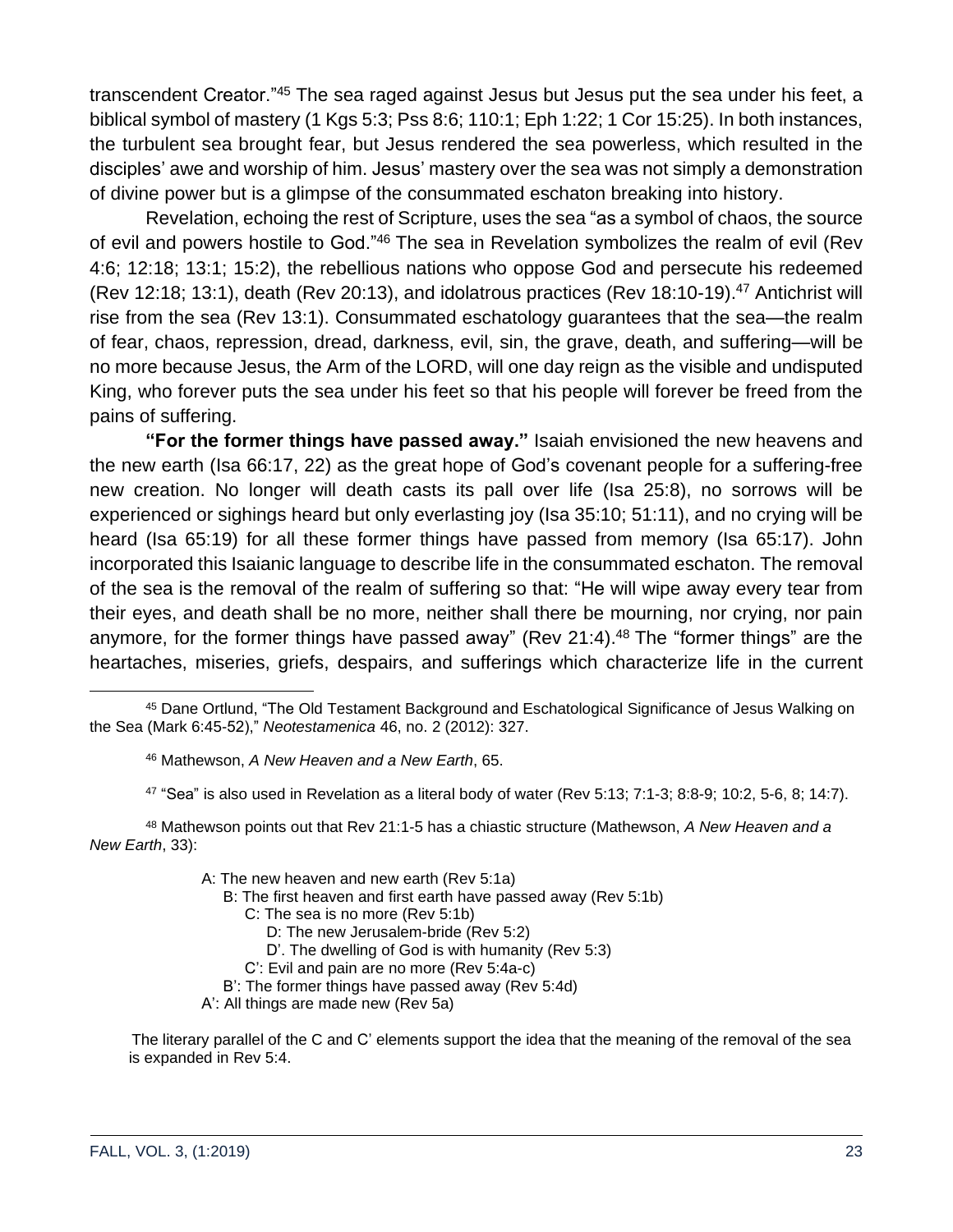transcendent Creator."[45] The sea raged against Jesus but Jesus put the sea under his feet, a biblical symbol of mastery (1 Kgs 5:3; Pss 8:6; 110:1; Eph 1:22; 1 Cor 15:25). In both instances, the turbulent sea brought fear, but Jesus rendered the sea powerless, which resulted in the disciples' awe and worship of him. Jesus' mastery over the sea was not simply a demonstration of divine power but is a glimpse of the consummated eschaton breaking into history.

Revelation, echoing the rest of Scripture, uses the sea "as a symbol of chaos, the source of evil and powers hostile to God."[46] The sea in Revelation symbolizes the realm of evil (Rev 4:6; 12:18; 13:1; 15:2), the rebellious nations who oppose God and persecute his redeemed (Rev 12:18; 13:1), death (Rev 20:13), and idolatrous practices (Rev 18:10-19).[47] Antichrist will rise from the sea (Rev 13:1). Consummated eschatology guarantees that the sea—the realm of fear, chaos, repression, dread, darkness, evil, sin, the grave, death, and suffering—will be no more because Jesus, the Arm of the LORD, will one day reign as the visible and undisputed King, who forever puts the sea under his feet so that his people will forever be freed from the pains of suffering.

**"For the former things have passed away."** Isaiah envisioned the new heavens and the new earth (Isa 66:17, 22) as the great hope of God's covenant people for a suffering-free new creation. No longer will death casts its pall over life (Isa 25:8), no sorrows will be experienced or sighings heard but only everlasting joy (Isa 35:10; 51:11), and no crying will be heard (Isa 65:19) for all these former things have passed from memory (Isa 65:17). John incorporated this Isaianic language to describe life in the consummated eschaton. The removal of the sea is the removal of the realm of suffering so that: "He will wipe away every tear from their eyes, and death shall be no more, neither shall there be mourning, nor crying, nor pain anymore, for the former things have passed away" (Rev 21:4).[48] The "former things" are the heartaches, miseries, griefs, despairs, and sufferings which characterize life in the current

---

[45] Dane Ortlund, "The Old Testament Background and Eschatological Significance of Jesus Walking on the Sea (Mark 6:45-52)," *Neotestamenica* 46, no. 2 (2012): 327.

[46] Mathewson, *A New Heaven and a New Earth*, 65.

[47] "Sea" is also used in Revelation as a literal body of water (Rev 5:13; 7:1-3; 8:8-9; 10:2, 5-6, 8; 14:7).

[48] Mathewson points out that Rev 21:1-5 has a chiastic structure (Mathewson, *A New Heaven and a New Earth*, 33):

A: The new heaven and new earth (Rev 5:1a)
  B: The first heaven and first earth have passed away (Rev 5:1b)
    C: The sea is no more (Rev 5:1b)
      D: The new Jerusalem-bride (Rev 5:2)
      D'. The dwelling of God is with humanity (Rev 5:3)
    C': Evil and pain are no more (Rev 5:4a-c)
  B': The former things have passed away (Rev 5:4d)
A': All things are made new (Rev 5a)

The literary parallel of the C and C' elements support the idea that the meaning of the removal of the sea is expanded in Rev 5:4.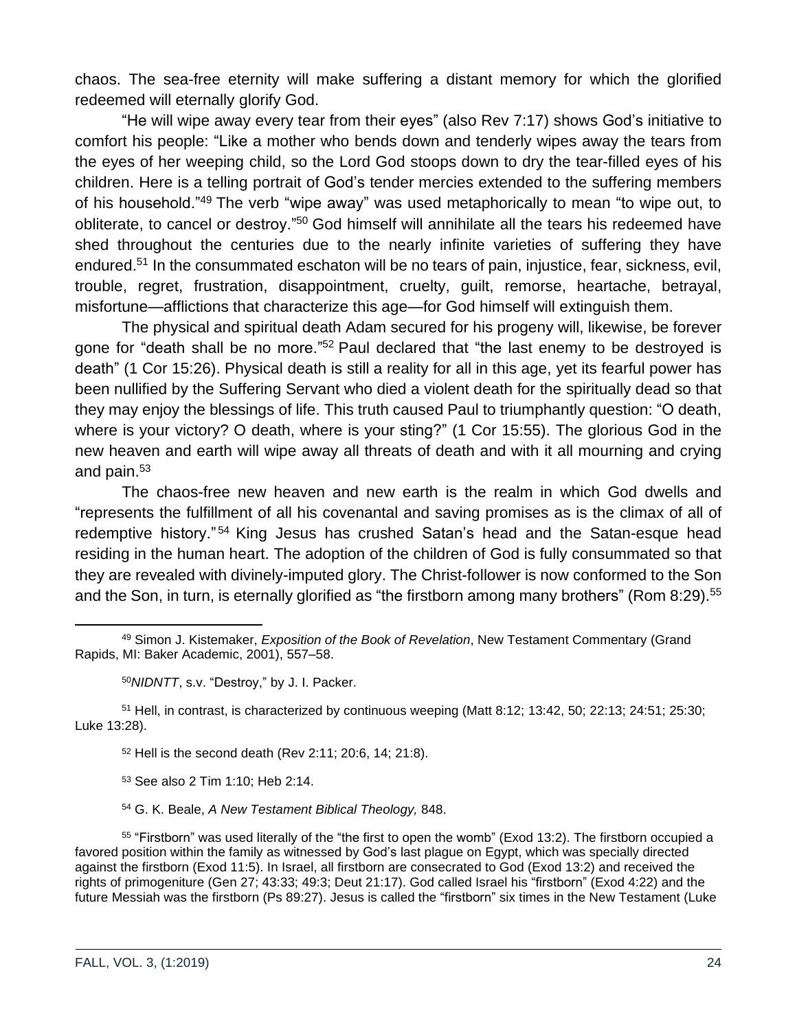chaos. The sea-free eternity will make suffering a distant memory for which the glorified redeemed will eternally glorify God.

"He will wipe away every tear from their eyes" (also Rev 7:17) shows God's initiative to comfort his people: "Like a mother who bends down and tenderly wipes away the tears from the eyes of her weeping child, so the Lord God stoops down to dry the tear-filled eyes of his children. Here is a telling portrait of God's tender mercies extended to the suffering members of his household."[49] The verb "wipe away" was used metaphorically to mean "to wipe out, to obliterate, to cancel or destroy."[50] God himself will annihilate all the tears his redeemed have shed throughout the centuries due to the nearly infinite varieties of suffering they have endured.[51] In the consummated eschaton will be no tears of pain, injustice, fear, sickness, evil, trouble, regret, frustration, disappointment, cruelty, guilt, remorse, heartache, betrayal, misfortune—afflictions that characterize this age—for God himself will extinguish them.

The physical and spiritual death Adam secured for his progeny will, likewise, be forever gone for "death shall be no more."[52] Paul declared that "the last enemy to be destroyed is death" (1 Cor 15:26). Physical death is still a reality for all in this age, yet its fearful power has been nullified by the Suffering Servant who died a violent death for the spiritually dead so that they may enjoy the blessings of life. This truth caused Paul to triumphantly question: "O death, where is your victory? O death, where is your sting?" (1 Cor 15:55). The glorious God in the new heaven and earth will wipe away all threats of death and with it all mourning and crying and pain.[53]

The chaos-free new heaven and new earth is the realm in which God dwells and "represents the fulfillment of all his covenantal and saving promises as is the climax of all of redemptive history."[54] King Jesus has crushed Satan's head and the Satan-esque head residing in the human heart. The adoption of the children of God is fully consummated so that they are revealed with divinely-imputed glory. The Christ-follower is now conformed to the Son and the Son, in turn, is eternally glorified as "the firstborn among many brothers" (Rom 8:29).[55]

---

[49] Simon J. Kistemaker, *Exposition of the Book of Revelation*, New Testament Commentary (Grand Rapids, MI: Baker Academic, 2001), 557–58.

[50] *NIDNTT*, s.v. "Destroy," by J. I. Packer.

[51] Hell, in contrast, is characterized by continuous weeping (Matt 8:12; 13:42, 50; 22:13; 24:51; 25:30; Luke 13:28).

[52] Hell is the second death (Rev 2:11; 20:6, 14; 21:8).

[53] See also 2 Tim 1:10; Heb 2:14.

[54] G. K. Beale, *A New Testament Biblical Theology,* 848.

[55] "Firstborn" was used literally of the "the first to open the womb" (Exod 13:2). The firstborn occupied a favored position within the family as witnessed by God's last plague on Egypt, which was specially directed against the firstborn (Exod 11:5). In Israel, all firstborn are consecrated to God (Exod 13:2) and received the rights of primogeniture (Gen 27; 43:33; 49:3; Deut 21:17). God called Israel his "firstborn" (Exod 4:22) and the future Messiah was the firstborn (Ps 89:27). Jesus is called the "firstborn" six times in the New Testament (Luke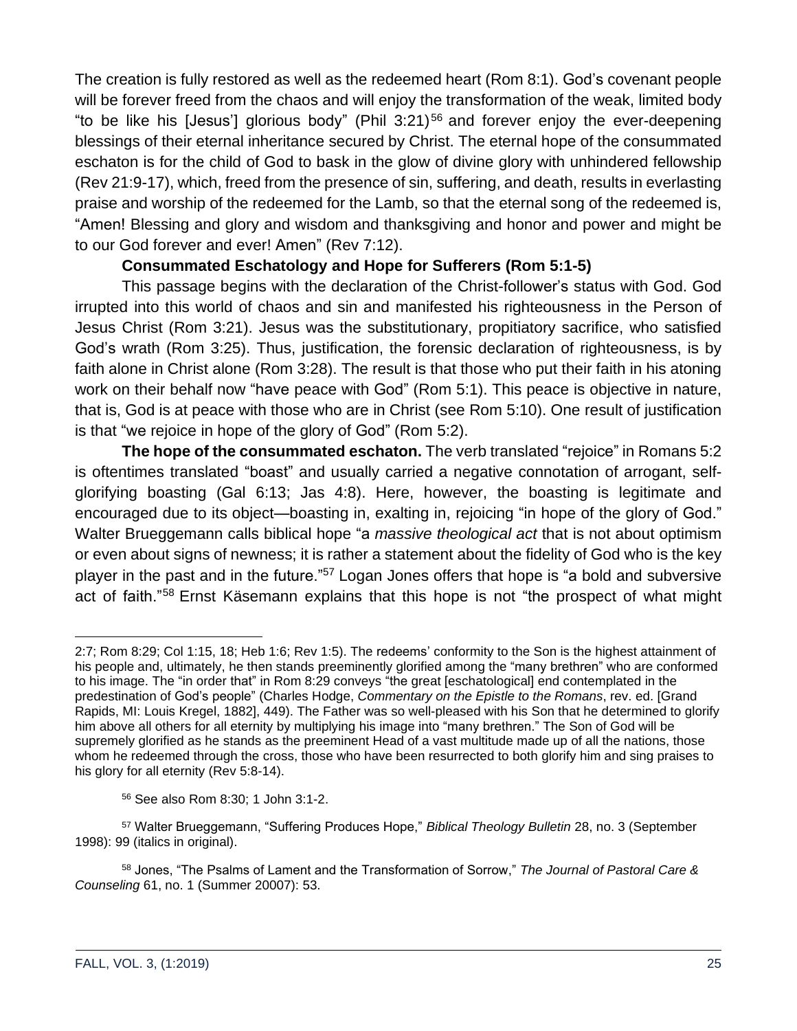The creation is fully restored as well as the redeemed heart (Rom 8:1). God's covenant people will be forever freed from the chaos and will enjoy the transformation of the weak, limited body "to be like his [Jesus'] glorious body" (Phil 3:21)[56] and forever enjoy the ever-deepening blessings of their eternal inheritance secured by Christ. The eternal hope of the consummated eschaton is for the child of God to bask in the glow of divine glory with unhindered fellowship (Rev 21:9-17), which, freed from the presence of sin, suffering, and death, results in everlasting praise and worship of the redeemed for the Lamb, so that the eternal song of the redeemed is, "Amen! Blessing and glory and wisdom and thanksgiving and honor and power and might be to our God forever and ever! Amen" (Rev 7:12).

**Consummated Eschatology and Hope for Sufferers (Rom 5:1-5)**

This passage begins with the declaration of the Christ-follower's status with God. God irrupted into this world of chaos and sin and manifested his righteousness in the Person of Jesus Christ (Rom 3:21). Jesus was the substitutionary, propitiatory sacrifice, who satisfied God's wrath (Rom 3:25). Thus, justification, the forensic declaration of righteousness, is by faith alone in Christ alone (Rom 3:28). The result is that those who put their faith in his atoning work on their behalf now "have peace with God" (Rom 5:1). This peace is objective in nature, that is, God is at peace with those who are in Christ (see Rom 5:10). One result of justification is that "we rejoice in hope of the glory of God" (Rom 5:2).

**The hope of the consummated eschaton.** The verb translated "rejoice" in Romans 5:2 is oftentimes translated "boast" and usually carried a negative connotation of arrogant, self-glorifying boasting (Gal 6:13; Jas 4:8). Here, however, the boasting is legitimate and encouraged due to its object—boasting in, exalting in, rejoicing "in hope of the glory of God." Walter Brueggemann calls biblical hope "a *massive theological act* that is not about optimism or even about signs of newness; it is rather a statement about the fidelity of God who is the key player in the past and in the future."[57] Logan Jones offers that hope is "a bold and subversive act of faith."[58] Ernst Käsemann explains that this hope is not "the prospect of what might

---

2:7; Rom 8:29; Col 1:15, 18; Heb 1:6; Rev 1:5). The redeems' conformity to the Son is the highest attainment of his people and, ultimately, he then stands preeminently glorified among the "many brethren" who are conformed to his image. The "in order that" in Rom 8:29 conveys "the great [eschatological] end contemplated in the predestination of God's people" (Charles Hodge, *Commentary on the Epistle to the Romans*, rev. ed. [Grand Rapids, MI: Louis Kregel, 1882], 449). The Father was so well-pleased with his Son that he determined to glorify him above all others for all eternity by multiplying his image into "many brethren." The Son of God will be supremely glorified as he stands as the preeminent Head of a vast multitude made up of all the nations, those whom he redeemed through the cross, those who have been resurrected to both glorify him and sing praises to his glory for all eternity (Rev 5:8-14).

[56] See also Rom 8:30; 1 John 3:1-2.

[57] Walter Brueggemann, "Suffering Produces Hope," *Biblical Theology Bulletin* 28, no. 3 (September 1998): 99 (italics in original).

[58] Jones, "The Psalms of Lament and the Transformation of Sorrow," *The Journal of Pastoral Care & Counseling* 61, no. 1 (Summer 20007): 53.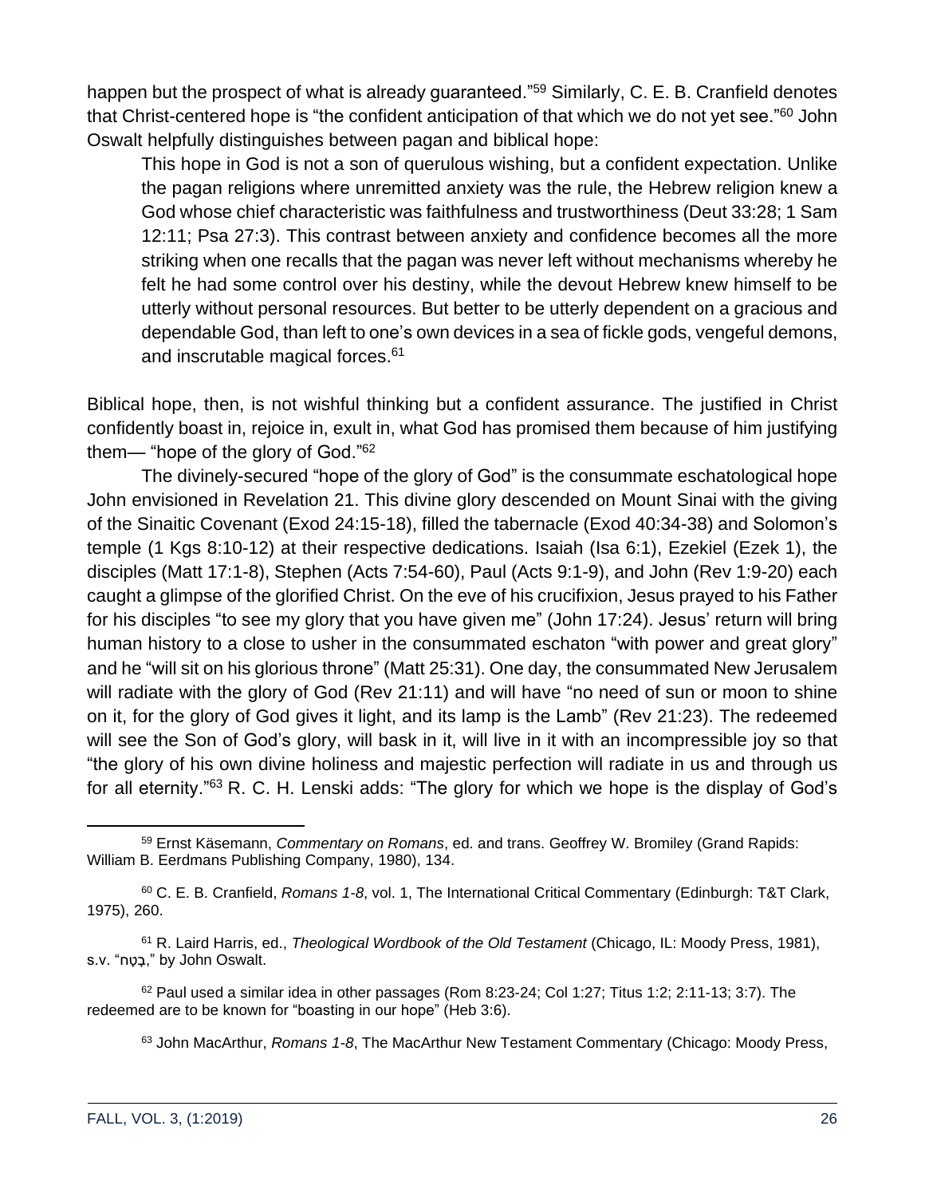happen but the prospect of what is already guaranteed."[59] Similarly, C. E. B. Cranfield denotes that Christ-centered hope is "the confident anticipation of that which we do not yet see."[60] John Oswalt helpfully distinguishes between pagan and biblical hope:

> This hope in God is not a son of querulous wishing, but a confident expectation. Unlike the pagan religions where unremitted anxiety was the rule, the Hebrew religion knew a God whose chief characteristic was faithfulness and trustworthiness (Deut 33:28; 1 Sam 12:11; Psa 27:3). This contrast between anxiety and confidence becomes all the more striking when one recalls that the pagan was never left without mechanisms whereby he felt he had some control over his destiny, while the devout Hebrew knew himself to be utterly without personal resources. But better to be utterly dependent on a gracious and dependable God, than left to one's own devices in a sea of fickle gods, vengeful demons, and inscrutable magical forces.[61]

Biblical hope, then, is not wishful thinking but a confident assurance. The justified in Christ confidently boast in, rejoice in, exult in, what God has promised them because of him justifying them— "hope of the glory of God."[62]

The divinely-secured "hope of the glory of God" is the consummate eschatological hope John envisioned in Revelation 21. This divine glory descended on Mount Sinai with the giving of the Sinaitic Covenant (Exod 24:15-18), filled the tabernacle (Exod 40:34-38) and Solomon's temple (1 Kgs 8:10-12) at their respective dedications. Isaiah (Isa 6:1), Ezekiel (Ezek 1), the disciples (Matt 17:1-8), Stephen (Acts 7:54-60), Paul (Acts 9:1-9), and John (Rev 1:9-20) each caught a glimpse of the glorified Christ. On the eve of his crucifixion, Jesus prayed to his Father for his disciples "to see my glory that you have given me" (John 17:24). Jesus' return will bring human history to a close to usher in the consummated eschaton "with power and great glory" and he "will sit on his glorious throne" (Matt 25:31). One day, the consummated New Jerusalem will radiate with the glory of God (Rev 21:11) and will have "no need of sun or moon to shine on it, for the glory of God gives it light, and its lamp is the Lamb" (Rev 21:23). The redeemed will see the Son of God's glory, will bask in it, will live in it with an incompressible joy so that "the glory of his own divine holiness and majestic perfection will radiate in us and through us for all eternity."[63] R. C. H. Lenski adds: "The glory for which we hope is the display of God's

---

[59] Ernst Käsemann, *Commentary on Romans*, ed. and trans. Geoffrey W. Bromiley (Grand Rapids: William B. Eerdmans Publishing Company, 1980), 134.

[60] C. E. B. Cranfield, *Romans 1-8*, vol. 1, The International Critical Commentary (Edinburgh: T&T Clark, 1975), 260.

[61] R. Laird Harris, ed., *Theological Wordbook of the Old Testament* (Chicago, IL: Moody Press, 1981), s.v. "בָּטַח," by John Oswalt.

[62] Paul used a similar idea in other passages (Rom 8:23-24; Col 1:27; Titus 1:2; 2:11-13; 3:7). The redeemed are to be known for "boasting in our hope" (Heb 3:6).

[63] John MacArthur, *Romans 1-8*, The MacArthur New Testament Commentary (Chicago: Moody Press,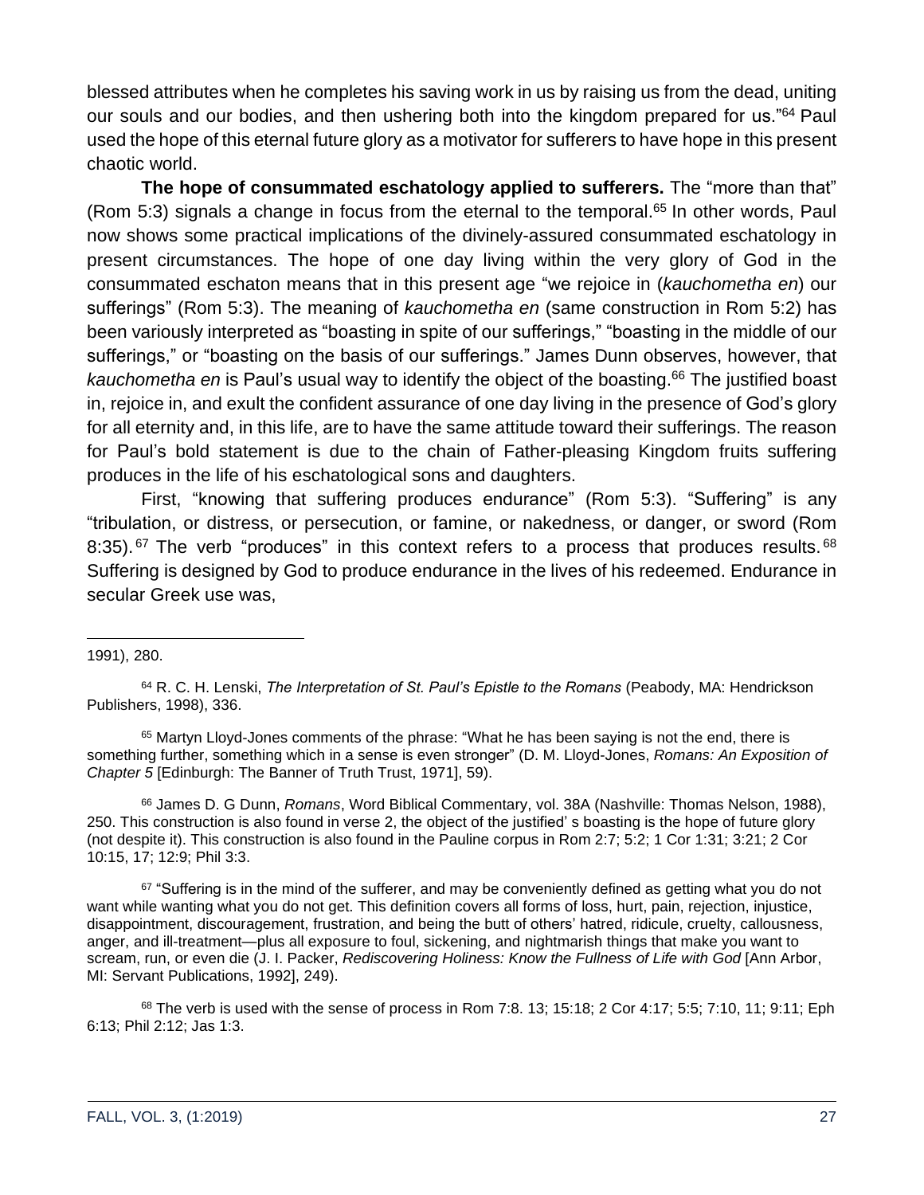blessed attributes when he completes his saving work in us by raising us from the dead, uniting our souls and our bodies, and then ushering both into the kingdom prepared for us."[64] Paul used the hope of this eternal future glory as a motivator for sufferers to have hope in this present chaotic world.

**The hope of consummated eschatology applied to sufferers.** The "more than that" (Rom 5:3) signals a change in focus from the eternal to the temporal.[65] In other words, Paul now shows some practical implications of the divinely-assured consummated eschatology in present circumstances. The hope of one day living within the very glory of God in the consummated eschaton means that in this present age "we rejoice in (*kauchometha en*) our sufferings" (Rom 5:3). The meaning of *kauchometha en* (same construction in Rom 5:2) has been variously interpreted as "boasting in spite of our sufferings," "boasting in the middle of our sufferings," or "boasting on the basis of our sufferings." James Dunn observes, however, that *kauchometha en* is Paul's usual way to identify the object of the boasting.[66] The justified boast in, rejoice in, and exult the confident assurance of one day living in the presence of God's glory for all eternity and, in this life, are to have the same attitude toward their sufferings. The reason for Paul's bold statement is due to the chain of Father-pleasing Kingdom fruits suffering produces in the life of his eschatological sons and daughters.

First, "knowing that suffering produces endurance" (Rom 5:3). "Suffering" is any "tribulation, or distress, or persecution, or famine, or nakedness, or danger, or sword (Rom 8:35).[67] The verb "produces" in this context refers to a process that produces results.[68] Suffering is designed by God to produce endurance in the lives of his redeemed. Endurance in secular Greek use was,

---

1991), 280.

[64] R. C. H. Lenski, *The Interpretation of St. Paul's Epistle to the Romans* (Peabody, MA: Hendrickson Publishers, 1998), 336.

[65] Martyn Lloyd-Jones comments of the phrase: "What he has been saying is not the end, there is something further, something which in a sense is even stronger" (D. M. Lloyd-Jones, *Romans: An Exposition of Chapter 5* [Edinburgh: The Banner of Truth Trust, 1971], 59).

[66] James D. G Dunn, *Romans*, Word Biblical Commentary, vol. 38A (Nashville: Thomas Nelson, 1988), 250. This construction is also found in verse 2, the object of the justified' s boasting is the hope of future glory (not despite it). This construction is also found in the Pauline corpus in Rom 2:7; 5:2; 1 Cor 1:31; 3:21; 2 Cor 10:15, 17; 12:9; Phil 3:3.

[67] "Suffering is in the mind of the sufferer, and may be conveniently defined as getting what you do not want while wanting what you do not get. This definition covers all forms of loss, hurt, pain, rejection, injustice, disappointment, discouragement, frustration, and being the butt of others' hatred, ridicule, cruelty, callousness, anger, and ill-treatment—plus all exposure to foul, sickening, and nightmarish things that make you want to scream, run, or even die (J. I. Packer, *Rediscovering Holiness: Know the Fullness of Life with God* [Ann Arbor, MI: Servant Publications, 1992], 249).

[68] The verb is used with the sense of process in Rom 7:8. 13; 15:18; 2 Cor 4:17; 5:5; 7:10, 11; 9:11; Eph 6:13; Phil 2:12; Jas 1:3.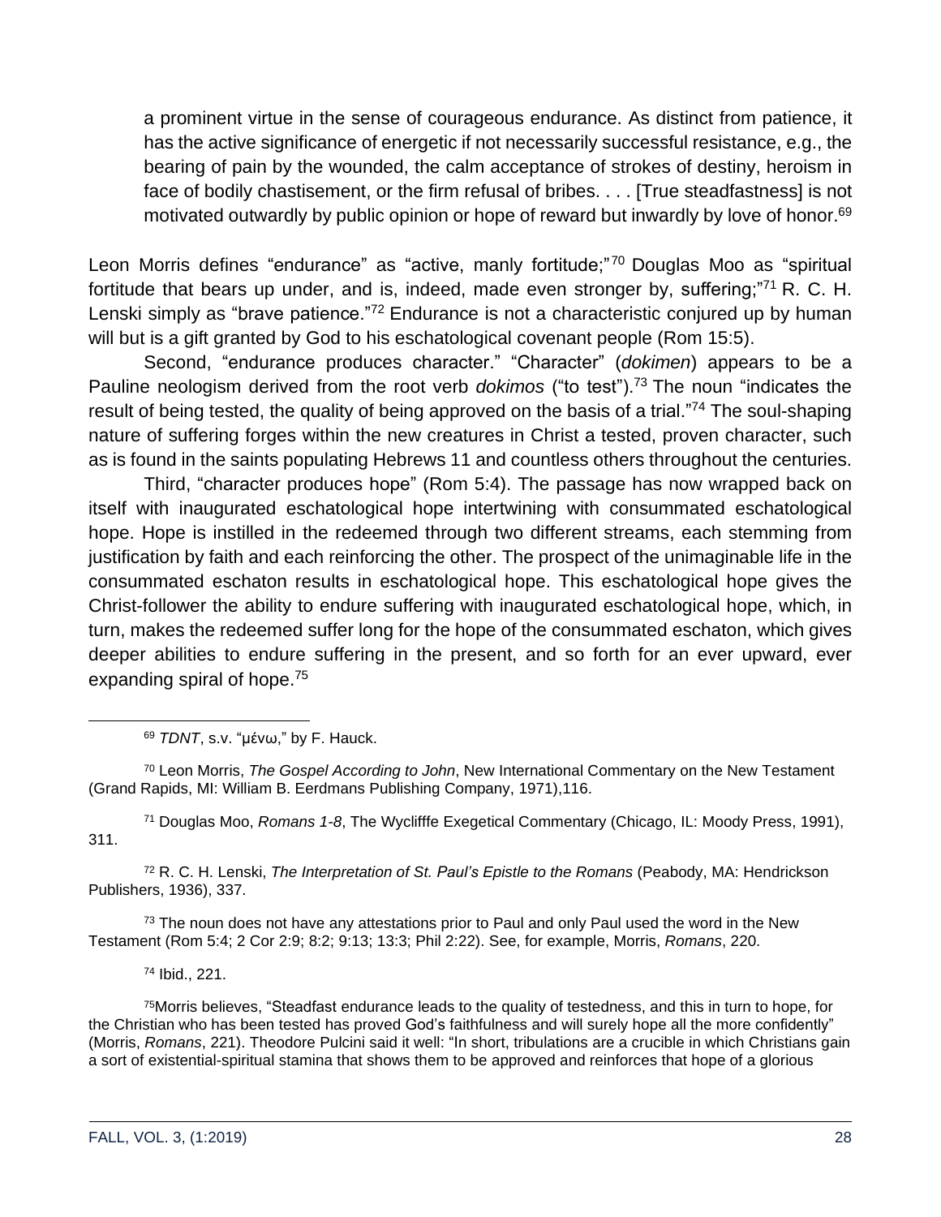> a prominent virtue in the sense of courageous endurance. As distinct from patience, it has the active significance of energetic if not necessarily successful resistance, e.g., the bearing of pain by the wounded, the calm acceptance of strokes of destiny, heroism in face of bodily chastisement, or the firm refusal of bribes. . . . [True steadfastness] is not motivated outwardly by public opinion or hope of reward but inwardly by love of honor.[69]

Leon Morris defines "endurance" as "active, manly fortitude;"[70] Douglas Moo as "spiritual fortitude that bears up under, and is, indeed, made even stronger by, suffering;"[71] R. C. H. Lenski simply as "brave patience."[72] Endurance is not a characteristic conjured up by human will but is a gift granted by God to his eschatological covenant people (Rom 15:5).

Second, "endurance produces character." "Character" (*dokimen*) appears to be a Pauline neologism derived from the root verb *dokimos* ("to test").[73] The noun "indicates the result of being tested, the quality of being approved on the basis of a trial."[74] The soul-shaping nature of suffering forges within the new creatures in Christ a tested, proven character, such as is found in the saints populating Hebrews 11 and countless others throughout the centuries.

Third, "character produces hope" (Rom 5:4). The passage has now wrapped back on itself with inaugurated eschatological hope intertwining with consummated eschatological hope. Hope is instilled in the redeemed through two different streams, each stemming from justification by faith and each reinforcing the other. The prospect of the unimaginable life in the consummated eschaton results in eschatological hope. This eschatological hope gives the Christ-follower the ability to endure suffering with inaugurated eschatological hope, which, in turn, makes the redeemed suffer long for the hope of the consummated eschaton, which gives deeper abilities to endure suffering in the present, and so forth for an ever upward, ever expanding spiral of hope.[75]

---

[69] *TDNT*, s.v. "μένω," by F. Hauck.

[70] Leon Morris, *The Gospel According to John*, New International Commentary on the New Testament (Grand Rapids, MI: William B. Eerdmans Publishing Company, 1971),116.

[71] Douglas Moo, *Romans 1-8*, The Wyclifffe Exegetical Commentary (Chicago, IL: Moody Press, 1991), 311.

[72] R. C. H. Lenski, *The Interpretation of St. Paul's Epistle to the Romans* (Peabody, MA: Hendrickson Publishers, 1936), 337.

[73] The noun does not have any attestations prior to Paul and only Paul used the word in the New Testament (Rom 5:4; 2 Cor 2:9; 8:2; 9:13; 13:3; Phil 2:22). See, for example, Morris, *Romans*, 220.

[74] Ibid., 221.

[75] Morris believes, "Steadfast endurance leads to the quality of testedness, and this in turn to hope, for the Christian who has been tested has proved God's faithfulness and will surely hope all the more confidently" (Morris, *Romans*, 221). Theodore Pulcini said it well: "In short, tribulations are a crucible in which Christians gain a sort of existential-spiritual stamina that shows them to be approved and reinforces that hope of a glorious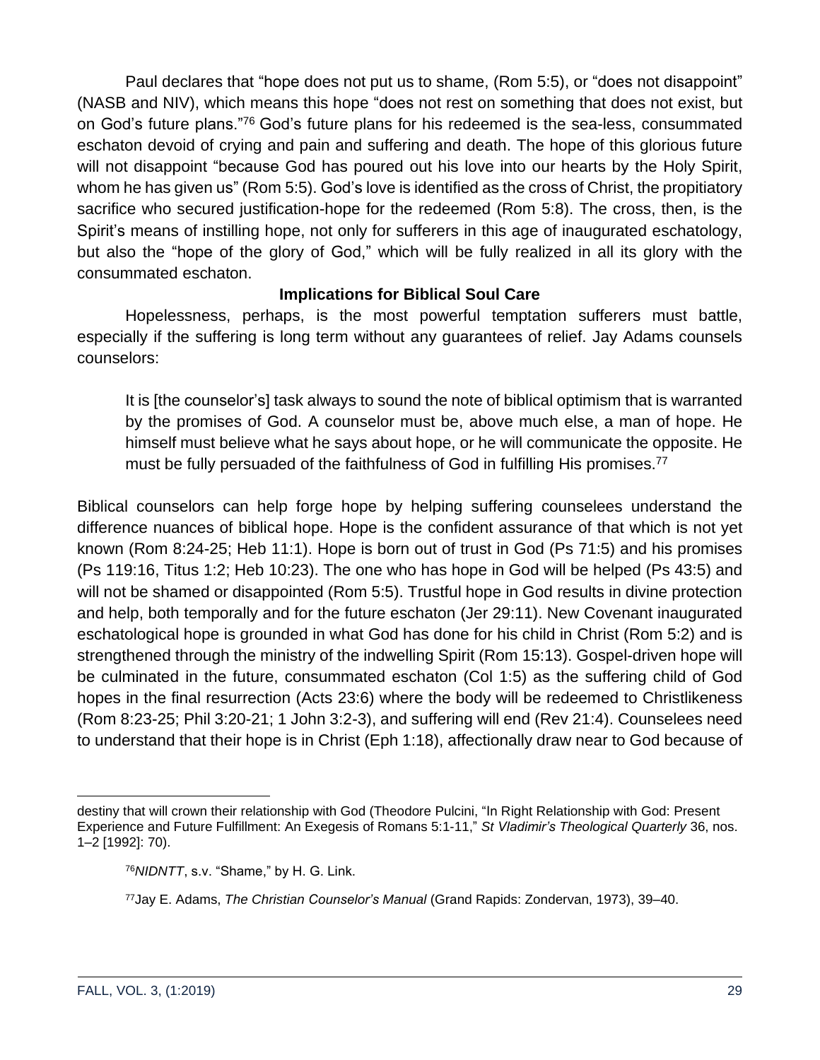Paul declares that "hope does not put us to shame, (Rom 5:5), or "does not disappoint" (NASB and NIV), which means this hope "does not rest on something that does not exist, but on God's future plans."[76] God's future plans for his redeemed is the sea-less, consummated eschaton devoid of crying and pain and suffering and death. The hope of this glorious future will not disappoint "because God has poured out his love into our hearts by the Holy Spirit, whom he has given us" (Rom 5:5). God's love is identified as the cross of Christ, the propitiatory sacrifice who secured justification-hope for the redeemed (Rom 5:8). The cross, then, is the Spirit's means of instilling hope, not only for sufferers in this age of inaugurated eschatology, but also the "hope of the glory of God," which will be fully realized in all its glory with the consummated eschaton.

**Implications for Biblical Soul Care**

Hopelessness, perhaps, is the most powerful temptation sufferers must battle, especially if the suffering is long term without any guarantees of relief. Jay Adams counsels counselors:

> It is [the counselor's] task always to sound the note of biblical optimism that is warranted by the promises of God. A counselor must be, above much else, a man of hope. He himself must believe what he says about hope, or he will communicate the opposite. He must be fully persuaded of the faithfulness of God in fulfilling His promises.[77]

Biblical counselors can help forge hope by helping suffering counselees understand the difference nuances of biblical hope. Hope is the confident assurance of that which is not yet known (Rom 8:24-25; Heb 11:1). Hope is born out of trust in God (Ps 71:5) and his promises (Ps 119:16, Titus 1:2; Heb 10:23). The one who has hope in God will be helped (Ps 43:5) and will not be shamed or disappointed (Rom 5:5). Trustful hope in God results in divine protection and help, both temporally and for the future eschaton (Jer 29:11). New Covenant inaugurated eschatological hope is grounded in what God has done for his child in Christ (Rom 5:2) and is strengthened through the ministry of the indwelling Spirit (Rom 15:13). Gospel-driven hope will be culminated in the future, consummated eschaton (Col 1:5) as the suffering child of God hopes in the final resurrection (Acts 23:6) where the body will be redeemed to Christlikeness (Rom 8:23-25; Phil 3:20-21; 1 John 3:2-3), and suffering will end (Rev 21:4). Counselees need to understand that their hope is in Christ (Eph 1:18), affectionally draw near to God because of

---

destiny that will crown their relationship with God (Theodore Pulcini, "In Right Relationship with God: Present Experience and Future Fulfillment: An Exegesis of Romans 5:1-11," *St Vladimir's Theological Quarterly* 36, nos. 1–2 [1992]: 70).

[76] *NIDNTT*, s.v. "Shame," by H. G. Link.

[77] Jay E. Adams, *The Christian Counselor's Manual* (Grand Rapids: Zondervan, 1973), 39–40.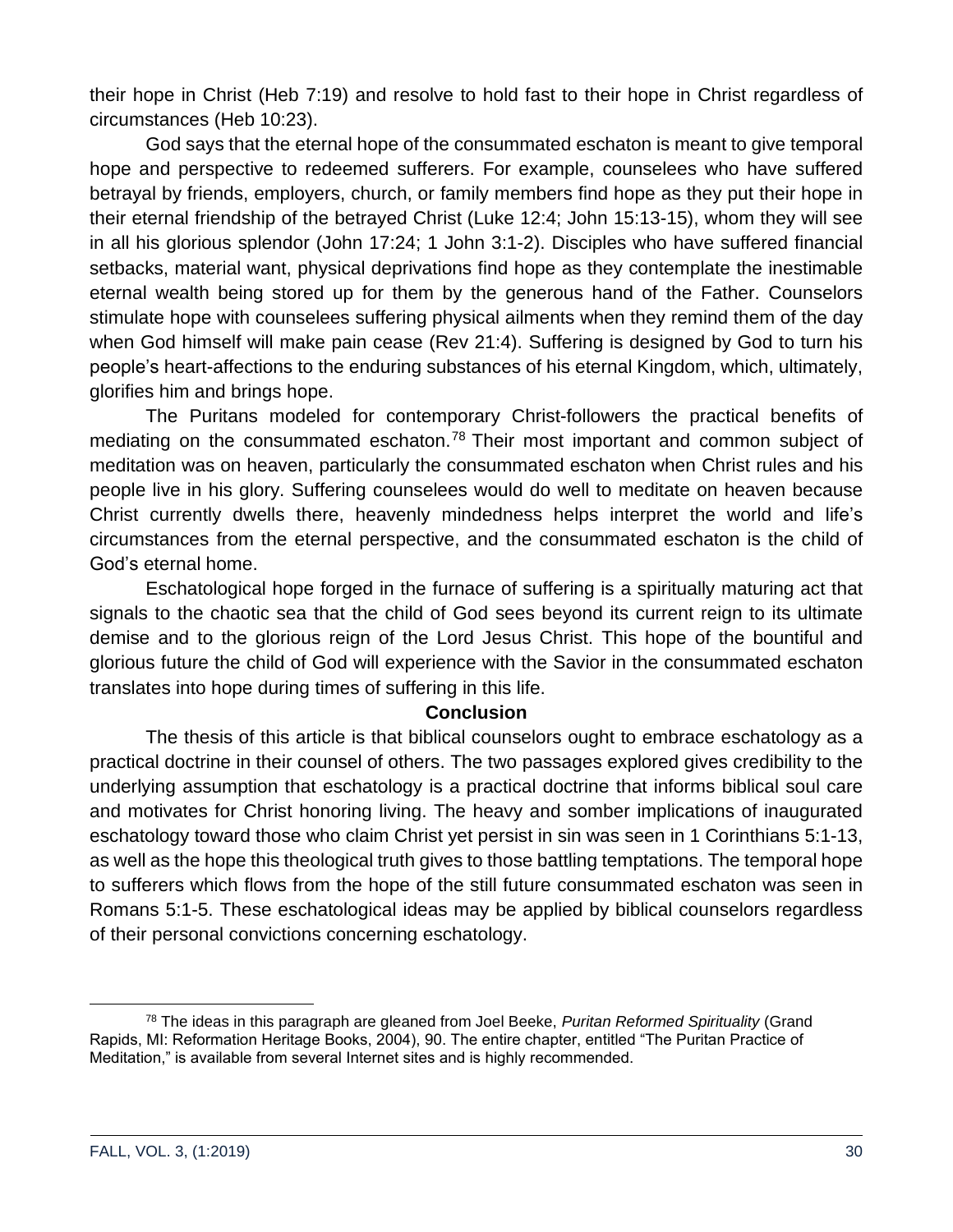their hope in Christ (Heb 7:19) and resolve to hold fast to their hope in Christ regardless of circumstances (Heb 10:23).

God says that the eternal hope of the consummated eschaton is meant to give temporal hope and perspective to redeemed sufferers. For example, counselees who have suffered betrayal by friends, employers, church, or family members find hope as they put their hope in their eternal friendship of the betrayed Christ (Luke 12:4; John 15:13-15), whom they will see in all his glorious splendor (John 17:24; 1 John 3:1-2). Disciples who have suffered financial setbacks, material want, physical deprivations find hope as they contemplate the inestimable eternal wealth being stored up for them by the generous hand of the Father. Counselors stimulate hope with counselees suffering physical ailments when they remind them of the day when God himself will make pain cease (Rev 21:4). Suffering is designed by God to turn his people's heart-affections to the enduring substances of his eternal Kingdom, which, ultimately, glorifies him and brings hope.

The Puritans modeled for contemporary Christ-followers the practical benefits of mediating on the consummated eschaton.[78] Their most important and common subject of meditation was on heaven, particularly the consummated eschaton when Christ rules and his people live in his glory. Suffering counselees would do well to meditate on heaven because Christ currently dwells there, heavenly mindedness helps interpret the world and life's circumstances from the eternal perspective, and the consummated eschaton is the child of God's eternal home.

Eschatological hope forged in the furnace of suffering is a spiritually maturing act that signals to the chaotic sea that the child of God sees beyond its current reign to its ultimate demise and to the glorious reign of the Lord Jesus Christ. This hope of the bountiful and glorious future the child of God will experience with the Savior in the consummated eschaton translates into hope during times of suffering in this life.

## Conclusion

The thesis of this article is that biblical counselors ought to embrace eschatology as a practical doctrine in their counsel of others. The two passages explored gives credibility to the underlying assumption that eschatology is a practical doctrine that informs biblical soul care and motivates for Christ honoring living. The heavy and somber implications of inaugurated eschatology toward those who claim Christ yet persist in sin was seen in 1 Corinthians 5:1-13, as well as the hope this theological truth gives to those battling temptations. The temporal hope to sufferers which flows from the hope of the still future consummated eschaton was seen in Romans 5:1-5. These eschatological ideas may be applied by biblical counselors regardless of their personal convictions concerning eschatology.

[78] The ideas in this paragraph are gleaned from Joel Beeke, *Puritan Reformed Spirituality* (Grand Rapids, MI: Reformation Heritage Books, 2004), 90. The entire chapter, entitled "The Puritan Practice of Meditation," is available from several Internet sites and is highly recommended.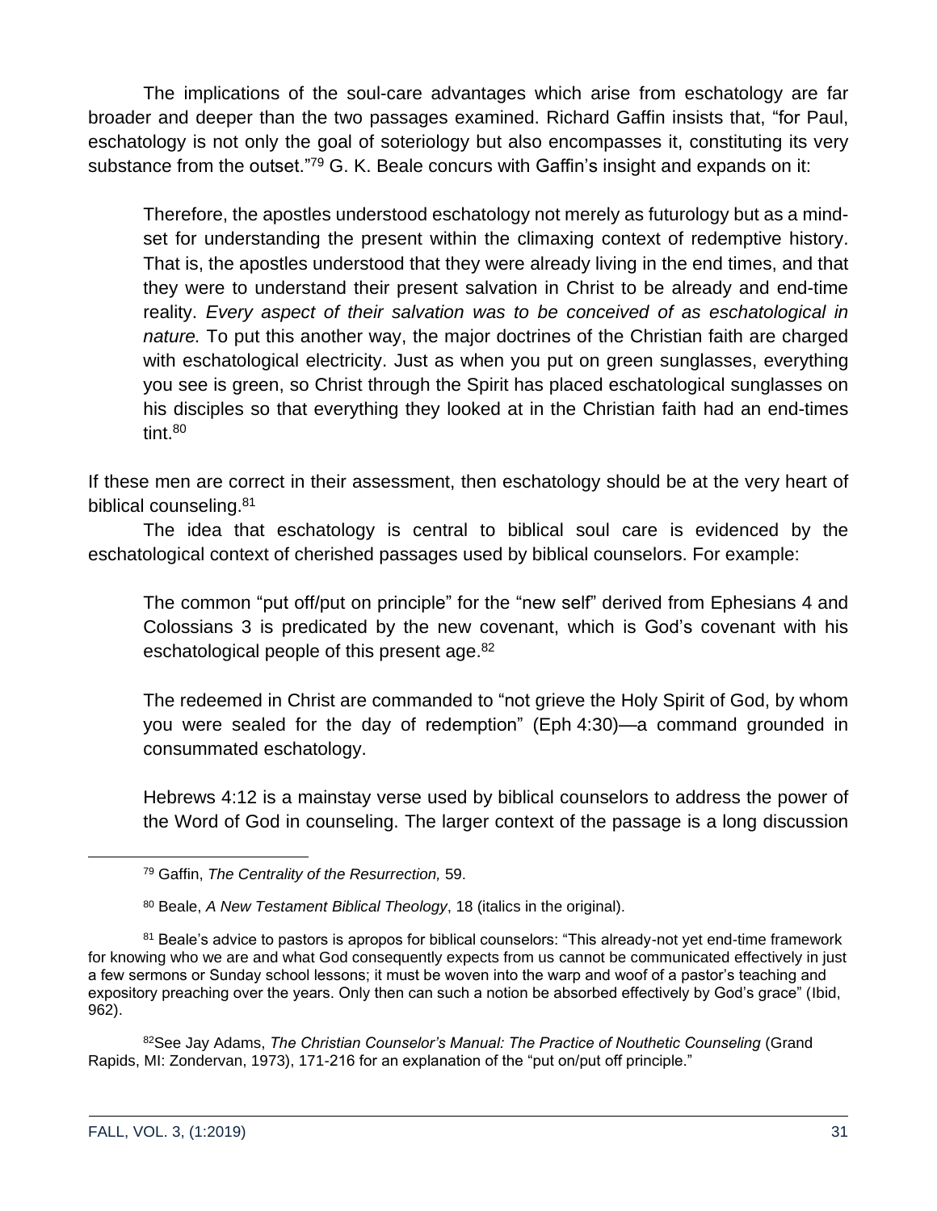The implications of the soul-care advantages which arise from eschatology are far broader and deeper than the two passages examined. Richard Gaffin insists that, "for Paul, eschatology is not only the goal of soteriology but also encompasses it, constituting its very substance from the outset."[79] G. K. Beale concurs with Gaffin's insight and expands on it:

> Therefore, the apostles understood eschatology not merely as futurology but as a mind-set for understanding the present within the climaxing context of redemptive history. That is, the apostles understood that they were already living in the end times, and that they were to understand their present salvation in Christ to be already and end-time reality. *Every aspect of their salvation was to be conceived of as eschatological in nature.* To put this another way, the major doctrines of the Christian faith are charged with eschatological electricity. Just as when you put on green sunglasses, everything you see is green, so Christ through the Spirit has placed eschatological sunglasses on his disciples so that everything they looked at in the Christian faith had an end-times tint.[80]

If these men are correct in their assessment, then eschatology should be at the very heart of biblical counseling.[81]

The idea that eschatology is central to biblical soul care is evidenced by the eschatological context of cherished passages used by biblical counselors. For example:

> The common "put off/put on principle" for the "new self" derived from Ephesians 4 and Colossians 3 is predicated by the new covenant, which is God's covenant with his eschatological people of this present age.[82]
>
> The redeemed in Christ are commanded to "not grieve the Holy Spirit of God, by whom you were sealed for the day of redemption" (Eph 4:30)—a command grounded in consummated eschatology.
>
> Hebrews 4:12 is a mainstay verse used by biblical counselors to address the power of the Word of God in counseling. The larger context of the passage is a long discussion

---

[79] Gaffin, *The Centrality of the Resurrection,* 59.

[80] Beale, *A New Testament Biblical Theology*, 18 (italics in the original).

[81] Beale's advice to pastors is apropos for biblical counselors: "This already-not yet end-time framework for knowing who we are and what God consequently expects from us cannot be communicated effectively in just a few sermons or Sunday school lessons; it must be woven into the warp and woof of a pastor's teaching and expository preaching over the years. Only then can such a notion be absorbed effectively by God's grace" (Ibid, 962).

[82] See Jay Adams, *The Christian Counselor's Manual: The Practice of Nouthetic Counseling* (Grand Rapids, MI: Zondervan, 1973), 171-216 for an explanation of the "put on/put off principle."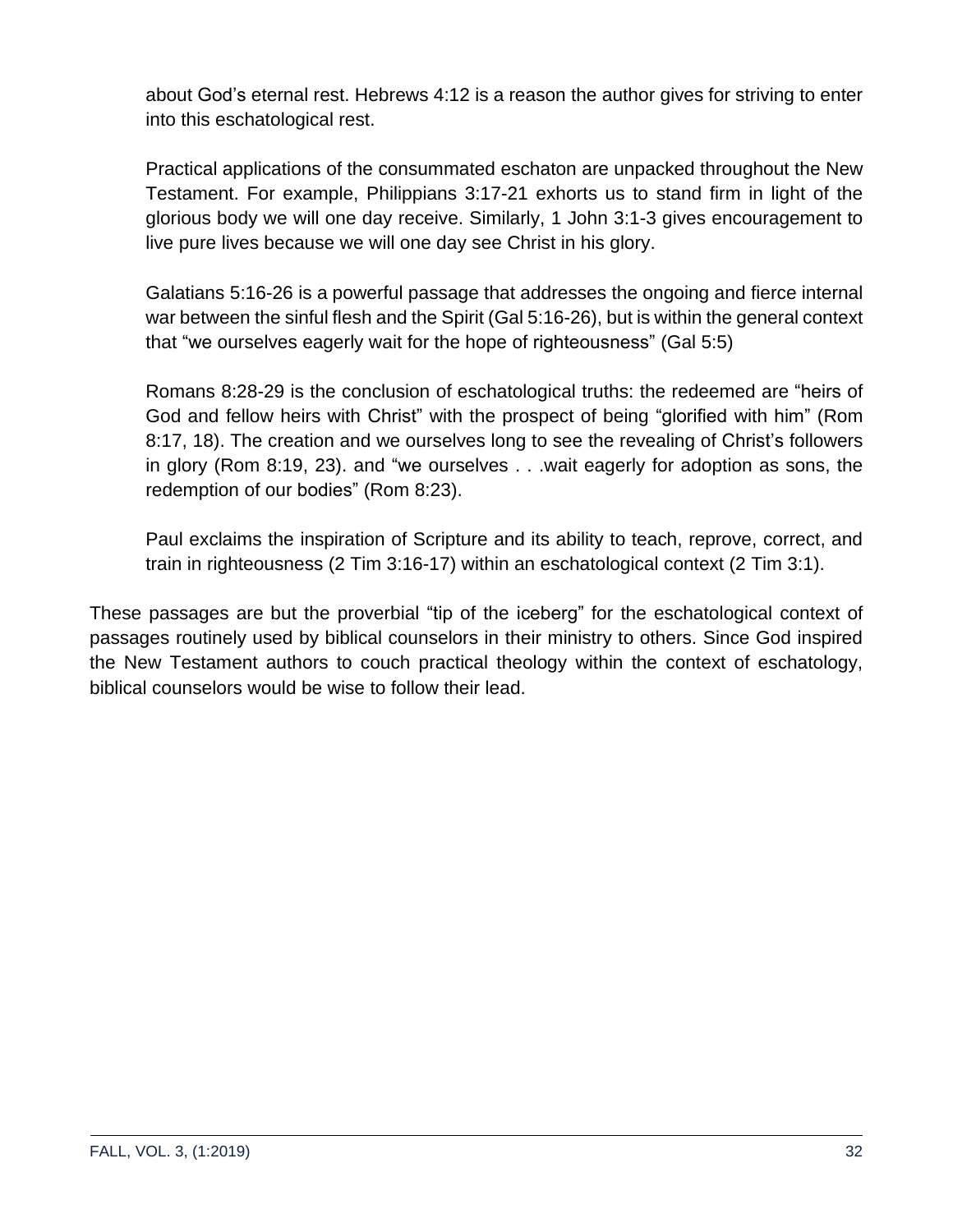about God's eternal rest. Hebrews 4:12 is a reason the author gives for striving to enter into this eschatological rest.

Practical applications of the consummated eschaton are unpacked throughout the New Testament. For example, Philippians 3:17-21 exhorts us to stand firm in light of the glorious body we will one day receive. Similarly, 1 John 3:1-3 gives encouragement to live pure lives because we will one day see Christ in his glory.

Galatians 5:16-26 is a powerful passage that addresses the ongoing and fierce internal war between the sinful flesh and the Spirit (Gal 5:16-26), but is within the general context that "we ourselves eagerly wait for the hope of righteousness" (Gal 5:5)

Romans 8:28-29 is the conclusion of eschatological truths: the redeemed are "heirs of God and fellow heirs with Christ" with the prospect of being "glorified with him" (Rom 8:17, 18). The creation and we ourselves long to see the revealing of Christ's followers in glory (Rom 8:19, 23). and "we ourselves . . .wait eagerly for adoption as sons, the redemption of our bodies" (Rom 8:23).

Paul exclaims the inspiration of Scripture and its ability to teach, reprove, correct, and train in righteousness (2 Tim 3:16-17) within an eschatological context (2 Tim 3:1).

These passages are but the proverbial "tip of the iceberg" for the eschatological context of passages routinely used by biblical counselors in their ministry to others. Since God inspired the New Testament authors to couch practical theology within the context of eschatology, biblical counselors would be wise to follow their lead.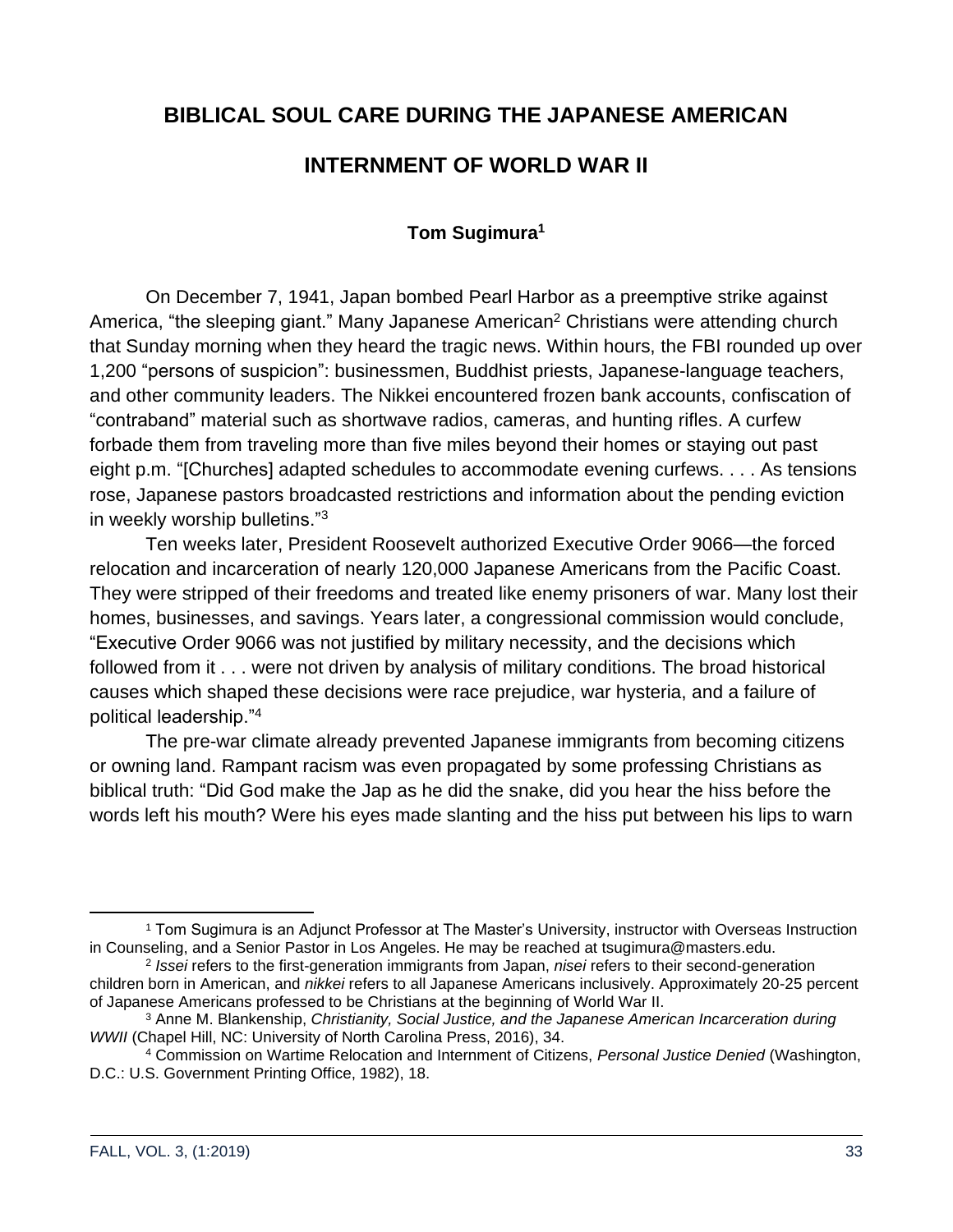# BIBLICAL SOUL CARE DURING THE JAPANESE AMERICAN INTERNMENT OF WORLD WAR II

**Tom Sugimura[1]**

On December 7, 1941, Japan bombed Pearl Harbor as a preemptive strike against America, "the sleeping giant." Many Japanese American[2] Christians were attending church that Sunday morning when they heard the tragic news. Within hours, the FBI rounded up over 1,200 "persons of suspicion": businessmen, Buddhist priests, Japanese-language teachers, and other community leaders. The Nikkei encountered frozen bank accounts, confiscation of "contraband" material such as shortwave radios, cameras, and hunting rifles. A curfew forbade them from traveling more than five miles beyond their homes or staying out past eight p.m. "[Churches] adapted schedules to accommodate evening curfews. . . . As tensions rose, Japanese pastors broadcasted restrictions and information about the pending eviction in weekly worship bulletins."[3]

Ten weeks later, President Roosevelt authorized Executive Order 9066—the forced relocation and incarceration of nearly 120,000 Japanese Americans from the Pacific Coast. They were stripped of their freedoms and treated like enemy prisoners of war. Many lost their homes, businesses, and savings. Years later, a congressional commission would conclude, "Executive Order 9066 was not justified by military necessity, and the decisions which followed from it . . . were not driven by analysis of military conditions. The broad historical causes which shaped these decisions were race prejudice, war hysteria, and a failure of political leadership."[4]

The pre-war climate already prevented Japanese immigrants from becoming citizens or owning land. Rampant racism was even propagated by some professing Christians as biblical truth: "Did God make the Jap as he did the snake, did you hear the hiss before the words left his mouth? Were his eyes made slanting and the hiss put between his lips to warn

---

[1] Tom Sugimura is an Adjunct Professor at The Master's University, instructor with Overseas Instruction in Counseling, and a Senior Pastor in Los Angeles. He may be reached at tsugimura@masters.edu.

[2] *Issei* refers to the first-generation immigrants from Japan, *nisei* refers to their second-generation children born in American, and *nikkei* refers to all Japanese Americans inclusively. Approximately 20-25 percent of Japanese Americans professed to be Christians at the beginning of World War II.

[3] Anne M. Blankenship, *Christianity, Social Justice, and the Japanese American Incarceration during WWII* (Chapel Hill, NC: University of North Carolina Press, 2016), 34.

[4] Commission on Wartime Relocation and Internment of Citizens, *Personal Justice Denied* (Washington, D.C.: U.S. Government Printing Office, 1982), 18.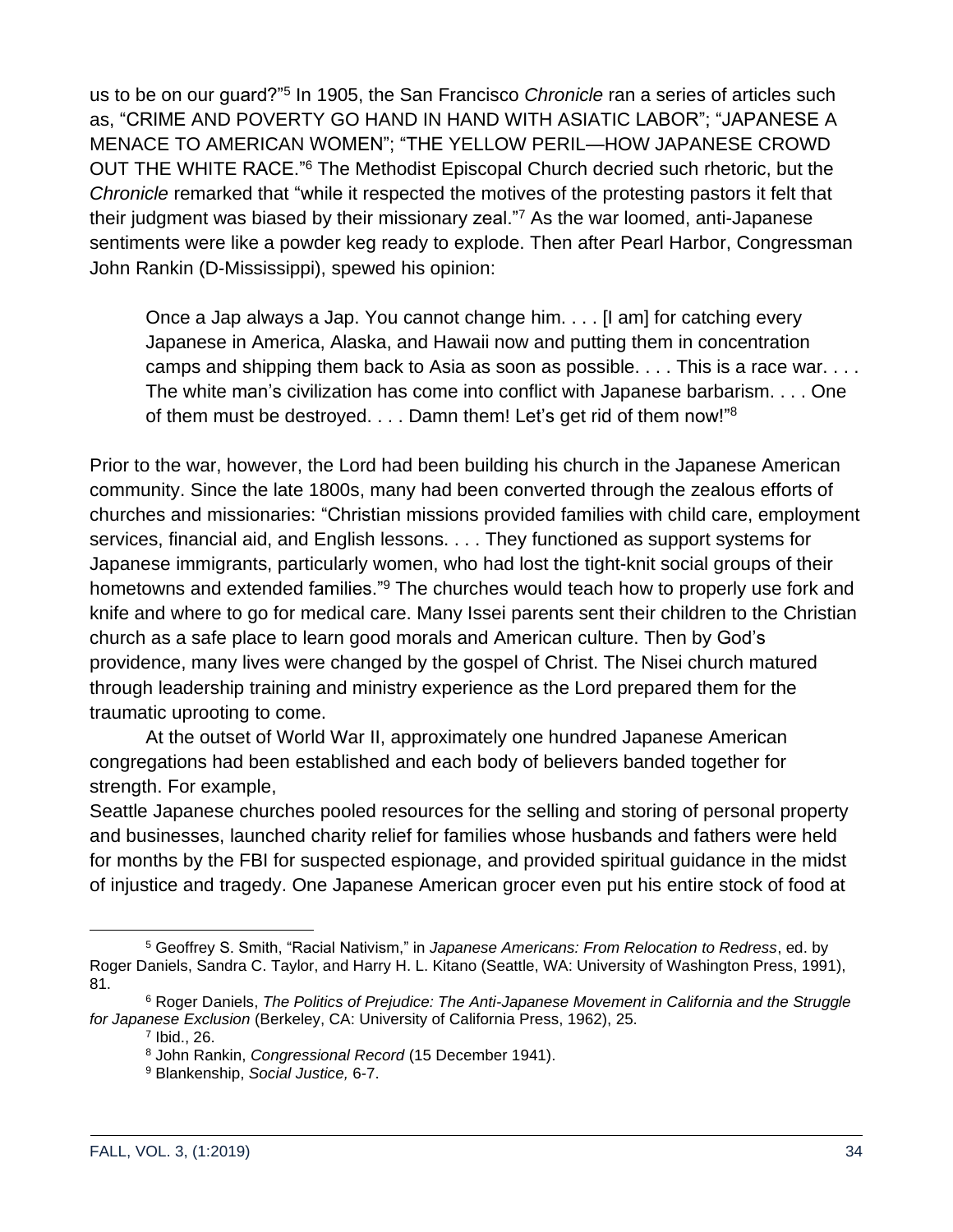us to be on our guard?"[5] In 1905, the San Francisco *Chronicle* ran a series of articles such as, "CRIME AND POVERTY GO HAND IN HAND WITH ASIATIC LABOR"; "JAPANESE A MENACE TO AMERICAN WOMEN"; "THE YELLOW PERIL—HOW JAPANESE CROWD OUT THE WHITE RACE."[6] The Methodist Episcopal Church decried such rhetoric, but the *Chronicle* remarked that "while it respected the motives of the protesting pastors it felt that their judgment was biased by their missionary zeal."[7] As the war loomed, anti-Japanese sentiments were like a powder keg ready to explode. Then after Pearl Harbor, Congressman John Rankin (D-Mississippi), spewed his opinion:

> Once a Jap always a Jap. You cannot change him. . . . [I am] for catching every Japanese in America, Alaska, and Hawaii now and putting them in concentration camps and shipping them back to Asia as soon as possible. . . . This is a race war. . . . The white man's civilization has come into conflict with Japanese barbarism. . . . One of them must be destroyed. . . . Damn them! Let's get rid of them now!"[8]

Prior to the war, however, the Lord had been building his church in the Japanese American community. Since the late 1800s, many had been converted through the zealous efforts of churches and missionaries: "Christian missions provided families with child care, employment services, financial aid, and English lessons. . . . They functioned as support systems for Japanese immigrants, particularly women, who had lost the tight-knit social groups of their hometowns and extended families."[9] The churches would teach how to properly use fork and knife and where to go for medical care. Many Issei parents sent their children to the Christian church as a safe place to learn good morals and American culture. Then by God's providence, many lives were changed by the gospel of Christ. The Nisei church matured through leadership training and ministry experience as the Lord prepared them for the traumatic uprooting to come.

At the outset of World War II, approximately one hundred Japanese American congregations had been established and each body of believers banded together for strength. For example,
Seattle Japanese churches pooled resources for the selling and storing of personal property and businesses, launched charity relief for families whose husbands and fathers were held for months by the FBI for suspected espionage, and provided spiritual guidance in the midst of injustice and tragedy. One Japanese American grocer even put his entire stock of food at

---

[5] Geoffrey S. Smith, "Racial Nativism," in *Japanese Americans: From Relocation to Redress*, ed. by Roger Daniels, Sandra C. Taylor, and Harry H. L. Kitano (Seattle, WA: University of Washington Press, 1991), 81.

[6] Roger Daniels, *The Politics of Prejudice: The Anti-Japanese Movement in California and the Struggle for Japanese Exclusion* (Berkeley, CA: University of California Press, 1962), 25.

[7] Ibid., 26.

[8] John Rankin, *Congressional Record* (15 December 1941).

[9] Blankenship, *Social Justice,* 6-7.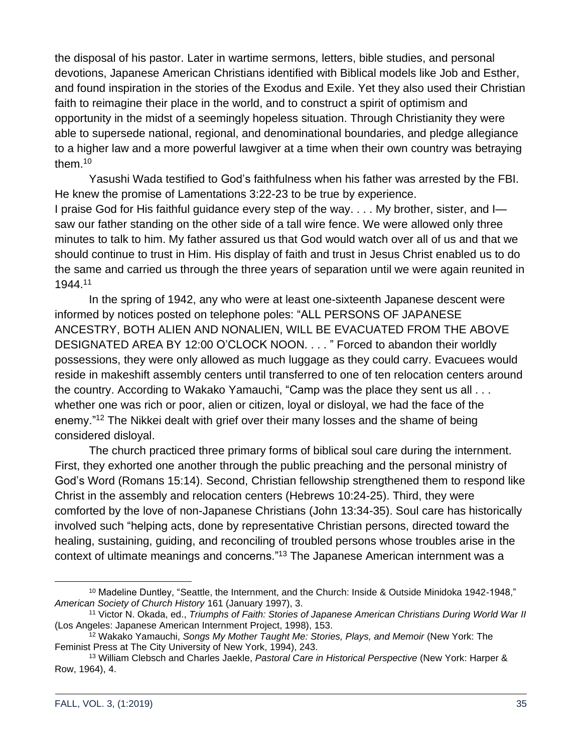the disposal of his pastor. Later in wartime sermons, letters, bible studies, and personal devotions, Japanese American Christians identified with Biblical models like Job and Esther, and found inspiration in the stories of the Exodus and Exile. Yet they also used their Christian faith to reimagine their place in the world, and to construct a spirit of optimism and opportunity in the midst of a seemingly hopeless situation. Through Christianity they were able to supersede national, regional, and denominational boundaries, and pledge allegiance to a higher law and a more powerful lawgiver at a time when their own country was betraying them.[10]

Yasushi Wada testified to God's faithfulness when his father was arrested by the FBI. He knew the promise of Lamentations 3:22-23 to be true by experience.

I praise God for His faithful guidance every step of the way. . . . My brother, sister, and I—saw our father standing on the other side of a tall wire fence. We were allowed only three minutes to talk to him. My father assured us that God would watch over all of us and that we should continue to trust in Him. His display of faith and trust in Jesus Christ enabled us to do the same and carried us through the three years of separation until we were again reunited in 1944.[11]

In the spring of 1942, any who were at least one-sixteenth Japanese descent were informed by notices posted on telephone poles: "ALL PERSONS OF JAPANESE ANCESTRY, BOTH ALIEN AND NONALIEN, WILL BE EVACUATED FROM THE ABOVE DESIGNATED AREA BY 12:00 O'CLOCK NOON. . . . " Forced to abandon their worldly possessions, they were only allowed as much luggage as they could carry. Evacuees would reside in makeshift assembly centers until transferred to one of ten relocation centers around the country. According to Wakako Yamauchi, "Camp was the place they sent us all . . . whether one was rich or poor, alien or citizen, loyal or disloyal, we had the face of the enemy."[12] The Nikkei dealt with grief over their many losses and the shame of being considered disloyal.

The church practiced three primary forms of biblical soul care during the internment. First, they exhorted one another through the public preaching and the personal ministry of God's Word (Romans 15:14). Second, Christian fellowship strengthened them to respond like Christ in the assembly and relocation centers (Hebrews 10:24-25). Third, they were comforted by the love of non-Japanese Christians (John 13:34-35). Soul care has historically involved such "helping acts, done by representative Christian persons, directed toward the healing, sustaining, guiding, and reconciling of troubled persons whose troubles arise in the context of ultimate meanings and concerns."[13] The Japanese American internment was a

---

[10] Madeline Duntley, "Seattle, the Internment, and the Church: Inside & Outside Minidoka 1942-1948," *American Society of Church History* 161 (January 1997), 3.

[11] Victor N. Okada, ed., *Triumphs of Faith: Stories of Japanese American Christians During World War II* (Los Angeles: Japanese American Internment Project, 1998), 153.

[12] Wakako Yamauchi, *Songs My Mother Taught Me: Stories, Plays, and Memoir* (New York: The Feminist Press at The City University of New York, 1994), 243.

[13] William Clebsch and Charles Jaekle, *Pastoral Care in Historical Perspective* (New York: Harper & Row, 1964), 4.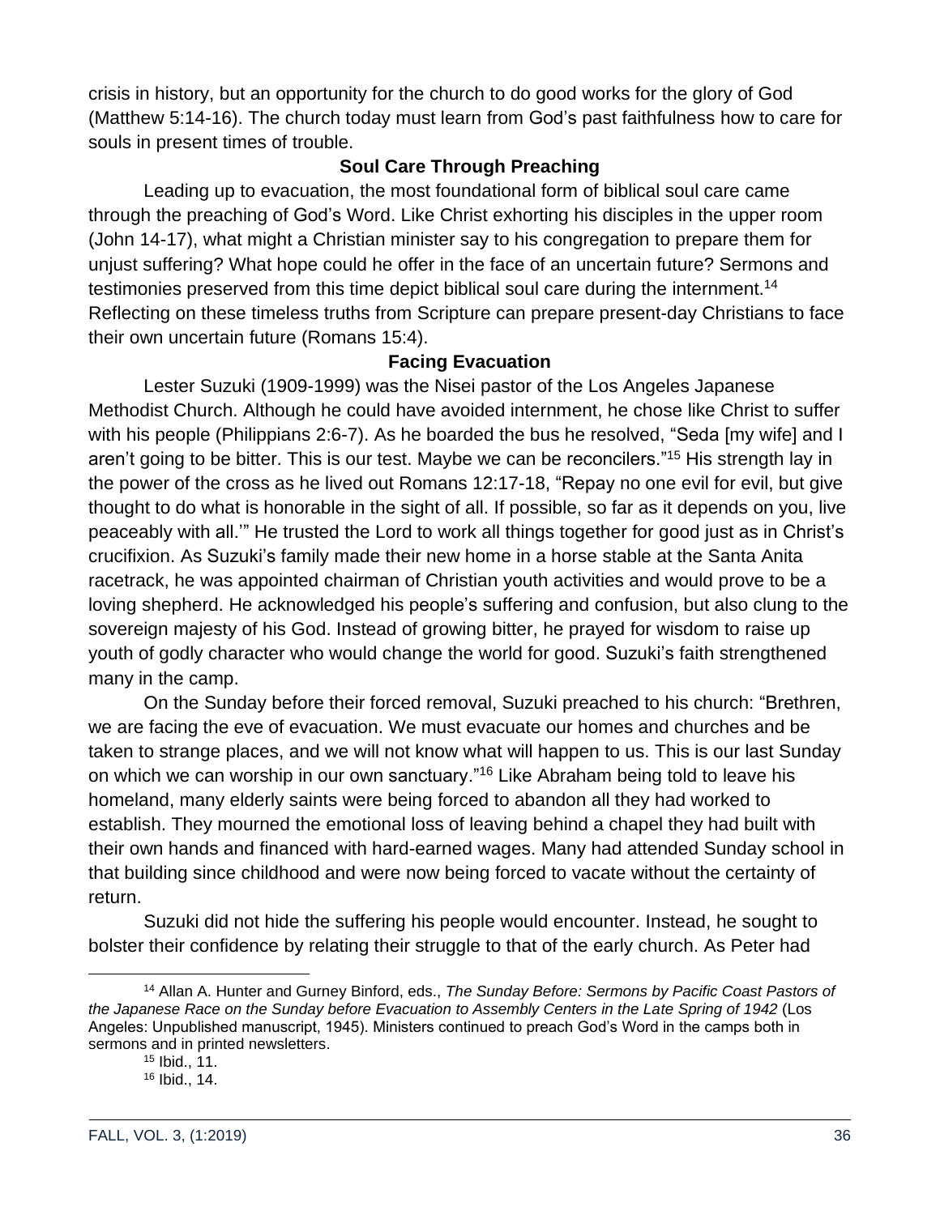crisis in history, but an opportunity for the church to do good works for the glory of God (Matthew 5:14-16). The church today must learn from God's past faithfulness how to care for souls in present times of trouble.

### Soul Care Through Preaching

Leading up to evacuation, the most foundational form of biblical soul care came through the preaching of God's Word. Like Christ exhorting his disciples in the upper room (John 14-17), what might a Christian minister say to his congregation to prepare them for unjust suffering? What hope could he offer in the face of an uncertain future? Sermons and testimonies preserved from this time depict biblical soul care during the internment.[14] Reflecting on these timeless truths from Scripture can prepare present-day Christians to face their own uncertain future (Romans 15:4).

### Facing Evacuation

Lester Suzuki (1909-1999) was the Nisei pastor of the Los Angeles Japanese Methodist Church. Although he could have avoided internment, he chose like Christ to suffer with his people (Philippians 2:6-7). As he boarded the bus he resolved, "Seda [my wife] and I aren't going to be bitter. This is our test. Maybe we can be reconcilers."[15] His strength lay in the power of the cross as he lived out Romans 12:17-18, "Repay no one evil for evil, but give thought to do what is honorable in the sight of all. If possible, so far as it depends on you, live peaceably with all.'" He trusted the Lord to work all things together for good just as in Christ's crucifixion. As Suzuki's family made their new home in a horse stable at the Santa Anita racetrack, he was appointed chairman of Christian youth activities and would prove to be a loving shepherd. He acknowledged his people's suffering and confusion, but also clung to the sovereign majesty of his God. Instead of growing bitter, he prayed for wisdom to raise up youth of godly character who would change the world for good. Suzuki's faith strengthened many in the camp.

On the Sunday before their forced removal, Suzuki preached to his church: "Brethren, we are facing the eve of evacuation. We must evacuate our homes and churches and be taken to strange places, and we will not know what will happen to us. This is our last Sunday on which we can worship in our own sanctuary."[16] Like Abraham being told to leave his homeland, many elderly saints were being forced to abandon all they had worked to establish. They mourned the emotional loss of leaving behind a chapel they had built with their own hands and financed with hard-earned wages. Many had attended Sunday school in that building since childhood and were now being forced to vacate without the certainty of return.

Suzuki did not hide the suffering his people would encounter. Instead, he sought to bolster their confidence by relating their struggle to that of the early church. As Peter had

---

[14] Allan A. Hunter and Gurney Binford, eds., *The Sunday Before: Sermons by Pacific Coast Pastors of the Japanese Race on the Sunday before Evacuation to Assembly Centers in the Late Spring of 1942* (Los Angeles: Unpublished manuscript, 1945). Ministers continued to preach God's Word in the camps both in sermons and in printed newsletters.

[15] Ibid., 11.

[16] Ibid., 14.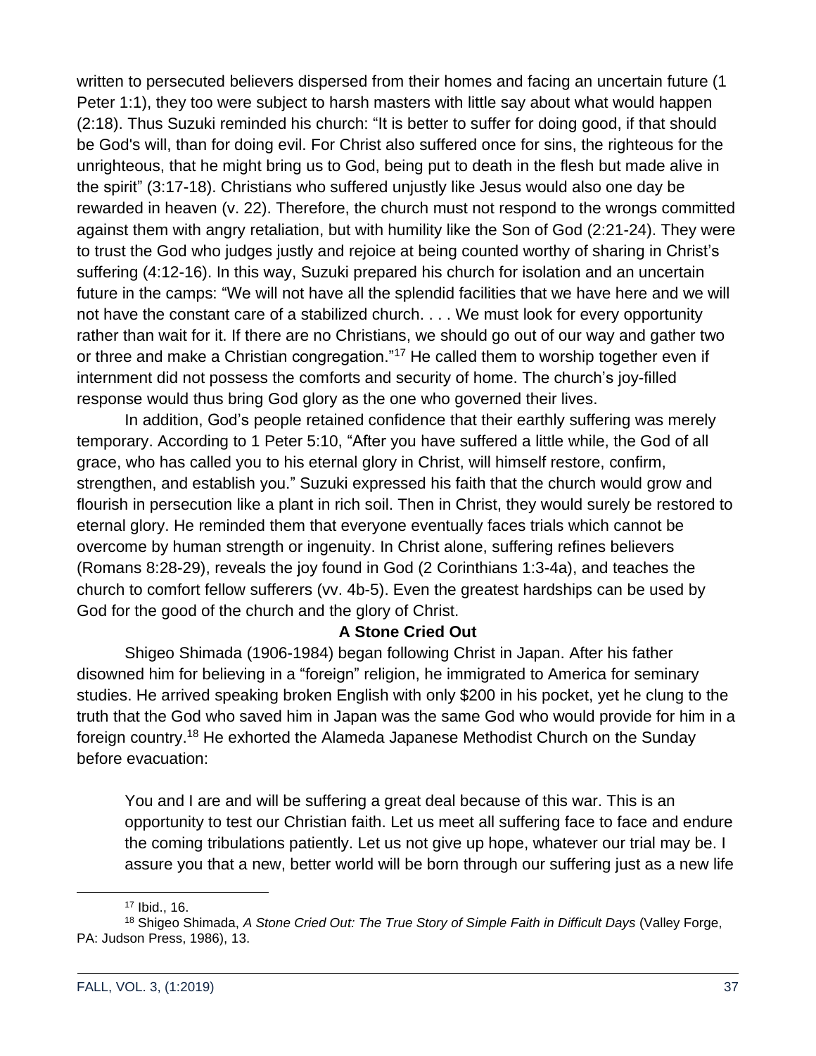written to persecuted believers dispersed from their homes and facing an uncertain future (1 Peter 1:1), they too were subject to harsh masters with little say about what would happen (2:18). Thus Suzuki reminded his church: "It is better to suffer for doing good, if that should be God's will, than for doing evil. For Christ also suffered once for sins, the righteous for the unrighteous, that he might bring us to God, being put to death in the flesh but made alive in the spirit" (3:17-18). Christians who suffered unjustly like Jesus would also one day be rewarded in heaven (v. 22). Therefore, the church must not respond to the wrongs committed against them with angry retaliation, but with humility like the Son of God (2:21-24). They were to trust the God who judges justly and rejoice at being counted worthy of sharing in Christ's suffering (4:12-16). In this way, Suzuki prepared his church for isolation and an uncertain future in the camps: "We will not have all the splendid facilities that we have here and we will not have the constant care of a stabilized church. . . . We must look for every opportunity rather than wait for it. If there are no Christians, we should go out of our way and gather two or three and make a Christian congregation."[17] He called them to worship together even if internment did not possess the comforts and security of home. The church's joy-filled response would thus bring God glory as the one who governed their lives.

In addition, God's people retained confidence that their earthly suffering was merely temporary. According to 1 Peter 5:10, "After you have suffered a little while, the God of all grace, who has called you to his eternal glory in Christ, will himself restore, confirm, strengthen, and establish you." Suzuki expressed his faith that the church would grow and flourish in persecution like a plant in rich soil. Then in Christ, they would surely be restored to eternal glory. He reminded them that everyone eventually faces trials which cannot be overcome by human strength or ingenuity. In Christ alone, suffering refines believers (Romans 8:28-29), reveals the joy found in God (2 Corinthians 1:3-4a), and teaches the church to comfort fellow sufferers (vv. 4b-5). Even the greatest hardships can be used by God for the good of the church and the glory of Christ.

**A Stone Cried Out**

Shigeo Shimada (1906-1984) began following Christ in Japan. After his father disowned him for believing in a "foreign" religion, he immigrated to America for seminary studies. He arrived speaking broken English with only $200 in his pocket, yet he clung to the truth that the God who saved him in Japan was the same God who would provide for him in a foreign country.[18] He exhorted the Alameda Japanese Methodist Church on the Sunday before evacuation:

> You and I are and will be suffering a great deal because of this war. This is an opportunity to test our Christian faith. Let us meet all suffering face to face and endure the coming tribulations patiently. Let us not give up hope, whatever our trial may be. I assure you that a new, better world will be born through our suffering just as a new life

---

[17] Ibid., 16.

[18] Shigeo Shimada, *A Stone Cried Out: The True Story of Simple Faith in Difficult Days* (Valley Forge, PA: Judson Press, 1986), 13.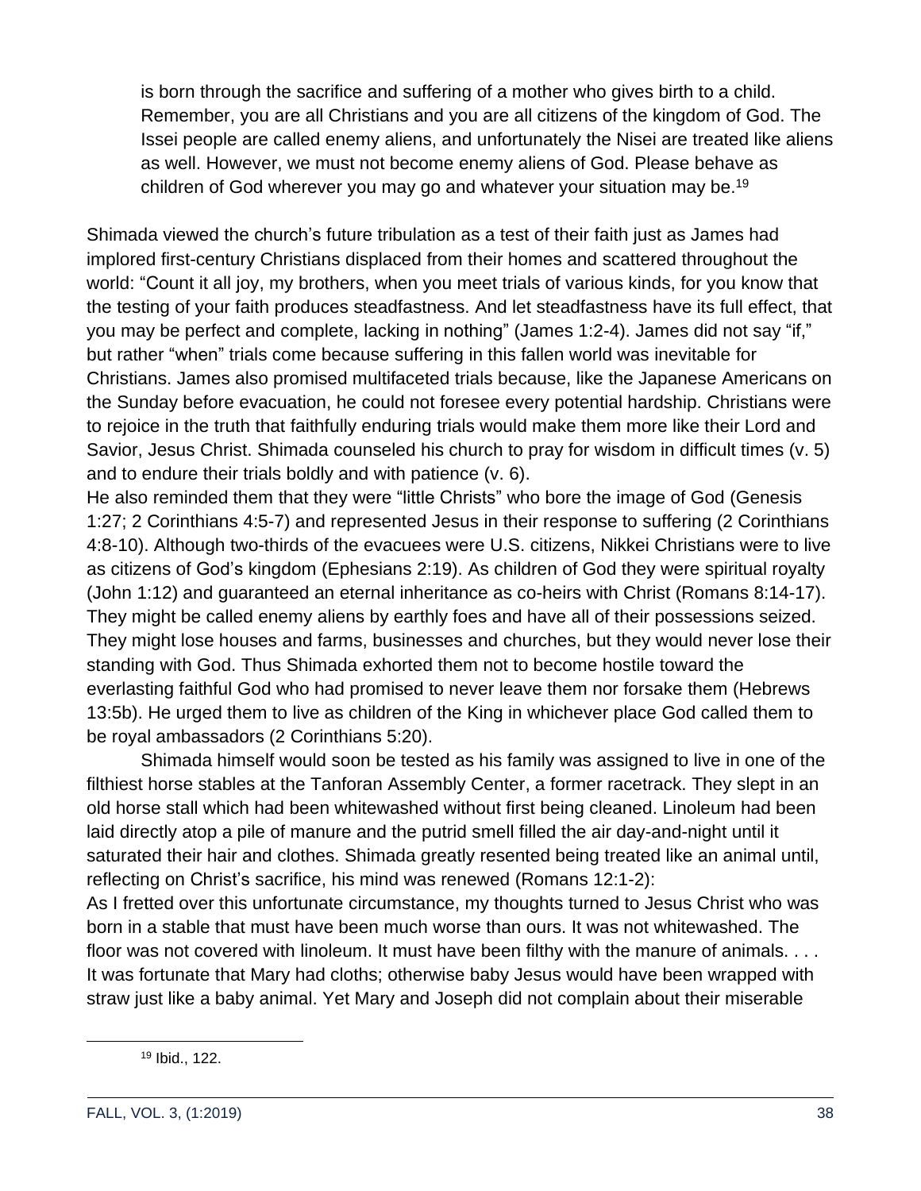> is born through the sacrifice and suffering of a mother who gives birth to a child. Remember, you are all Christians and you are all citizens of the kingdom of God. The Issei people are called enemy aliens, and unfortunately the Nisei are treated like aliens as well. However, we must not become enemy aliens of God. Please behave as children of God wherever you may go and whatever your situation may be.[19]

Shimada viewed the church's future tribulation as a test of their faith just as James had implored first-century Christians displaced from their homes and scattered throughout the world: "Count it all joy, my brothers, when you meet trials of various kinds, for you know that the testing of your faith produces steadfastness. And let steadfastness have its full effect, that you may be perfect and complete, lacking in nothing" (James 1:2-4). James did not say "if," but rather "when" trials come because suffering in this fallen world was inevitable for Christians. James also promised multifaceted trials because, like the Japanese Americans on the Sunday before evacuation, he could not foresee every potential hardship. Christians were to rejoice in the truth that faithfully enduring trials would make them more like their Lord and Savior, Jesus Christ. Shimada counseled his church to pray for wisdom in difficult times (v. 5) and to endure their trials boldly and with patience (v. 6).

He also reminded them that they were "little Christs" who bore the image of God (Genesis 1:27; 2 Corinthians 4:5-7) and represented Jesus in their response to suffering (2 Corinthians 4:8-10). Although two-thirds of the evacuees were U.S. citizens, Nikkei Christians were to live as citizens of God's kingdom (Ephesians 2:19). As children of God they were spiritual royalty (John 1:12) and guaranteed an eternal inheritance as co-heirs with Christ (Romans 8:14-17). They might be called enemy aliens by earthly foes and have all of their possessions seized. They might lose houses and farms, businesses and churches, but they would never lose their standing with God. Thus Shimada exhorted them not to become hostile toward the everlasting faithful God who had promised to never leave them nor forsake them (Hebrews 13:5b). He urged them to live as children of the King in whichever place God called them to be royal ambassadors (2 Corinthians 5:20).

Shimada himself would soon be tested as his family was assigned to live in one of the filthiest horse stables at the Tanforan Assembly Center, a former racetrack. They slept in an old horse stall which had been whitewashed without first being cleaned. Linoleum had been laid directly atop a pile of manure and the putrid smell filled the air day-and-night until it saturated their hair and clothes. Shimada greatly resented being treated like an animal until, reflecting on Christ's sacrifice, his mind was renewed (Romans 12:1-2):

> As I fretted over this unfortunate circumstance, my thoughts turned to Jesus Christ who was born in a stable that must have been much worse than ours. It was not whitewashed. The floor was not covered with linoleum. It must have been filthy with the manure of animals. . . . It was fortunate that Mary had cloths; otherwise baby Jesus would have been wrapped with straw just like a baby animal. Yet Mary and Joseph did not complain about their miserable

[19] Ibid., 122.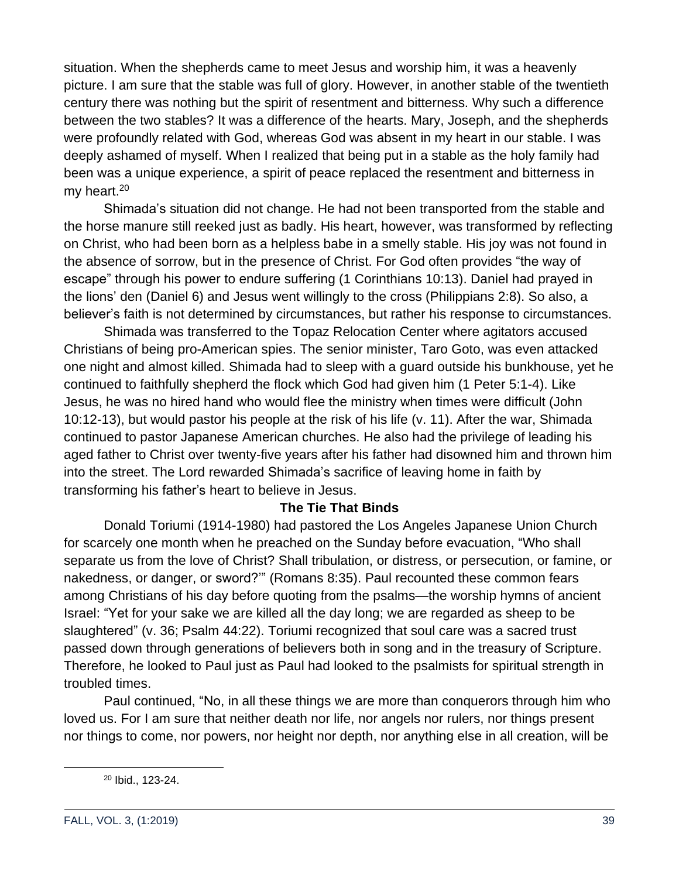situation. When the shepherds came to meet Jesus and worship him, it was a heavenly picture. I am sure that the stable was full of glory. However, in another stable of the twentieth century there was nothing but the spirit of resentment and bitterness. Why such a difference between the two stables? It was a difference of the hearts. Mary, Joseph, and the shepherds were profoundly related with God, whereas God was absent in my heart in our stable. I was deeply ashamed of myself. When I realized that being put in a stable as the holy family had been was a unique experience, a spirit of peace replaced the resentment and bitterness in my heart.[20]

Shimada's situation did not change. He had not been transported from the stable and the horse manure still reeked just as badly. His heart, however, was transformed by reflecting on Christ, who had been born as a helpless babe in a smelly stable. His joy was not found in the absence of sorrow, but in the presence of Christ. For God often provides "the way of escape" through his power to endure suffering (1 Corinthians 10:13). Daniel had prayed in the lions' den (Daniel 6) and Jesus went willingly to the cross (Philippians 2:8). So also, a believer's faith is not determined by circumstances, but rather his response to circumstances.

Shimada was transferred to the Topaz Relocation Center where agitators accused Christians of being pro-American spies. The senior minister, Taro Goto, was even attacked one night and almost killed. Shimada had to sleep with a guard outside his bunkhouse, yet he continued to faithfully shepherd the flock which God had given him (1 Peter 5:1-4). Like Jesus, he was no hired hand who would flee the ministry when times were difficult (John 10:12-13), but would pastor his people at the risk of his life (v. 11). After the war, Shimada continued to pastor Japanese American churches. He also had the privilege of leading his aged father to Christ over twenty-five years after his father had disowned him and thrown him into the street. The Lord rewarded Shimada's sacrifice of leaving home in faith by transforming his father's heart to believe in Jesus.

### The Tie That Binds

Donald Toriumi (1914-1980) had pastored the Los Angeles Japanese Union Church for scarcely one month when he preached on the Sunday before evacuation, "Who shall separate us from the love of Christ? Shall tribulation, or distress, or persecution, or famine, or nakedness, or danger, or sword?'" (Romans 8:35). Paul recounted these common fears among Christians of his day before quoting from the psalms—the worship hymns of ancient Israel: "Yet for your sake we are killed all the day long; we are regarded as sheep to be slaughtered" (v. 36; Psalm 44:22). Toriumi recognized that soul care was a sacred trust passed down through generations of believers both in song and in the treasury of Scripture. Therefore, he looked to Paul just as Paul had looked to the psalmists for spiritual strength in troubled times.

Paul continued, "No, in all these things we are more than conquerors through him who loved us. For I am sure that neither death nor life, nor angels nor rulers, nor things present nor things to come, nor powers, nor height nor depth, nor anything else in all creation, will be

[20] Ibid., 123-24.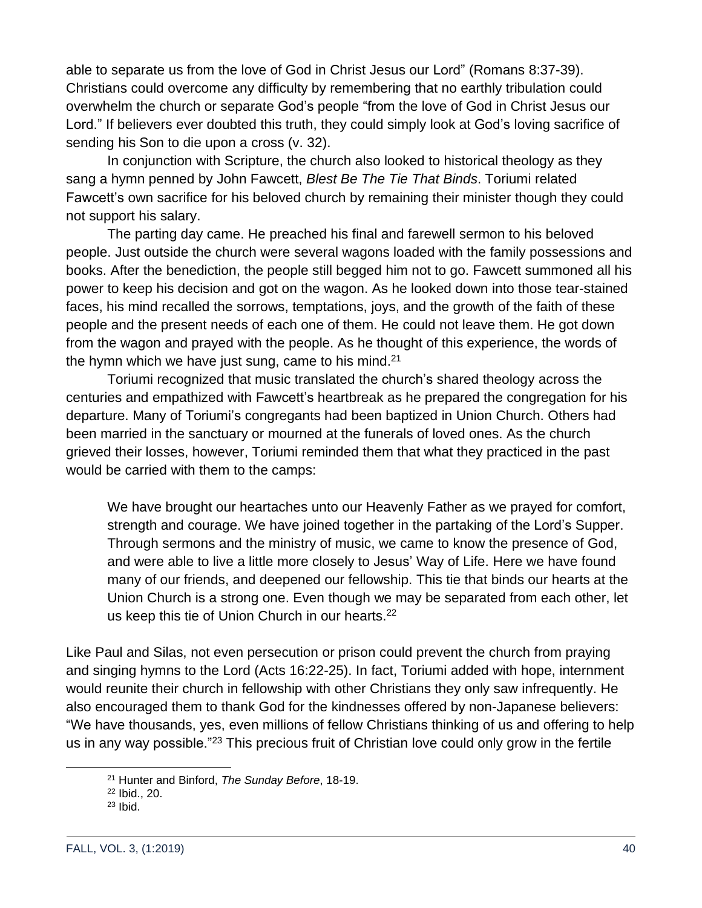able to separate us from the love of God in Christ Jesus our Lord" (Romans 8:37-39). Christians could overcome any difficulty by remembering that no earthly tribulation could overwhelm the church or separate God's people "from the love of God in Christ Jesus our Lord." If believers ever doubted this truth, they could simply look at God's loving sacrifice of sending his Son to die upon a cross (v. 32).

In conjunction with Scripture, the church also looked to historical theology as they sang a hymn penned by John Fawcett, *Blest Be The Tie That Binds*. Toriumi related Fawcett's own sacrifice for his beloved church by remaining their minister though they could not support his salary.

The parting day came. He preached his final and farewell sermon to his beloved people. Just outside the church were several wagons loaded with the family possessions and books. After the benediction, the people still begged him not to go. Fawcett summoned all his power to keep his decision and got on the wagon. As he looked down into those tear-stained faces, his mind recalled the sorrows, temptations, joys, and the growth of the faith of these people and the present needs of each one of them. He could not leave them. He got down from the wagon and prayed with the people. As he thought of this experience, the words of the hymn which we have just sung, came to his mind.[21]

Toriumi recognized that music translated the church's shared theology across the centuries and empathized with Fawcett's heartbreak as he prepared the congregation for his departure. Many of Toriumi's congregants had been baptized in Union Church. Others had been married in the sanctuary or mourned at the funerals of loved ones. As the church grieved their losses, however, Toriumi reminded them that what they practiced in the past would be carried with them to the camps:

> We have brought our heartaches unto our Heavenly Father as we prayed for comfort, strength and courage. We have joined together in the partaking of the Lord's Supper. Through sermons and the ministry of music, we came to know the presence of God, and were able to live a little more closely to Jesus' Way of Life. Here we have found many of our friends, and deepened our fellowship. This tie that binds our hearts at the Union Church is a strong one. Even though we may be separated from each other, let us keep this tie of Union Church in our hearts.[22]

Like Paul and Silas, not even persecution or prison could prevent the church from praying and singing hymns to the Lord (Acts 16:22-25). In fact, Toriumi added with hope, internment would reunite their church in fellowship with other Christians they only saw infrequently. He also encouraged them to thank God for the kindnesses offered by non-Japanese believers: "We have thousands, yes, even millions of fellow Christians thinking of us and offering to help us in any way possible."[23] This precious fruit of Christian love could only grow in the fertile

[21] Hunter and Binford, *The Sunday Before*, 18-19.

[22] Ibid., 20.

[23] Ibid.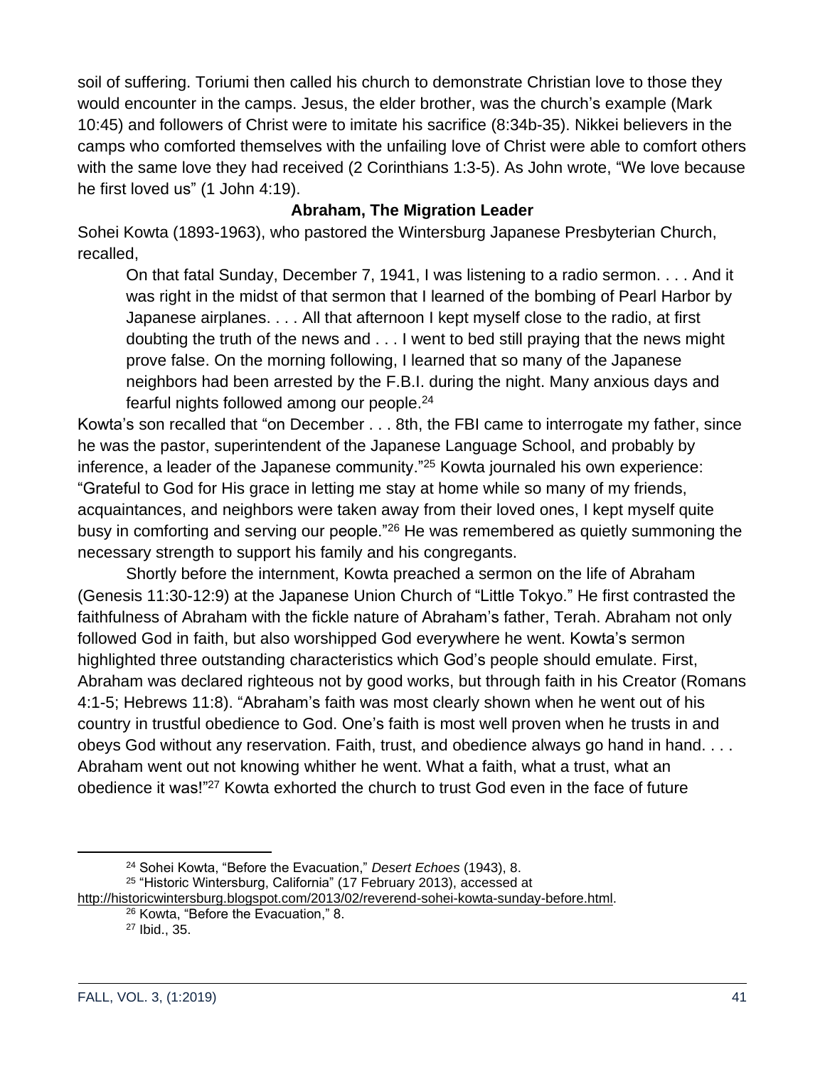soil of suffering. Toriumi then called his church to demonstrate Christian love to those they would encounter in the camps. Jesus, the elder brother, was the church's example (Mark 10:45) and followers of Christ were to imitate his sacrifice (8:34b-35). Nikkei believers in the camps who comforted themselves with the unfailing love of Christ were able to comfort others with the same love they had received (2 Corinthians 1:3-5). As John wrote, "We love because he first loved us" (1 John 4:19).

### Abraham, The Migration Leader

Sohei Kowta (1893-1963), who pastored the Wintersburg Japanese Presbyterian Church, recalled,

> On that fatal Sunday, December 7, 1941, I was listening to a radio sermon. . . . And it was right in the midst of that sermon that I learned of the bombing of Pearl Harbor by Japanese airplanes. . . . All that afternoon I kept myself close to the radio, at first doubting the truth of the news and . . . I went to bed still praying that the news might prove false. On the morning following, I learned that so many of the Japanese neighbors had been arrested by the F.B.I. during the night. Many anxious days and fearful nights followed among our people.[24]

Kowta's son recalled that "on December . . . 8th, the FBI came to interrogate my father, since he was the pastor, superintendent of the Japanese Language School, and probably by inference, a leader of the Japanese community."[25] Kowta journaled his own experience: "Grateful to God for His grace in letting me stay at home while so many of my friends, acquaintances, and neighbors were taken away from their loved ones, I kept myself quite busy in comforting and serving our people."[26] He was remembered as quietly summoning the necessary strength to support his family and his congregants.

Shortly before the internment, Kowta preached a sermon on the life of Abraham (Genesis 11:30-12:9) at the Japanese Union Church of "Little Tokyo." He first contrasted the faithfulness of Abraham with the fickle nature of Abraham's father, Terah. Abraham not only followed God in faith, but also worshipped God everywhere he went. Kowta's sermon highlighted three outstanding characteristics which God's people should emulate. First, Abraham was declared righteous not by good works, but through faith in his Creator (Romans 4:1-5; Hebrews 11:8). "Abraham's faith was most clearly shown when he went out of his country in trustful obedience to God. One's faith is most well proven when he trusts in and obeys God without any reservation. Faith, trust, and obedience always go hand in hand. . . . Abraham went out not knowing whither he went. What a faith, what a trust, what an obedience it was!"[27] Kowta exhorted the church to trust God even in the face of future

---

[24] Sohei Kowta, "Before the Evacuation," *Desert Echoes* (1943), 8.

[25] "Historic Wintersburg, California" (17 February 2013), accessed at http://historicwintersburg.blogspot.com/2013/02/reverend-sohei-kowta-sunday-before.html.

[26] Kowta, "Before the Evacuation," 8.

[27] Ibid., 35.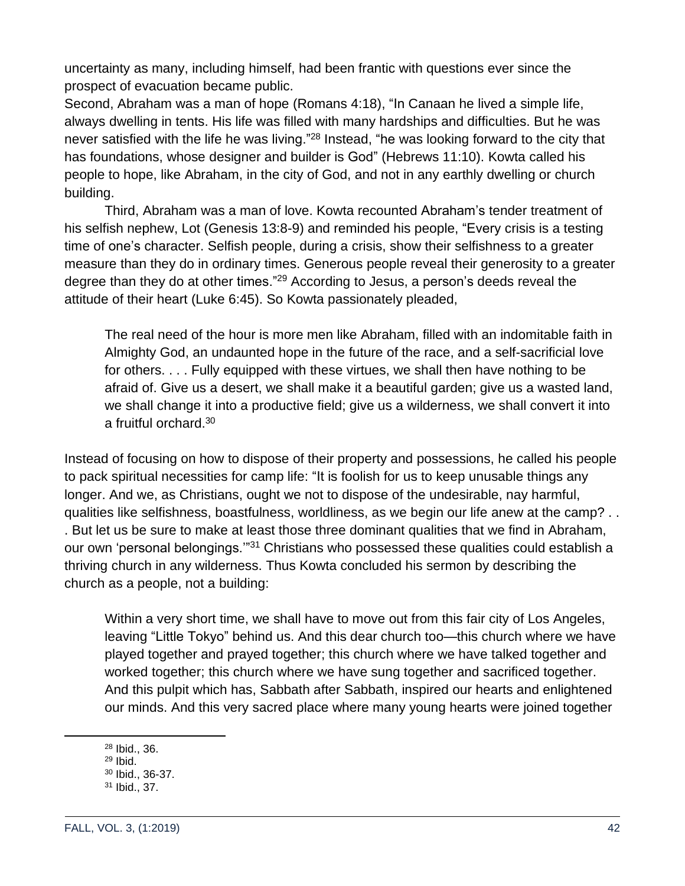uncertainty as many, including himself, had been frantic with questions ever since the prospect of evacuation became public.

Second, Abraham was a man of hope (Romans 4:18), "In Canaan he lived a simple life, always dwelling in tents. His life was filled with many hardships and difficulties. But he was never satisfied with the life he was living."[28] Instead, "he was looking forward to the city that has foundations, whose designer and builder is God" (Hebrews 11:10). Kowta called his people to hope, like Abraham, in the city of God, and not in any earthly dwelling or church building.

Third, Abraham was a man of love. Kowta recounted Abraham's tender treatment of his selfish nephew, Lot (Genesis 13:8-9) and reminded his people, "Every crisis is a testing time of one's character. Selfish people, during a crisis, show their selfishness to a greater measure than they do in ordinary times. Generous people reveal their generosity to a greater degree than they do at other times."[29] According to Jesus, a person's deeds reveal the attitude of their heart (Luke 6:45). So Kowta passionately pleaded,

> The real need of the hour is more men like Abraham, filled with an indomitable faith in Almighty God, an undaunted hope in the future of the race, and a self-sacrificial love for others. . . . Fully equipped with these virtues, we shall then have nothing to be afraid of. Give us a desert, we shall make it a beautiful garden; give us a wasted land, we shall change it into a productive field; give us a wilderness, we shall convert it into a fruitful orchard.[30]

Instead of focusing on how to dispose of their property and possessions, he called his people to pack spiritual necessities for camp life: "It is foolish for us to keep unusable things any longer. And we, as Christians, ought we not to dispose of the undesirable, nay harmful, qualities like selfishness, boastfulness, worldliness, as we begin our life anew at the camp? . . . But let us be sure to make at least those three dominant qualities that we find in Abraham, our own 'personal belongings.'"[31] Christians who possessed these qualities could establish a thriving church in any wilderness. Thus Kowta concluded his sermon by describing the church as a people, not a building:

> Within a very short time, we shall have to move out from this fair city of Los Angeles, leaving "Little Tokyo" behind us. And this dear church too—this church where we have played together and prayed together; this church where we have talked together and worked together; this church where we have sung together and sacrificed together. And this pulpit which has, Sabbath after Sabbath, inspired our hearts and enlightened our minds. And this very sacred place where many young hearts were joined together

[28] Ibid., 36.
[29] Ibid.
[30] Ibid., 36-37.
[31] Ibid., 37.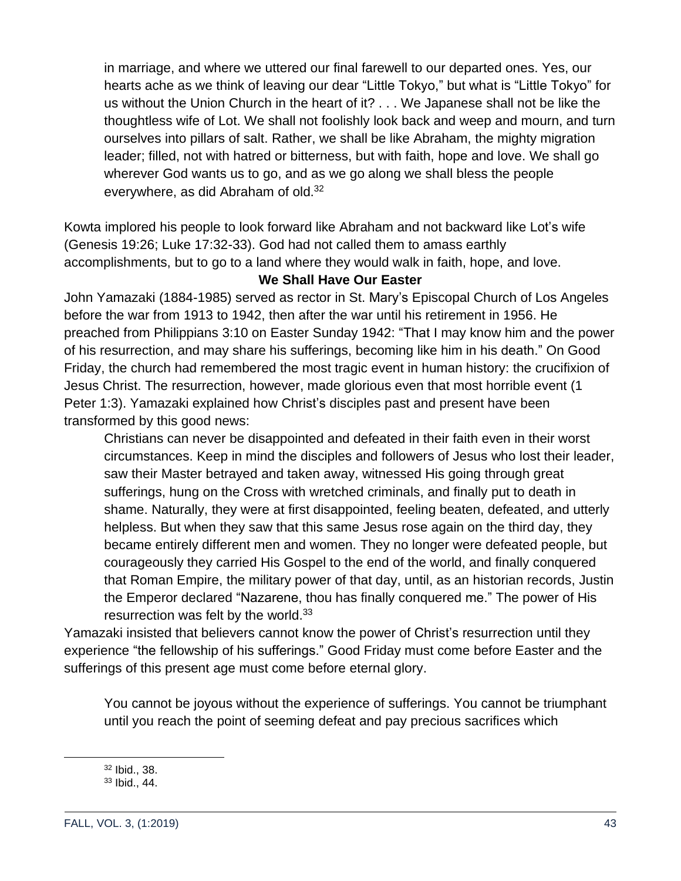> in marriage, and where we uttered our final farewell to our departed ones. Yes, our hearts ache as we think of leaving our dear "Little Tokyo," but what is "Little Tokyo" for us without the Union Church in the heart of it? . . . We Japanese shall not be like the thoughtless wife of Lot. We shall not foolishly look back and weep and mourn, and turn ourselves into pillars of salt. Rather, we shall be like Abraham, the mighty migration leader; filled, not with hatred or bitterness, but with faith, hope and love. We shall go wherever God wants us to go, and as we go along we shall bless the people everywhere, as did Abraham of old.[32]

Kowta implored his people to look forward like Abraham and not backward like Lot's wife (Genesis 19:26; Luke 17:32-33). God had not called them to amass earthly accomplishments, but to go to a land where they would walk in faith, hope, and love.

**We Shall Have Our Easter**

John Yamazaki (1884-1985) served as rector in St. Mary's Episcopal Church of Los Angeles before the war from 1913 to 1942, then after the war until his retirement in 1956. He preached from Philippians 3:10 on Easter Sunday 1942: "That I may know him and the power of his resurrection, and may share his sufferings, becoming like him in his death." On Good Friday, the church had remembered the most tragic event in human history: the crucifixion of Jesus Christ. The resurrection, however, made glorious even that most horrible event (1 Peter 1:3). Yamazaki explained how Christ's disciples past and present have been transformed by this good news:

> Christians can never be disappointed and defeated in their faith even in their worst circumstances. Keep in mind the disciples and followers of Jesus who lost their leader, saw their Master betrayed and taken away, witnessed His going through great sufferings, hung on the Cross with wretched criminals, and finally put to death in shame. Naturally, they were at first disappointed, feeling beaten, defeated, and utterly helpless. But when they saw that this same Jesus rose again on the third day, they became entirely different men and women. They no longer were defeated people, but courageously they carried His Gospel to the end of the world, and finally conquered that Roman Empire, the military power of that day, until, as an historian records, Justin the Emperor declared "Nazarene, thou has finally conquered me." The power of His resurrection was felt by the world.[33]

Yamazaki insisted that believers cannot know the power of Christ's resurrection until they experience "the fellowship of his sufferings." Good Friday must come before Easter and the sufferings of this present age must come before eternal glory.

> You cannot be joyous without the experience of sufferings. You cannot be triumphant until you reach the point of seeming defeat and pay precious sacrifices which

---

[32] Ibid., 38.

[33] Ibid., 44.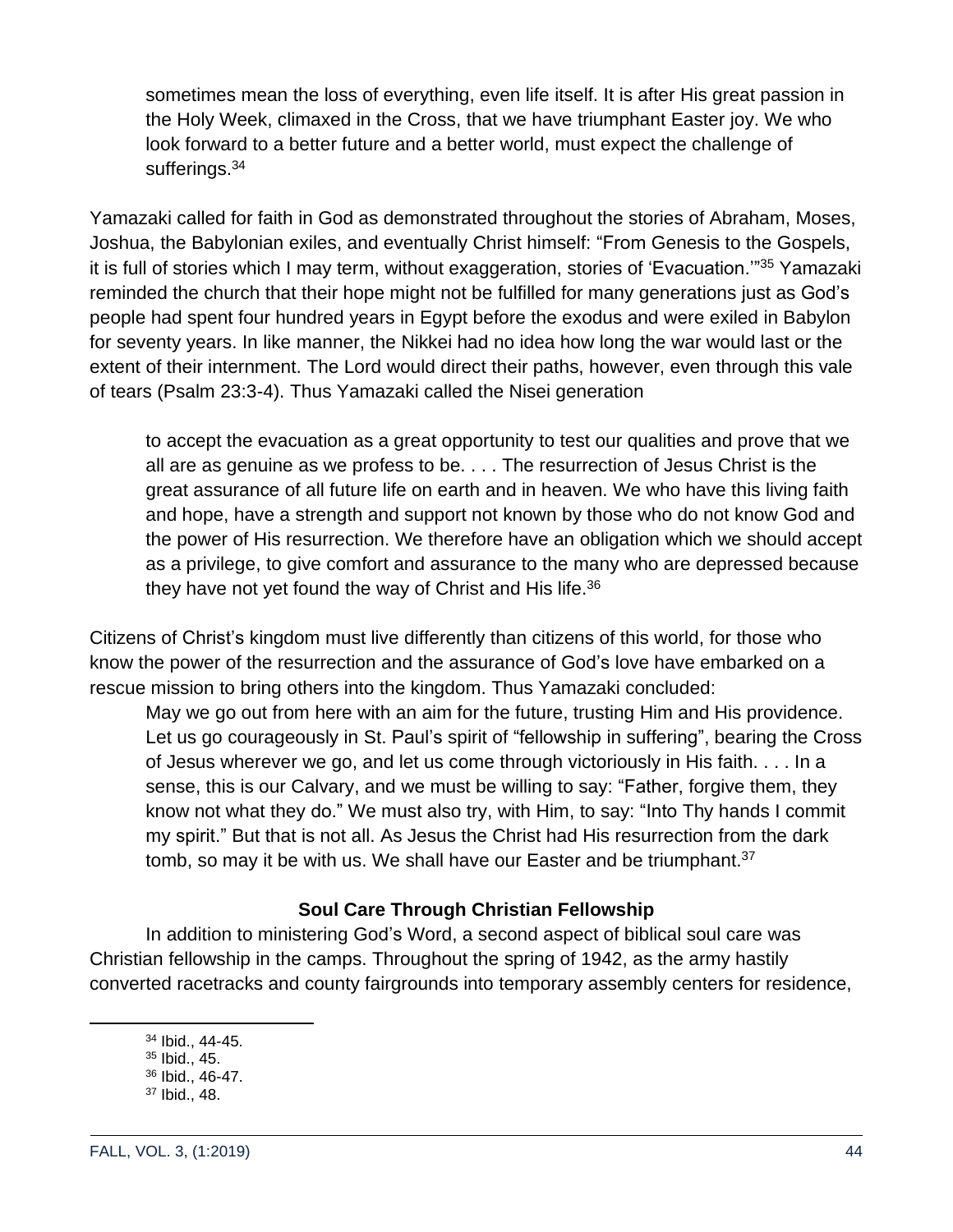> sometimes mean the loss of everything, even life itself. It is after His great passion in the Holy Week, climaxed in the Cross, that we have triumphant Easter joy. We who look forward to a better future and a better world, must expect the challenge of sufferings.[34]

Yamazaki called for faith in God as demonstrated throughout the stories of Abraham, Moses, Joshua, the Babylonian exiles, and eventually Christ himself: "From Genesis to the Gospels, it is full of stories which I may term, without exaggeration, stories of 'Evacuation.'"[35] Yamazaki reminded the church that their hope might not be fulfilled for many generations just as God's people had spent four hundred years in Egypt before the exodus and were exiled in Babylon for seventy years. In like manner, the Nikkei had no idea how long the war would last or the extent of their internment. The Lord would direct their paths, however, even through this vale of tears (Psalm 23:3-4). Thus Yamazaki called the Nisei generation

> to accept the evacuation as a great opportunity to test our qualities and prove that we all are as genuine as we profess to be. . . . The resurrection of Jesus Christ is the great assurance of all future life on earth and in heaven. We who have this living faith and hope, have a strength and support not known by those who do not know God and the power of His resurrection. We therefore have an obligation which we should accept as a privilege, to give comfort and assurance to the many who are depressed because they have not yet found the way of Christ and His life.[36]

Citizens of Christ's kingdom must live differently than citizens of this world, for those who know the power of the resurrection and the assurance of God's love have embarked on a rescue mission to bring others into the kingdom. Thus Yamazaki concluded:

> May we go out from here with an aim for the future, trusting Him and His providence. Let us go courageously in St. Paul's spirit of "fellowship in suffering", bearing the Cross of Jesus wherever we go, and let us come through victoriously in His faith. . . . In a sense, this is our Calvary, and we must be willing to say: "Father, forgive them, they know not what they do." We must also try, with Him, to say: "Into Thy hands I commit my spirit." But that is not all. As Jesus the Christ had His resurrection from the dark tomb, so may it be with us. We shall have our Easter and be triumphant.[37]

**Soul Care Through Christian Fellowship**

In addition to ministering God's Word, a second aspect of biblical soul care was Christian fellowship in the camps. Throughout the spring of 1942, as the army hastily converted racetracks and county fairgrounds into temporary assembly centers for residence,

---

[34] Ibid., 44-45.
[35] Ibid., 45.
[36] Ibid., 46-47.
[37] Ibid., 48.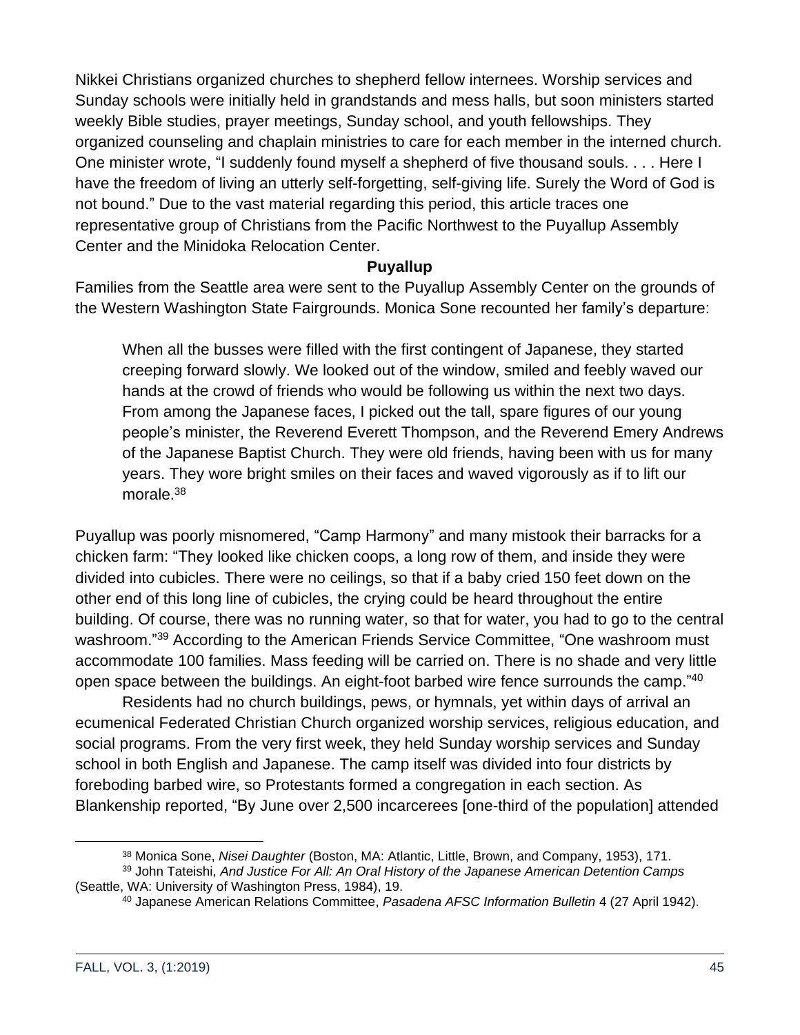Nikkei Christians organized churches to shepherd fellow internees. Worship services and Sunday schools were initially held in grandstands and mess halls, but soon ministers started weekly Bible studies, prayer meetings, Sunday school, and youth fellowships. They organized counseling and chaplain ministries to care for each member in the interned church. One minister wrote, "I suddenly found myself a shepherd of five thousand souls. . . . Here I have the freedom of living an utterly self-forgetting, self-giving life. Surely the Word of God is not bound." Due to the vast material regarding this period, this article traces one representative group of Christians from the Pacific Northwest to the Puyallup Assembly Center and the Minidoka Relocation Center.

## Puyallup

Families from the Seattle area were sent to the Puyallup Assembly Center on the grounds of the Western Washington State Fairgrounds. Monica Sone recounted her family's departure:

> When all the busses were filled with the first contingent of Japanese, they started creeping forward slowly. We looked out of the window, smiled and feebly waved our hands at the crowd of friends who would be following us within the next two days. From among the Japanese faces, I picked out the tall, spare figures of our young people's minister, the Reverend Everett Thompson, and the Reverend Emery Andrews of the Japanese Baptist Church. They were old friends, having been with us for many years. They wore bright smiles on their faces and waved vigorously as if to lift our morale.[38]

Puyallup was poorly misnomered, "Camp Harmony" and many mistook their barracks for a chicken farm: "They looked like chicken coops, a long row of them, and inside they were divided into cubicles. There were no ceilings, so that if a baby cried 150 feet down on the other end of this long line of cubicles, the crying could be heard throughout the entire building. Of course, there was no running water, so that for water, you had to go to the central washroom."[39] According to the American Friends Service Committee, "One washroom must accommodate 100 families. Mass feeding will be carried on. There is no shade and very little open space between the buildings. An eight-foot barbed wire fence surrounds the camp."[40]

Residents had no church buildings, pews, or hymnals, yet within days of arrival an ecumenical Federated Christian Church organized worship services, religious education, and social programs. From the very first week, they held Sunday worship services and Sunday school in both English and Japanese. The camp itself was divided into four districts by foreboding barbed wire, so Protestants formed a congregation in each section. As Blankenship reported, "By June over 2,500 incarcerees [one-third of the population] attended

---

[38] Monica Sone, *Nisei Daughter* (Boston, MA: Atlantic, Little, Brown, and Company, 1953), 171.

[39] John Tateishi, *And Justice For All: An Oral History of the Japanese American Detention Camps* (Seattle, WA: University of Washington Press, 1984), 19.

[40] Japanese American Relations Committee, *Pasadena AFSC Information Bulletin* 4 (27 April 1942).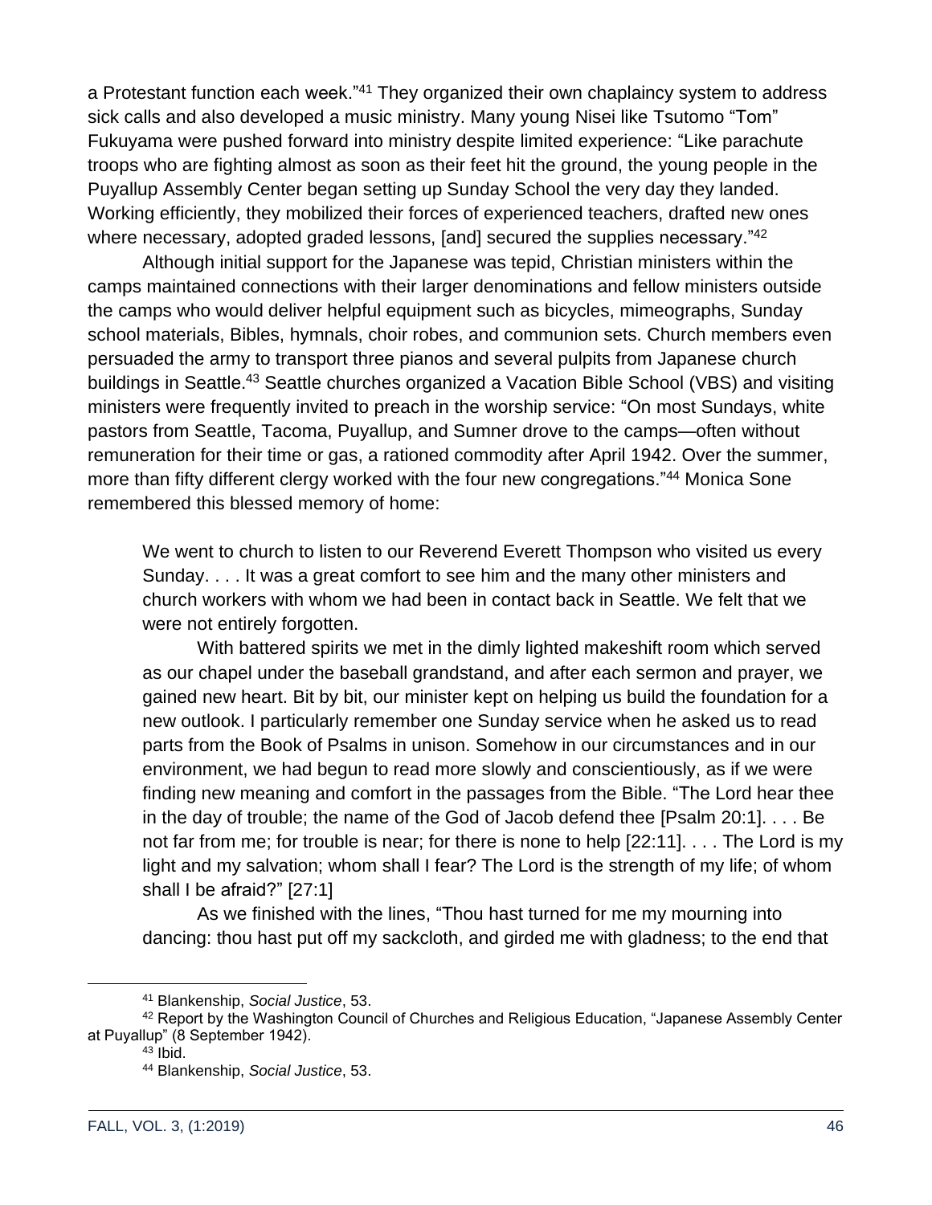a Protestant function each week."[41] They organized their own chaplaincy system to address sick calls and also developed a music ministry. Many young Nisei like Tsutomo "Tom" Fukuyama were pushed forward into ministry despite limited experience: "Like parachute troops who are fighting almost as soon as their feet hit the ground, the young people in the Puyallup Assembly Center began setting up Sunday School the very day they landed. Working efficiently, they mobilized their forces of experienced teachers, drafted new ones where necessary, adopted graded lessons, [and] secured the supplies necessary."[42]

Although initial support for the Japanese was tepid, Christian ministers within the camps maintained connections with their larger denominations and fellow ministers outside the camps who would deliver helpful equipment such as bicycles, mimeographs, Sunday school materials, Bibles, hymnals, choir robes, and communion sets. Church members even persuaded the army to transport three pianos and several pulpits from Japanese church buildings in Seattle.[43] Seattle churches organized a Vacation Bible School (VBS) and visiting ministers were frequently invited to preach in the worship service: "On most Sundays, white pastors from Seattle, Tacoma, Puyallup, and Sumner drove to the camps—often without remuneration for their time or gas, a rationed commodity after April 1942. Over the summer, more than fifty different clergy worked with the four new congregations."[44] Monica Sone remembered this blessed memory of home:

> We went to church to listen to our Reverend Everett Thompson who visited us every Sunday. . . . It was a great comfort to see him and the many other ministers and church workers with whom we had been in contact back in Seattle. We felt that we were not entirely forgotten.
>
> With battered spirits we met in the dimly lighted makeshift room which served as our chapel under the baseball grandstand, and after each sermon and prayer, we gained new heart. Bit by bit, our minister kept on helping us build the foundation for a new outlook. I particularly remember one Sunday service when he asked us to read parts from the Book of Psalms in unison. Somehow in our circumstances and in our environment, we had begun to read more slowly and conscientiously, as if we were finding new meaning and comfort in the passages from the Bible. "The Lord hear thee in the day of trouble; the name of the God of Jacob defend thee [Psalm 20:1]. . . . Be not far from me; for trouble is near; for there is none to help [22:11]. . . . The Lord is my light and my salvation; whom shall I fear? The Lord is the strength of my life; of whom shall I be afraid?" [27:1]
>
> As we finished with the lines, "Thou hast turned for me my mourning into dancing: thou hast put off my sackcloth, and girded me with gladness; to the end that

[41] Blankenship, *Social Justice*, 53.

[42] Report by the Washington Council of Churches and Religious Education, "Japanese Assembly Center at Puyallup" (8 September 1942).

[43] Ibid.

[44] Blankenship, *Social Justice*, 53.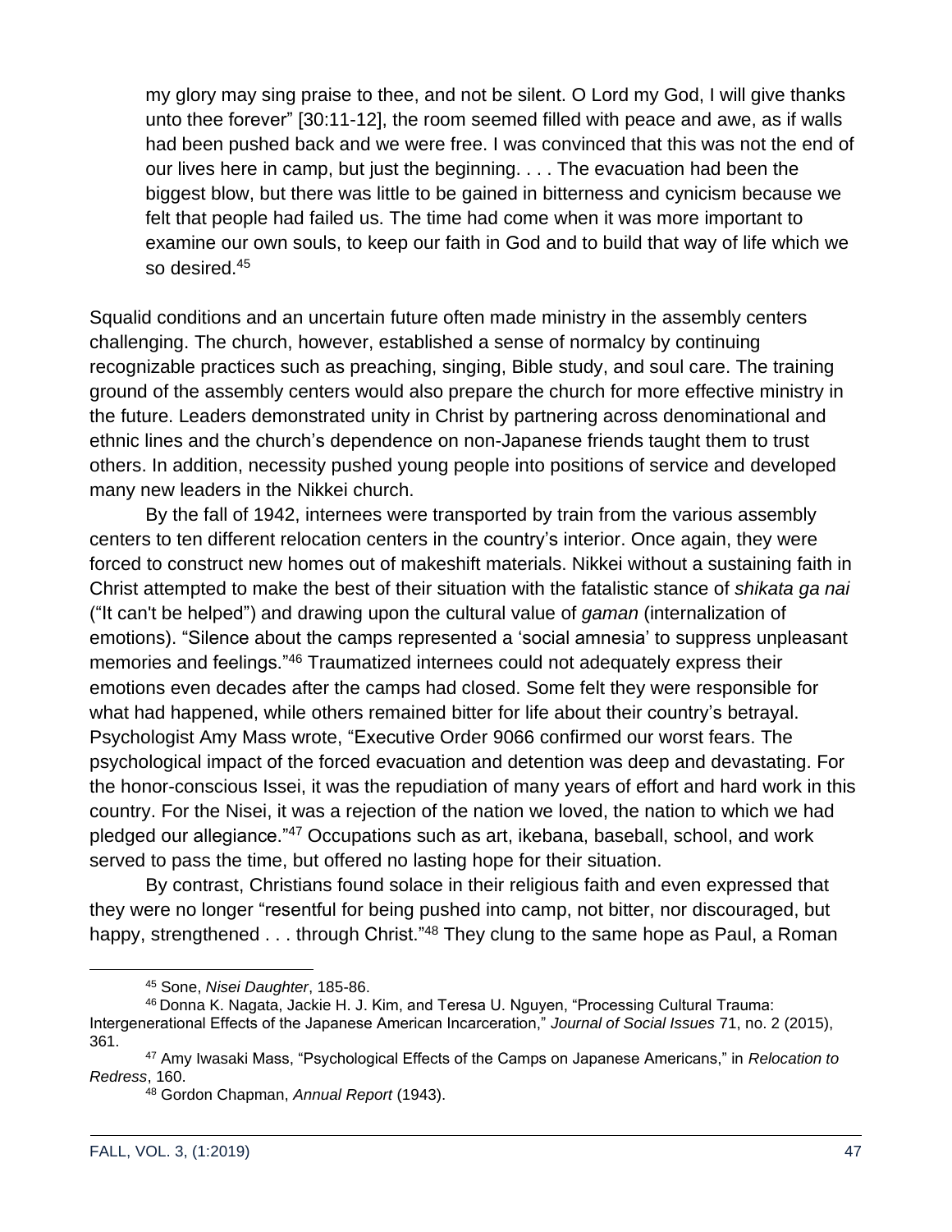> my glory may sing praise to thee, and not be silent. O Lord my God, I will give thanks unto thee forever" [30:11-12], the room seemed filled with peace and awe, as if walls had been pushed back and we were free. I was convinced that this was not the end of our lives here in camp, but just the beginning. . . . The evacuation had been the biggest blow, but there was little to be gained in bitterness and cynicism because we felt that people had failed us. The time had come when it was more important to examine our own souls, to keep our faith in God and to build that way of life which we so desired.[45]

Squalid conditions and an uncertain future often made ministry in the assembly centers challenging. The church, however, established a sense of normalcy by continuing recognizable practices such as preaching, singing, Bible study, and soul care. The training ground of the assembly centers would also prepare the church for more effective ministry in the future. Leaders demonstrated unity in Christ by partnering across denominational and ethnic lines and the church's dependence on non-Japanese friends taught them to trust others. In addition, necessity pushed young people into positions of service and developed many new leaders in the Nikkei church.

By the fall of 1942, internees were transported by train from the various assembly centers to ten different relocation centers in the country's interior. Once again, they were forced to construct new homes out of makeshift materials. Nikkei without a sustaining faith in Christ attempted to make the best of their situation with the fatalistic stance of *shikata ga nai* ("It can't be helped") and drawing upon the cultural value of *gaman* (internalization of emotions). "Silence about the camps represented a 'social amnesia' to suppress unpleasant memories and feelings."[46] Traumatized internees could not adequately express their emotions even decades after the camps had closed. Some felt they were responsible for what had happened, while others remained bitter for life about their country's betrayal. Psychologist Amy Mass wrote, "Executive Order 9066 confirmed our worst fears. The psychological impact of the forced evacuation and detention was deep and devastating. For the honor-conscious Issei, it was the repudiation of many years of effort and hard work in this country. For the Nisei, it was a rejection of the nation we loved, the nation to which we had pledged our allegiance."[47] Occupations such as art, ikebana, baseball, school, and work served to pass the time, but offered no lasting hope for their situation.

By contrast, Christians found solace in their religious faith and even expressed that they were no longer "resentful for being pushed into camp, not bitter, nor discouraged, but happy, strengthened . . . through Christ."[48] They clung to the same hope as Paul, a Roman

---

[45] Sone, *Nisei Daughter*, 185-86.

[46] Donna K. Nagata, Jackie H. J. Kim, and Teresa U. Nguyen, "Processing Cultural Trauma: Intergenerational Effects of the Japanese American Incarceration," *Journal of Social Issues* 71, no. 2 (2015), 361.

[47] Amy Iwasaki Mass, "Psychological Effects of the Camps on Japanese Americans," in *Relocation to Redress*, 160.

[48] Gordon Chapman, *Annual Report* (1943).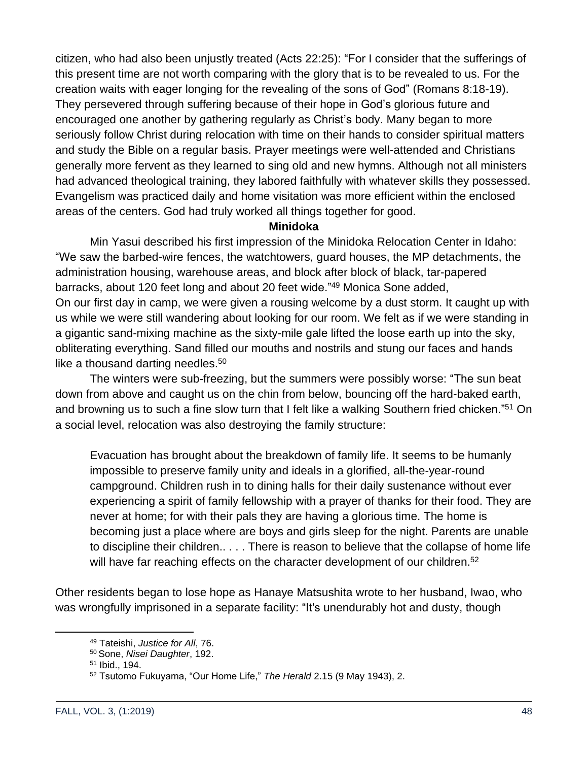citizen, who had also been unjustly treated (Acts 22:25): "For I consider that the sufferings of this present time are not worth comparing with the glory that is to be revealed to us. For the creation waits with eager longing for the revealing of the sons of God" (Romans 8:18-19). They persevered through suffering because of their hope in God's glorious future and encouraged one another by gathering regularly as Christ's body. Many began to more seriously follow Christ during relocation with time on their hands to consider spiritual matters and study the Bible on a regular basis. Prayer meetings were well-attended and Christians generally more fervent as they learned to sing old and new hymns. Although not all ministers had advanced theological training, they labored faithfully with whatever skills they possessed. Evangelism was practiced daily and home visitation was more efficient within the enclosed areas of the centers. God had truly worked all things together for good.

### Minidoka

Min Yasui described his first impression of the Minidoka Relocation Center in Idaho: "We saw the barbed-wire fences, the watchtowers, guard houses, the MP detachments, the administration housing, warehouse areas, and block after block of black, tar-papered barracks, about 120 feet long and about 20 feet wide."[49] Monica Sone added,

On our first day in camp, we were given a rousing welcome by a dust storm. It caught up with us while we were still wandering about looking for our room. We felt as if we were standing in a gigantic sand-mixing machine as the sixty-mile gale lifted the loose earth up into the sky, obliterating everything. Sand filled our mouths and nostrils and stung our faces and hands like a thousand darting needles.[50]

The winters were sub-freezing, but the summers were possibly worse: "The sun beat down from above and caught us on the chin from below, bouncing off the hard-baked earth, and browning us to such a fine slow turn that I felt like a walking Southern fried chicken."[51] On a social level, relocation was also destroying the family structure:

> Evacuation has brought about the breakdown of family life. It seems to be humanly impossible to preserve family unity and ideals in a glorified, all-the-year-round campground. Children rush in to dining halls for their daily sustenance without ever experiencing a spirit of family fellowship with a prayer of thanks for their food. They are never at home; for with their pals they are having a glorious time. The home is becoming just a place where are boys and girls sleep for the night. Parents are unable to discipline their children.. . . . There is reason to believe that the collapse of home life will have far reaching effects on the character development of our children.[52]

Other residents began to lose hope as Hanaye Matsushita wrote to her husband, Iwao, who was wrongfully imprisoned in a separate facility: "It's unendurably hot and dusty, though

---

[49] Tateishi, *Justice for All*, 76.

[50] Sone, *Nisei Daughter*, 192.

[51] Ibid., 194.

[52] Tsutomo Fukuyama, "Our Home Life," *The Herald* 2.15 (9 May 1943), 2.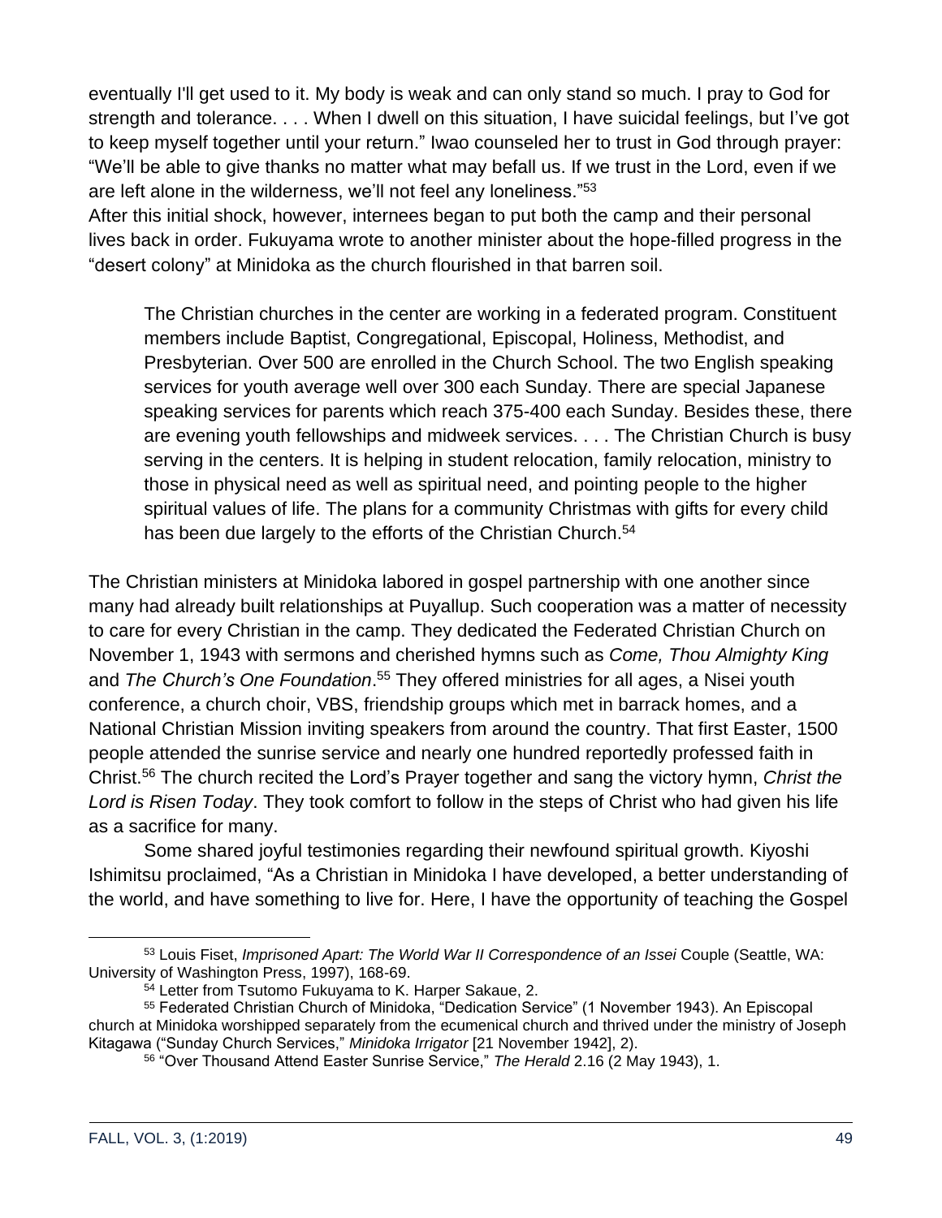eventually I'll get used to it. My body is weak and can only stand so much. I pray to God for strength and tolerance. . . . When I dwell on this situation, I have suicidal feelings, but I've got to keep myself together until your return." Iwao counseled her to trust in God through prayer: "We'll be able to give thanks no matter what may befall us. If we trust in the Lord, even if we are left alone in the wilderness, we'll not feel any loneliness."[53]

After this initial shock, however, internees began to put both the camp and their personal lives back in order. Fukuyama wrote to another minister about the hope-filled progress in the "desert colony" at Minidoka as the church flourished in that barren soil.

> The Christian churches in the center are working in a federated program. Constituent members include Baptist, Congregational, Episcopal, Holiness, Methodist, and Presbyterian. Over 500 are enrolled in the Church School. The two English speaking services for youth average well over 300 each Sunday. There are special Japanese speaking services for parents which reach 375-400 each Sunday. Besides these, there are evening youth fellowships and midweek services. . . . The Christian Church is busy serving in the centers. It is helping in student relocation, family relocation, ministry to those in physical need as well as spiritual need, and pointing people to the higher spiritual values of life. The plans for a community Christmas with gifts for every child has been due largely to the efforts of the Christian Church.[54]

The Christian ministers at Minidoka labored in gospel partnership with one another since many had already built relationships at Puyallup. Such cooperation was a matter of necessity to care for every Christian in the camp. They dedicated the Federated Christian Church on November 1, 1943 with sermons and cherished hymns such as *Come, Thou Almighty King* and *The Church's One Foundation*.[55] They offered ministries for all ages, a Nisei youth conference, a church choir, VBS, friendship groups which met in barrack homes, and a National Christian Mission inviting speakers from around the country. That first Easter, 1500 people attended the sunrise service and nearly one hundred reportedly professed faith in Christ.[56] The church recited the Lord's Prayer together and sang the victory hymn, *Christ the Lord is Risen Today*. They took comfort to follow in the steps of Christ who had given his life as a sacrifice for many.

Some shared joyful testimonies regarding their newfound spiritual growth. Kiyoshi Ishimitsu proclaimed, "As a Christian in Minidoka I have developed, a better understanding of the world, and have something to live for. Here, I have the opportunity of teaching the Gospel

---

[53] Louis Fiset, *Imprisoned Apart: The World War II Correspondence of an Issei* Couple (Seattle, WA: University of Washington Press, 1997), 168-69.

[54] Letter from Tsutomo Fukuyama to K. Harper Sakaue, 2.

[55] Federated Christian Church of Minidoka, "Dedication Service" (1 November 1943). An Episcopal church at Minidoka worshipped separately from the ecumenical church and thrived under the ministry of Joseph Kitagawa ("Sunday Church Services," *Minidoka Irrigator* [21 November 1942], 2).

[56] "Over Thousand Attend Easter Sunrise Service," *The Herald* 2.16 (2 May 1943), 1.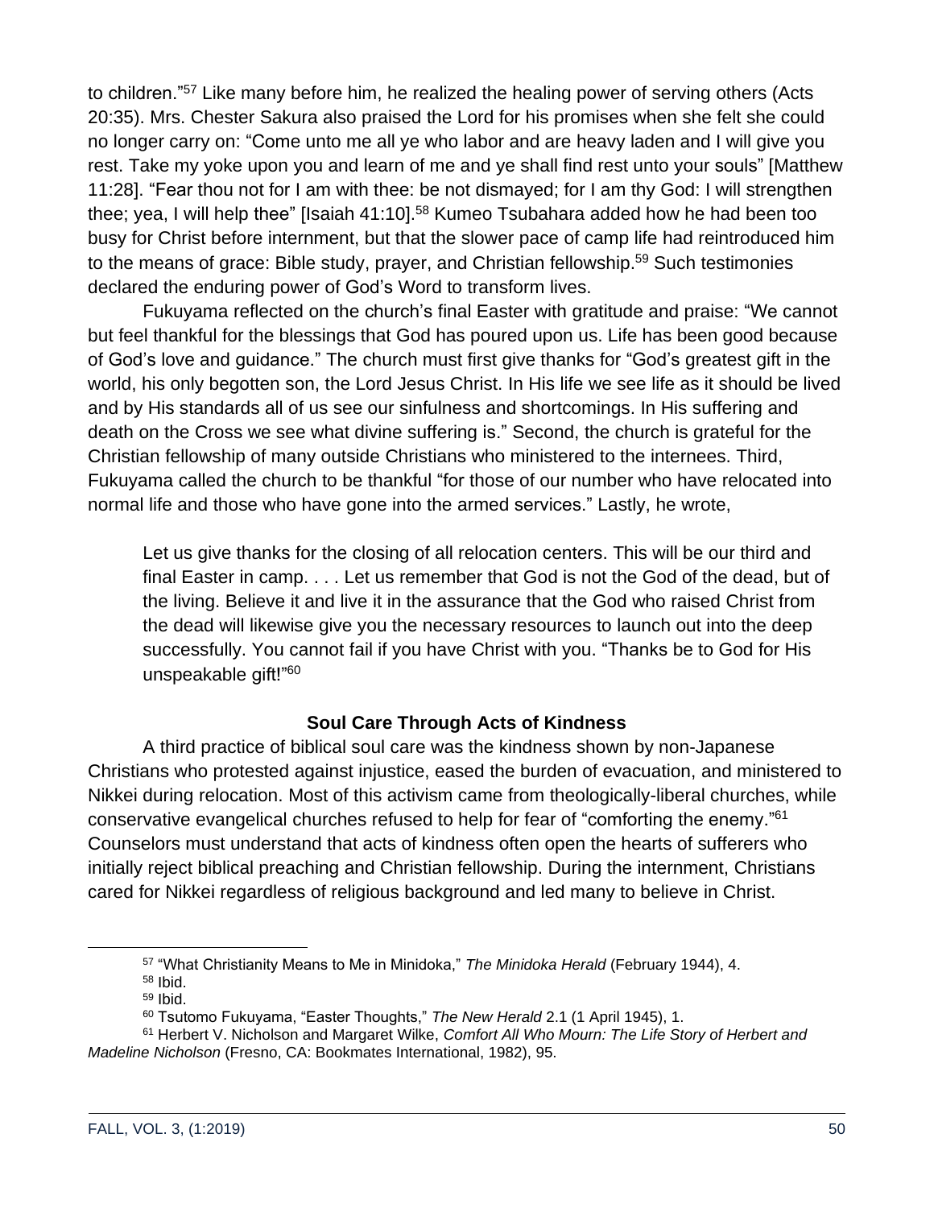to children."[57] Like many before him, he realized the healing power of serving others (Acts 20:35). Mrs. Chester Sakura also praised the Lord for his promises when she felt she could no longer carry on: "Come unto me all ye who labor and are heavy laden and I will give you rest. Take my yoke upon you and learn of me and ye shall find rest unto your souls" [Matthew 11:28]. "Fear thou not for I am with thee: be not dismayed; for I am thy God: I will strengthen thee; yea, I will help thee" [Isaiah 41:10].[58] Kumeo Tsubahara added how he had been too busy for Christ before internment, but that the slower pace of camp life had reintroduced him to the means of grace: Bible study, prayer, and Christian fellowship.[59] Such testimonies declared the enduring power of God's Word to transform lives.

Fukuyama reflected on the church's final Easter with gratitude and praise: "We cannot but feel thankful for the blessings that God has poured upon us. Life has been good because of God's love and guidance." The church must first give thanks for "God's greatest gift in the world, his only begotten son, the Lord Jesus Christ. In His life we see life as it should be lived and by His standards all of us see our sinfulness and shortcomings. In His suffering and death on the Cross we see what divine suffering is." Second, the church is grateful for the Christian fellowship of many outside Christians who ministered to the internees. Third, Fukuyama called the church to be thankful "for those of our number who have relocated into normal life and those who have gone into the armed services." Lastly, he wrote,

> Let us give thanks for the closing of all relocation centers. This will be our third and final Easter in camp. . . . Let us remember that God is not the God of the dead, but of the living. Believe it and live it in the assurance that the God who raised Christ from the dead will likewise give you the necessary resources to launch out into the deep successfully. You cannot fail if you have Christ with you. "Thanks be to God for His unspeakable gift!"[60]

### Soul Care Through Acts of Kindness

A third practice of biblical soul care was the kindness shown by non-Japanese Christians who protested against injustice, eased the burden of evacuation, and ministered to Nikkei during relocation. Most of this activism came from theologically-liberal churches, while conservative evangelical churches refused to help for fear of "comforting the enemy."[61] Counselors must understand that acts of kindness often open the hearts of sufferers who initially reject biblical preaching and Christian fellowship. During the internment, Christians cared for Nikkei regardless of religious background and led many to believe in Christ.

---

[57] "What Christianity Means to Me in Minidoka," *The Minidoka Herald* (February 1944), 4.

[58] Ibid.

[59] Ibid.

[60] Tsutomo Fukuyama, "Easter Thoughts," *The New Herald* 2.1 (1 April 1945), 1.

[61] Herbert V. Nicholson and Margaret Wilke, *Comfort All Who Mourn: The Life Story of Herbert and Madeline Nicholson* (Fresno, CA: Bookmates International, 1982), 95.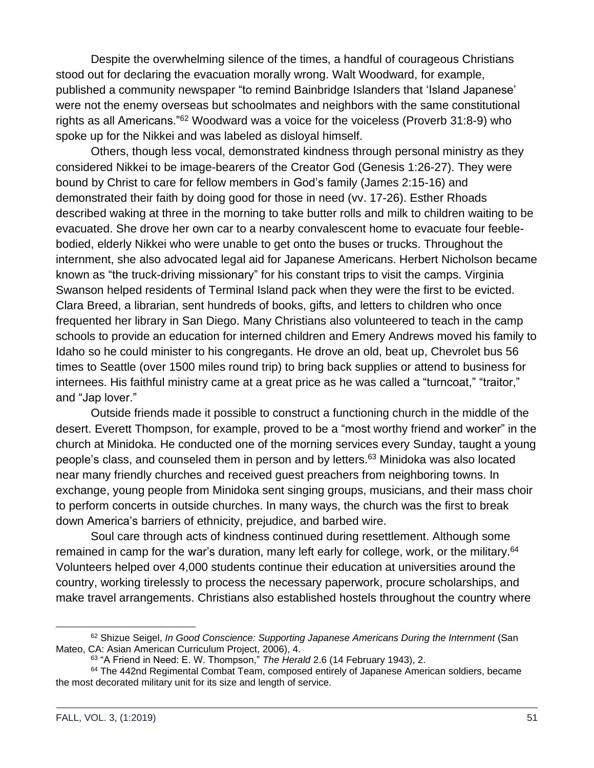Despite the overwhelming silence of the times, a handful of courageous Christians stood out for declaring the evacuation morally wrong. Walt Woodward, for example, published a community newspaper "to remind Bainbridge Islanders that 'Island Japanese' were not the enemy overseas but schoolmates and neighbors with the same constitutional rights as all Americans."[62] Woodward was a voice for the voiceless (Proverb 31:8-9) who spoke up for the Nikkei and was labeled as disloyal himself.

Others, though less vocal, demonstrated kindness through personal ministry as they considered Nikkei to be image-bearers of the Creator God (Genesis 1:26-27). They were bound by Christ to care for fellow members in God's family (James 2:15-16) and demonstrated their faith by doing good for those in need (vv. 17-26). Esther Rhoads described waking at three in the morning to take butter rolls and milk to children waiting to be evacuated. She drove her own car to a nearby convalescent home to evacuate four feeble-bodied, elderly Nikkei who were unable to get onto the buses or trucks. Throughout the internment, she also advocated legal aid for Japanese Americans. Herbert Nicholson became known as "the truck-driving missionary" for his constant trips to visit the camps. Virginia Swanson helped residents of Terminal Island pack when they were the first to be evicted. Clara Breed, a librarian, sent hundreds of books, gifts, and letters to children who once frequented her library in San Diego. Many Christians also volunteered to teach in the camp schools to provide an education for interned children and Emery Andrews moved his family to Idaho so he could minister to his congregants. He drove an old, beat up, Chevrolet bus 56 times to Seattle (over 1500 miles round trip) to bring back supplies or attend to business for internees. His faithful ministry came at a great price as he was called a "turncoat," "traitor," and "Jap lover."

Outside friends made it possible to construct a functioning church in the middle of the desert. Everett Thompson, for example, proved to be a "most worthy friend and worker" in the church at Minidoka. He conducted one of the morning services every Sunday, taught a young people's class, and counseled them in person and by letters.[63] Minidoka was also located near many friendly churches and received guest preachers from neighboring towns. In exchange, young people from Minidoka sent singing groups, musicians, and their mass choir to perform concerts in outside churches. In many ways, the church was the first to break down America's barriers of ethnicity, prejudice, and barbed wire.

Soul care through acts of kindness continued during resettlement. Although some remained in camp for the war's duration, many left early for college, work, or the military.[64] Volunteers helped over 4,000 students continue their education at universities around the country, working tirelessly to process the necessary paperwork, procure scholarships, and make travel arrangements. Christians also established hostels throughout the country where

---

[62] Shizue Seigel, *In Good Conscience: Supporting Japanese Americans During the Internment* (San Mateo, CA: Asian American Curriculum Project, 2006), 4.

[63] "A Friend in Need: E. W. Thompson," *The Herald* 2.6 (14 February 1943), 2.

[64] The 442nd Regimental Combat Team, composed entirely of Japanese American soldiers, became the most decorated military unit for its size and length of service.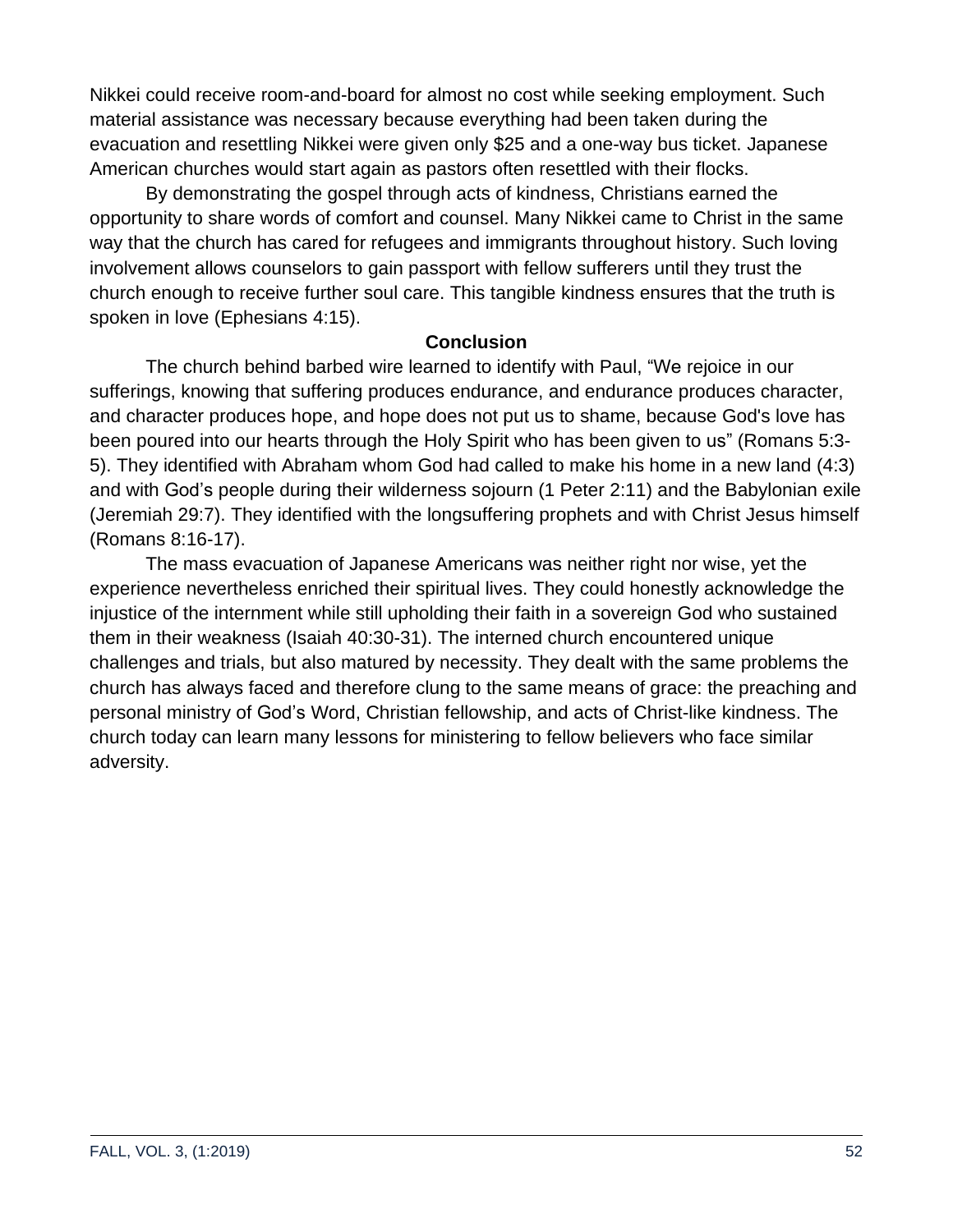Nikkei could receive room-and-board for almost no cost while seeking employment. Such material assistance was necessary because everything had been taken during the evacuation and resettling Nikkei were given only $25 and a one-way bus ticket. Japanese American churches would start again as pastors often resettled with their flocks.

By demonstrating the gospel through acts of kindness, Christians earned the opportunity to share words of comfort and counsel. Many Nikkei came to Christ in the same way that the church has cared for refugees and immigrants throughout history. Such loving involvement allows counselors to gain passport with fellow sufferers until they trust the church enough to receive further soul care. This tangible kindness ensures that the truth is spoken in love (Ephesians 4:15).

## Conclusion

The church behind barbed wire learned to identify with Paul, "We rejoice in our sufferings, knowing that suffering produces endurance, and endurance produces character, and character produces hope, and hope does not put us to shame, because God's love has been poured into our hearts through the Holy Spirit who has been given to us" (Romans 5:3-5). They identified with Abraham whom God had called to make his home in a new land (4:3) and with God's people during their wilderness sojourn (1 Peter 2:11) and the Babylonian exile (Jeremiah 29:7). They identified with the longsuffering prophets and with Christ Jesus himself (Romans 8:16-17).

The mass evacuation of Japanese Americans was neither right nor wise, yet the experience nevertheless enriched their spiritual lives. They could honestly acknowledge the injustice of the internment while still upholding their faith in a sovereign God who sustained them in their weakness (Isaiah 40:30-31). The interned church encountered unique challenges and trials, but also matured by necessity. They dealt with the same problems the church has always faced and therefore clung to the same means of grace: the preaching and personal ministry of God's Word, Christian fellowship, and acts of Christ-like kindness. The church today can learn many lessons for ministering to fellow believers who face similar adversity.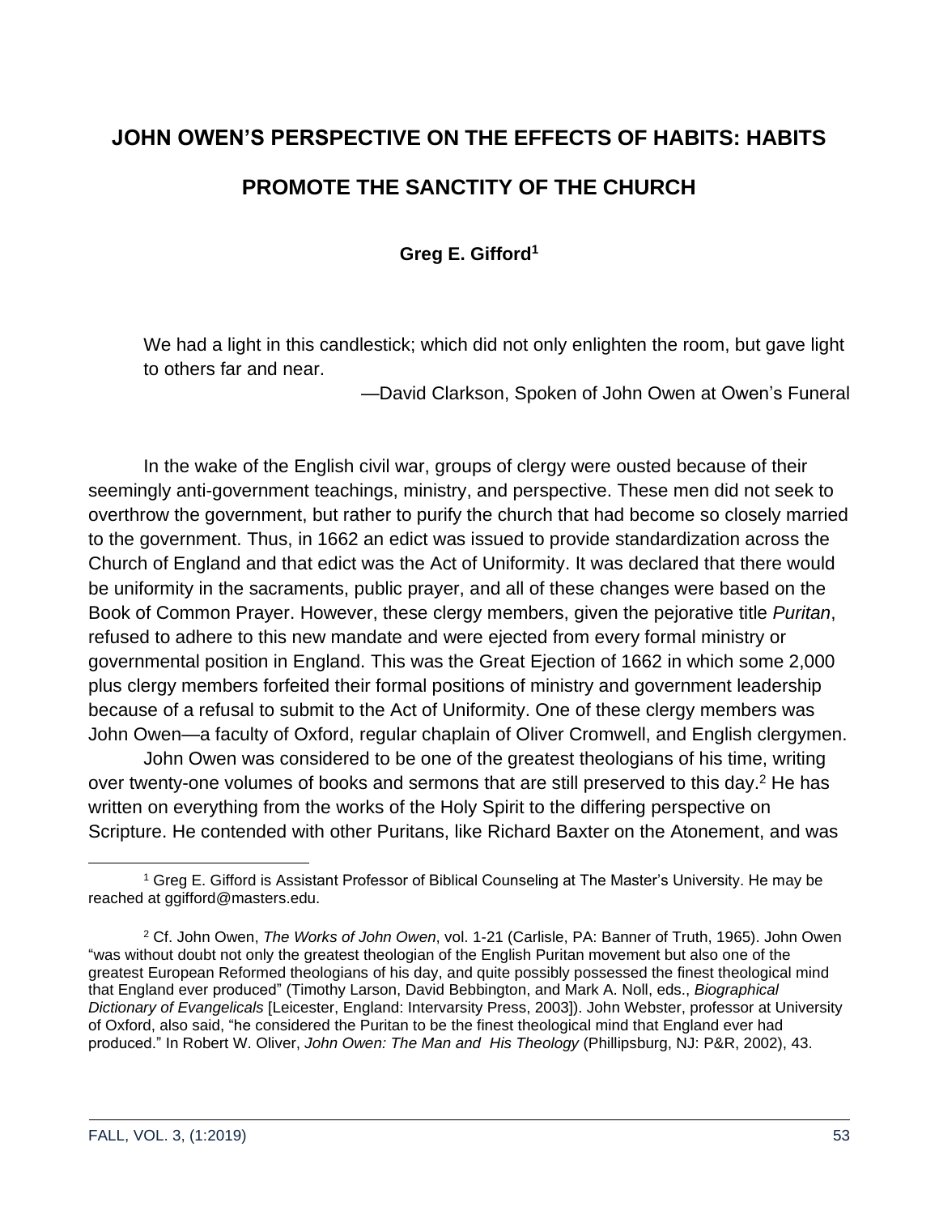# JOHN OWEN'S PERSPECTIVE ON THE EFFECTS OF HABITS: HABITS PROMOTE THE SANCTITY OF THE CHURCH

**Greg E. Gifford[1]**

> We had a light in this candlestick; which did not only enlighten the room, but gave light to others far and near.
>
> —David Clarkson, Spoken of John Owen at Owen's Funeral

In the wake of the English civil war, groups of clergy were ousted because of their seemingly anti-government teachings, ministry, and perspective. These men did not seek to overthrow the government, but rather to purify the church that had become so closely married to the government. Thus, in 1662 an edict was issued to provide standardization across the Church of England and that edict was the Act of Uniformity. It was declared that there would be uniformity in the sacraments, public prayer, and all of these changes were based on the Book of Common Prayer. However, these clergy members, given the pejorative title *Puritan*, refused to adhere to this new mandate and were ejected from every formal ministry or governmental position in England. This was the Great Ejection of 1662 in which some 2,000 plus clergy members forfeited their formal positions of ministry and government leadership because of a refusal to submit to the Act of Uniformity. One of these clergy members was John Owen—a faculty of Oxford, regular chaplain of Oliver Cromwell, and English clergymen.

John Owen was considered to be one of the greatest theologians of his time, writing over twenty-one volumes of books and sermons that are still preserved to this day.[2] He has written on everything from the works of the Holy Spirit to the differing perspective on Scripture. He contended with other Puritans, like Richard Baxter on the Atonement, and was

---

[1] Greg E. Gifford is Assistant Professor of Biblical Counseling at The Master's University. He may be reached at ggifford@masters.edu.

[2] Cf. John Owen, *The Works of John Owen*, vol. 1-21 (Carlisle, PA: Banner of Truth, 1965). John Owen "was without doubt not only the greatest theologian of the English Puritan movement but also one of the greatest European Reformed theologians of his day, and quite possibly possessed the finest theological mind that England ever produced" (Timothy Larson, David Bebbington, and Mark A. Noll, eds., *Biographical Dictionary of Evangelicals* [Leicester, England: Intervarsity Press, 2003]). John Webster, professor at University of Oxford, also said, "he considered the Puritan to be the finest theological mind that England ever had produced." In Robert W. Oliver, *John Owen: The Man and His Theology* (Phillipsburg, NJ: P&R, 2002), 43.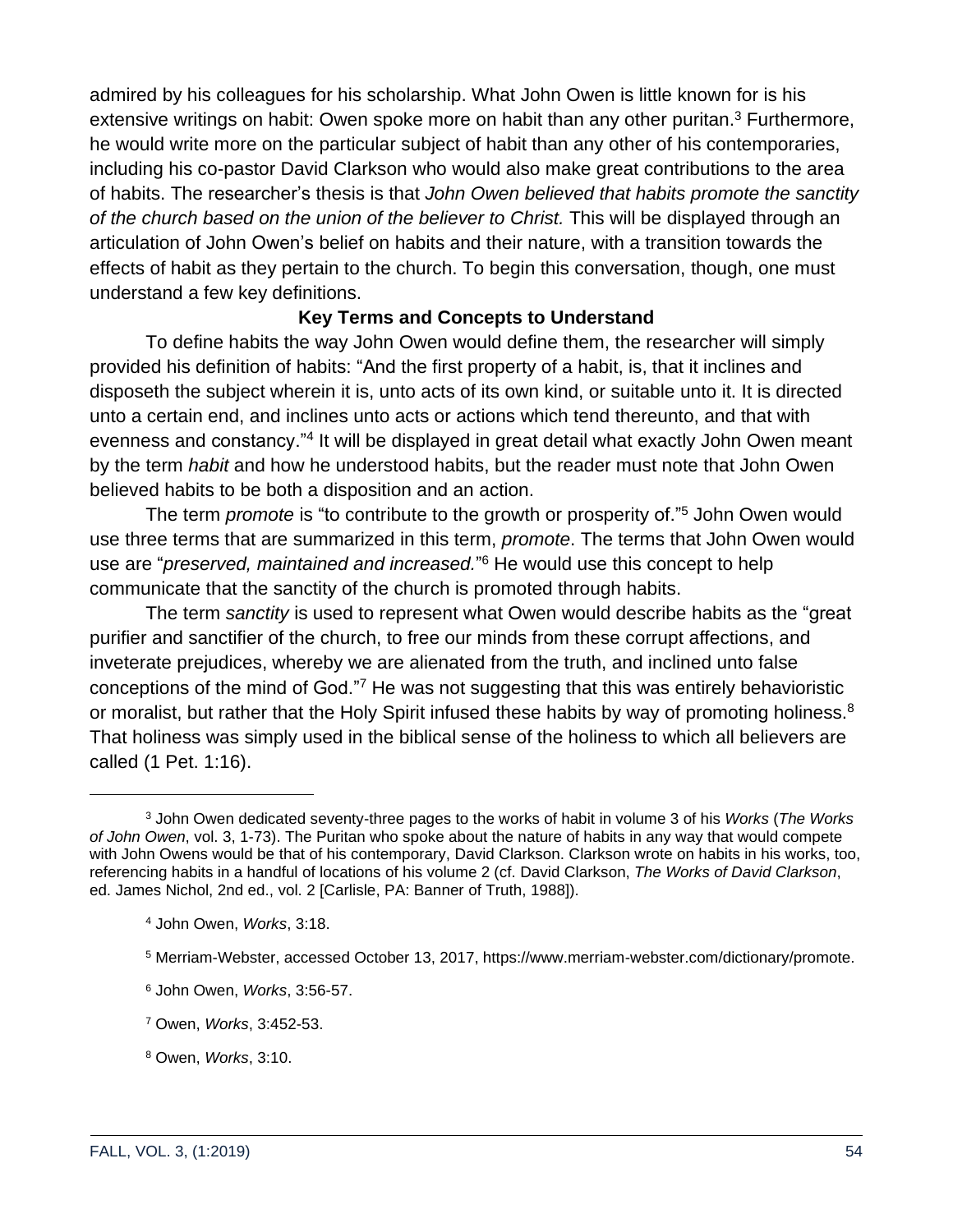admired by his colleagues for his scholarship. What John Owen is little known for is his extensive writings on habit: Owen spoke more on habit than any other puritan.[3] Furthermore, he would write more on the particular subject of habit than any other of his contemporaries, including his co-pastor David Clarkson who would also make great contributions to the area of habits. The researcher's thesis is that *John Owen believed that habits promote the sanctity of the church based on the union of the believer to Christ.* This will be displayed through an articulation of John Owen's belief on habits and their nature, with a transition towards the effects of habit as they pertain to the church. To begin this conversation, though, one must understand a few key definitions.

## Key Terms and Concepts to Understand

To define habits the way John Owen would define them, the researcher will simply provided his definition of habits: "And the first property of a habit, is, that it inclines and disposeth the subject wherein it is, unto acts of its own kind, or suitable unto it. It is directed unto a certain end, and inclines unto acts or actions which tend thereunto, and that with evenness and constancy."[4] It will be displayed in great detail what exactly John Owen meant by the term *habit* and how he understood habits, but the reader must note that John Owen believed habits to be both a disposition and an action.

The term *promote* is "to contribute to the growth or prosperity of."[5] John Owen would use three terms that are summarized in this term, *promote*. The terms that John Owen would use are "*preserved, maintained and increased.*"[6] He would use this concept to help communicate that the sanctity of the church is promoted through habits.

The term *sanctity* is used to represent what Owen would describe habits as the "great purifier and sanctifier of the church, to free our minds from these corrupt affections, and inveterate prejudices, whereby we are alienated from the truth, and inclined unto false conceptions of the mind of God."[7] He was not suggesting that this was entirely behavioristic or moralist, but rather that the Holy Spirit infused these habits by way of promoting holiness.[8] That holiness was simply used in the biblical sense of the holiness to which all believers are called (1 Pet. 1:16).

---

[3] John Owen dedicated seventy-three pages to the works of habit in volume 3 of his *Works* (*The Works of John Owen*, vol. 3, 1-73). The Puritan who spoke about the nature of habits in any way that would compete with John Owens would be that of his contemporary, David Clarkson. Clarkson wrote on habits in his works, too, referencing habits in a handful of locations of his volume 2 (cf. David Clarkson, *The Works of David Clarkson*, ed. James Nichol, 2nd ed., vol. 2 [Carlisle, PA: Banner of Truth, 1988]).

[4] John Owen, *Works*, 3:18.

[5] Merriam-Webster, accessed October 13, 2017, https://www.merriam-webster.com/dictionary/promote.

[6] John Owen, *Works*, 3:56-57.

[7] Owen, *Works*, 3:452-53.

[8] Owen, *Works*, 3:10.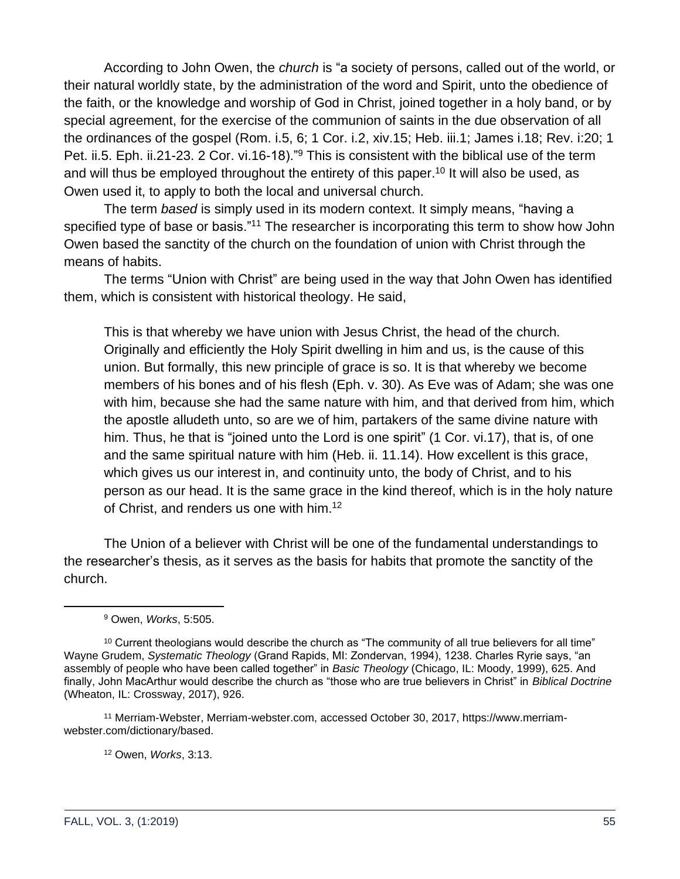According to John Owen, the *church* is "a society of persons, called out of the world, or their natural worldly state, by the administration of the word and Spirit, unto the obedience of the faith, or the knowledge and worship of God in Christ, joined together in a holy band, or by special agreement, for the exercise of the communion of saints in the due observation of all the ordinances of the gospel (Rom. i.5, 6; 1 Cor. i.2, xiv.15; Heb. iii.1; James i.18; Rev. i:20; 1 Pet. ii.5. Eph. ii.21-23. 2 Cor. vi.16-18)."[9] This is consistent with the biblical use of the term and will thus be employed throughout the entirety of this paper.[10] It will also be used, as Owen used it, to apply to both the local and universal church.

The term *based* is simply used in its modern context. It simply means, "having a specified type of base or basis."[11] The researcher is incorporating this term to show how John Owen based the sanctity of the church on the foundation of union with Christ through the means of habits.

The terms "Union with Christ" are being used in the way that John Owen has identified them, which is consistent with historical theology. He said,

> This is that whereby we have union with Jesus Christ, the head of the church. Originally and efficiently the Holy Spirit dwelling in him and us, is the cause of this union. But formally, this new principle of grace is so. It is that whereby we become members of his bones and of his flesh (Eph. v. 30). As Eve was of Adam; she was one with him, because she had the same nature with him, and that derived from him, which the apostle alludeth unto, so are we of him, partakers of the same divine nature with him. Thus, he that is "joined unto the Lord is one spirit" (1 Cor. vi.17), that is, of one and the same spiritual nature with him (Heb. ii. 11.14). How excellent is this grace, which gives us our interest in, and continuity unto, the body of Christ, and to his person as our head. It is the same grace in the kind thereof, which is in the holy nature of Christ, and renders us one with him.[12]

The Union of a believer with Christ will be one of the fundamental understandings to the researcher's thesis, as it serves as the basis for habits that promote the sanctity of the church.

---

[9] Owen, *Works*, 5:505.

[10] Current theologians would describe the church as "The community of all true believers for all time" Wayne Grudem, *Systematic Theology* (Grand Rapids, MI: Zondervan, 1994), 1238. Charles Ryrie says, "an assembly of people who have been called together" in *Basic Theology* (Chicago, IL: Moody, 1999), 625. And finally, John MacArthur would describe the church as "those who are true believers in Christ" in *Biblical Doctrine* (Wheaton, IL: Crossway, 2017), 926.

[11] Merriam-Webster, Merriam-webster.com, accessed October 30, 2017, https://www.merriam-webster.com/dictionary/based.

[12] Owen, *Works*, 3:13.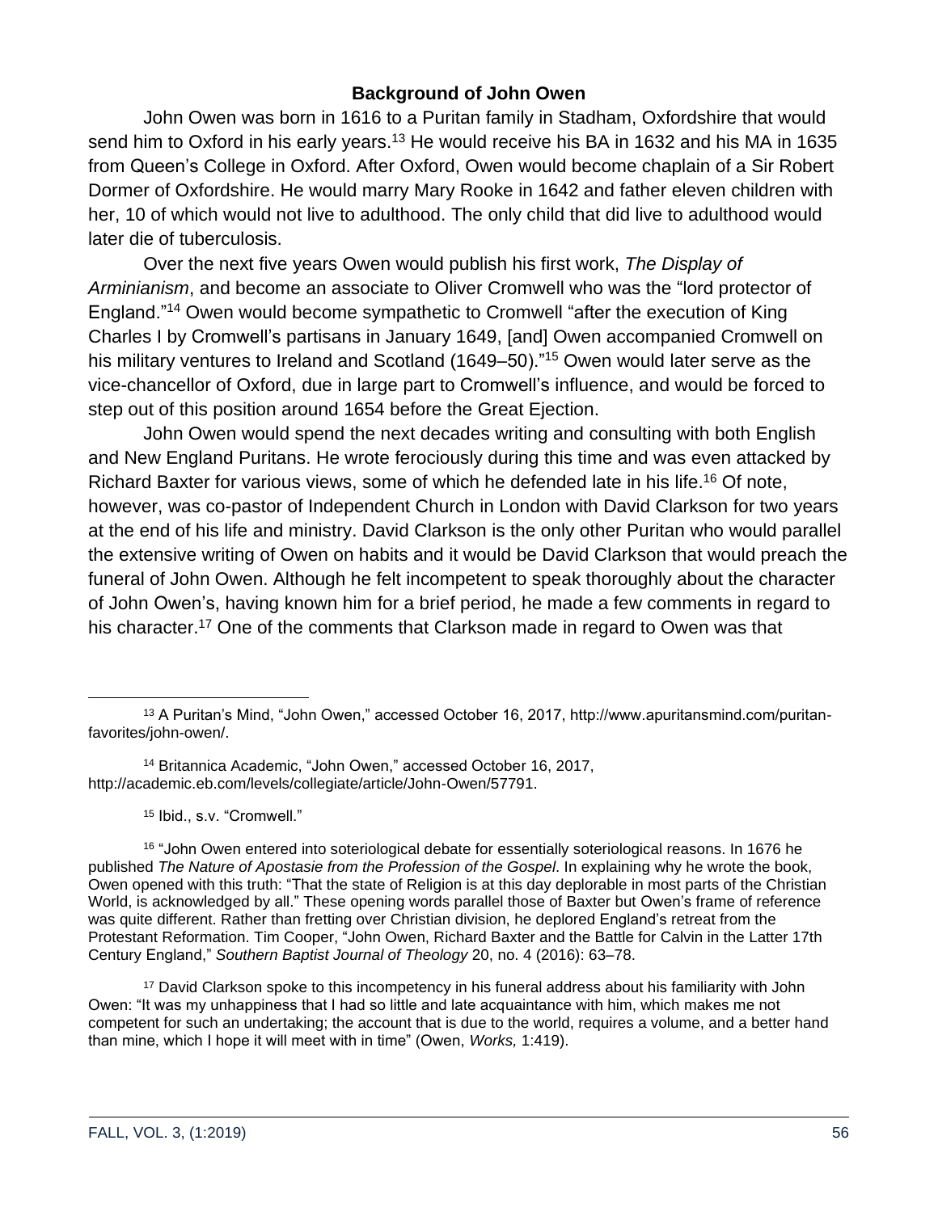## Background of John Owen

John Owen was born in 1616 to a Puritan family in Stadham, Oxfordshire that would send him to Oxford in his early years.[13] He would receive his BA in 1632 and his MA in 1635 from Queen's College in Oxford. After Oxford, Owen would become chaplain of a Sir Robert Dormer of Oxfordshire. He would marry Mary Rooke in 1642 and father eleven children with her, 10 of which would not live to adulthood. The only child that did live to adulthood would later die of tuberculosis.

Over the next five years Owen would publish his first work, *The Display of Arminianism*, and become an associate to Oliver Cromwell who was the "lord protector of England."[14] Owen would become sympathetic to Cromwell "after the execution of King Charles I by Cromwell's partisans in January 1649, [and] Owen accompanied Cromwell on his military ventures to Ireland and Scotland (1649–50)."[15] Owen would later serve as the vice-chancellor of Oxford, due in large part to Cromwell's influence, and would be forced to step out of this position around 1654 before the Great Ejection.

John Owen would spend the next decades writing and consulting with both English and New England Puritans. He wrote ferociously during this time and was even attacked by Richard Baxter for various views, some of which he defended late in his life.[16] Of note, however, was co-pastor of Independent Church in London with David Clarkson for two years at the end of his life and ministry. David Clarkson is the only other Puritan who would parallel the extensive writing of Owen on habits and it would be David Clarkson that would preach the funeral of John Owen. Although he felt incompetent to speak thoroughly about the character of John Owen's, having known him for a brief period, he made a few comments in regard to his character.[17] One of the comments that Clarkson made in regard to Owen was that

---

[13] A Puritan's Mind, "John Owen," accessed October 16, 2017, http://www.apuritansmind.com/puritan-favorites/john-owen/.

[14] Britannica Academic, "John Owen," accessed October 16, 2017, http://academic.eb.com/levels/collegiate/article/John-Owen/57791.

[15] Ibid., s.v. "Cromwell."

[16] "John Owen entered into soteriological debate for essentially soteriological reasons. In 1676 he published *The Nature of Apostasie from the Profession of the Gospel*. In explaining why he wrote the book, Owen opened with this truth: "That the state of Religion is at this day deplorable in most parts of the Christian World, is acknowledged by all." These opening words parallel those of Baxter but Owen's frame of reference was quite different. Rather than fretting over Christian division, he deplored England's retreat from the Protestant Reformation. Tim Cooper, "John Owen, Richard Baxter and the Battle for Calvin in the Latter 17th Century England," *Southern Baptist Journal of Theology* 20, no. 4 (2016): 63–78.

[17] David Clarkson spoke to this incompetency in his funeral address about his familiarity with John Owen: "It was my unhappiness that I had so little and late acquaintance with him, which makes me not competent for such an undertaking; the account that is due to the world, requires a volume, and a better hand than mine, which I hope it will meet with in time" (Owen, *Works,* 1:419).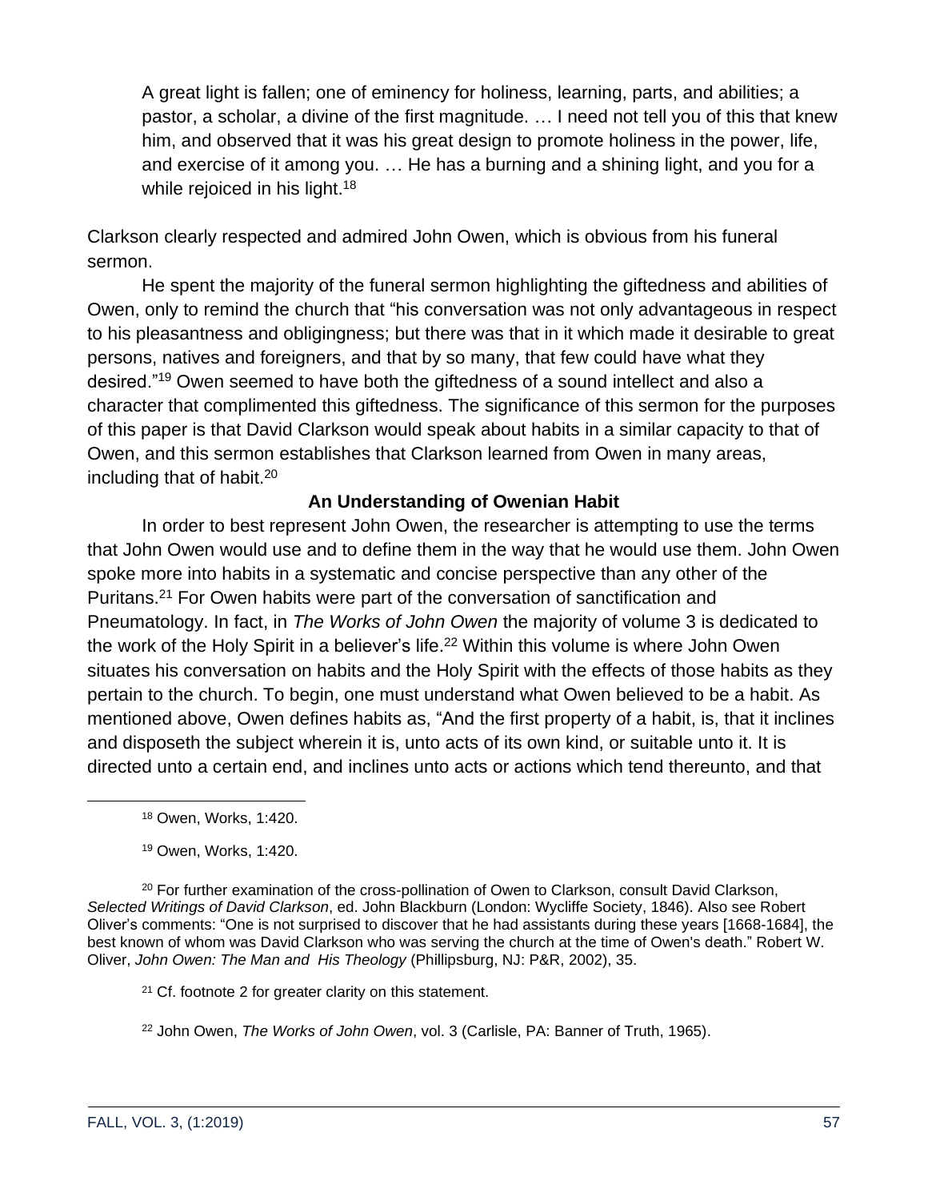> A great light is fallen; one of eminency for holiness, learning, parts, and abilities; a pastor, a scholar, a divine of the first magnitude. … I need not tell you of this that knew him, and observed that it was his great design to promote holiness in the power, life, and exercise of it among you. … He has a burning and a shining light, and you for a while rejoiced in his light.[18]

Clarkson clearly respected and admired John Owen, which is obvious from his funeral sermon.

He spent the majority of the funeral sermon highlighting the giftedness and abilities of Owen, only to remind the church that "his conversation was not only advantageous in respect to his pleasantness and obligingness; but there was that in it which made it desirable to great persons, natives and foreigners, and that by so many, that few could have what they desired."[19] Owen seemed to have both the giftedness of a sound intellect and also a character that complimented this giftedness. The significance of this sermon for the purposes of this paper is that David Clarkson would speak about habits in a similar capacity to that of Owen, and this sermon establishes that Clarkson learned from Owen in many areas, including that of habit.[20]

**An Understanding of Owenian Habit**

In order to best represent John Owen, the researcher is attempting to use the terms that John Owen would use and to define them in the way that he would use them. John Owen spoke more into habits in a systematic and concise perspective than any other of the Puritans.[21] For Owen habits were part of the conversation of sanctification and Pneumatology. In fact, in *The Works of John Owen* the majority of volume 3 is dedicated to the work of the Holy Spirit in a believer's life.[22] Within this volume is where John Owen situates his conversation on habits and the Holy Spirit with the effects of those habits as they pertain to the church. To begin, one must understand what Owen believed to be a habit. As mentioned above, Owen defines habits as, "And the first property of a habit, is, that it inclines and disposeth the subject wherein it is, unto acts of its own kind, or suitable unto it. It is directed unto a certain end, and inclines unto acts or actions which tend thereunto, and that

---

[18] Owen, Works, 1:420.

[19] Owen, Works, 1:420.

[20] For further examination of the cross-pollination of Owen to Clarkson, consult David Clarkson, *Selected Writings of David Clarkson*, ed. John Blackburn (London: Wycliffe Society, 1846). Also see Robert Oliver's comments: "One is not surprised to discover that he had assistants during these years [1668-1684], the best known of whom was David Clarkson who was serving the church at the time of Owen's death." Robert W. Oliver, *John Owen: The Man and His Theology* (Phillipsburg, NJ: P&R, 2002), 35.

[21] Cf. footnote 2 for greater clarity on this statement.

[22] John Owen, *The Works of John Owen*, vol. 3 (Carlisle, PA: Banner of Truth, 1965).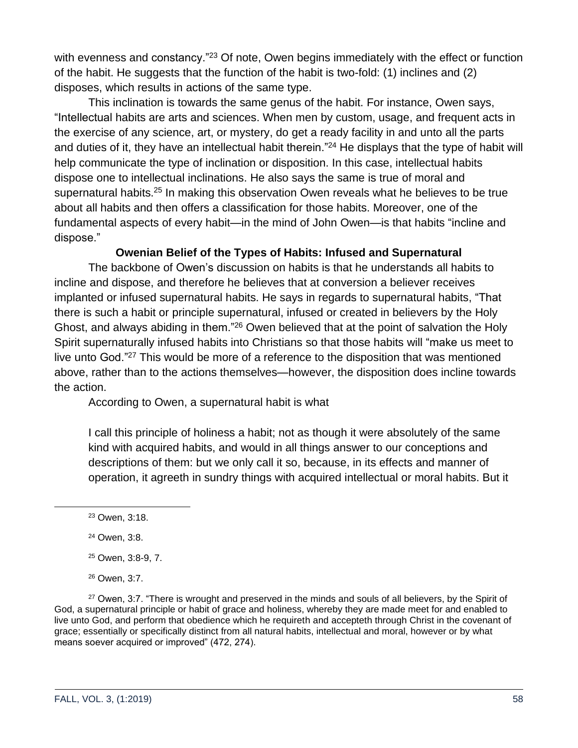with evenness and constancy."[23] Of note, Owen begins immediately with the effect or function of the habit. He suggests that the function of the habit is two-fold: (1) inclines and (2) disposes, which results in actions of the same type.

This inclination is towards the same genus of the habit. For instance, Owen says, "Intellectual habits are arts and sciences. When men by custom, usage, and frequent acts in the exercise of any science, art, or mystery, do get a ready facility in and unto all the parts and duties of it, they have an intellectual habit therein."[24] He displays that the type of habit will help communicate the type of inclination or disposition. In this case, intellectual habits dispose one to intellectual inclinations. He also says the same is true of moral and supernatural habits.[25] In making this observation Owen reveals what he believes to be true about all habits and then offers a classification for those habits. Moreover, one of the fundamental aspects of every habit—in the mind of John Owen—is that habits "incline and dispose."

### Owenian Belief of the Types of Habits: Infused and Supernatural

The backbone of Owen's discussion on habits is that he understands all habits to incline and dispose, and therefore he believes that at conversion a believer receives implanted or infused supernatural habits. He says in regards to supernatural habits, "That there is such a habit or principle supernatural, infused or created in believers by the Holy Ghost, and always abiding in them."[26] Owen believed that at the point of salvation the Holy Spirit supernaturally infused habits into Christians so that those habits will "make us meet to live unto God."[27] This would be more of a reference to the disposition that was mentioned above, rather than to the actions themselves—however, the disposition does incline towards the action.

According to Owen, a supernatural habit is what

> I call this principle of holiness a habit; not as though it were absolutely of the same kind with acquired habits, and would in all things answer to our conceptions and descriptions of them: but we only call it so, because, in its effects and manner of operation, it agreeth in sundry things with acquired intellectual or moral habits. But it

---

[23] Owen, 3:18.

[24] Owen, 3:8.

[25] Owen, 3:8-9, 7.

[26] Owen, 3:7.

[27] Owen, 3:7. "There is wrought and preserved in the minds and souls of all believers, by the Spirit of God, a supernatural principle or habit of grace and holiness, whereby they are made meet for and enabled to live unto God, and perform that obedience which he requireth and accepteth through Christ in the covenant of grace; essentially or specifically distinct from all natural habits, intellectual and moral, however or by what means soever acquired or improved" (472, 274).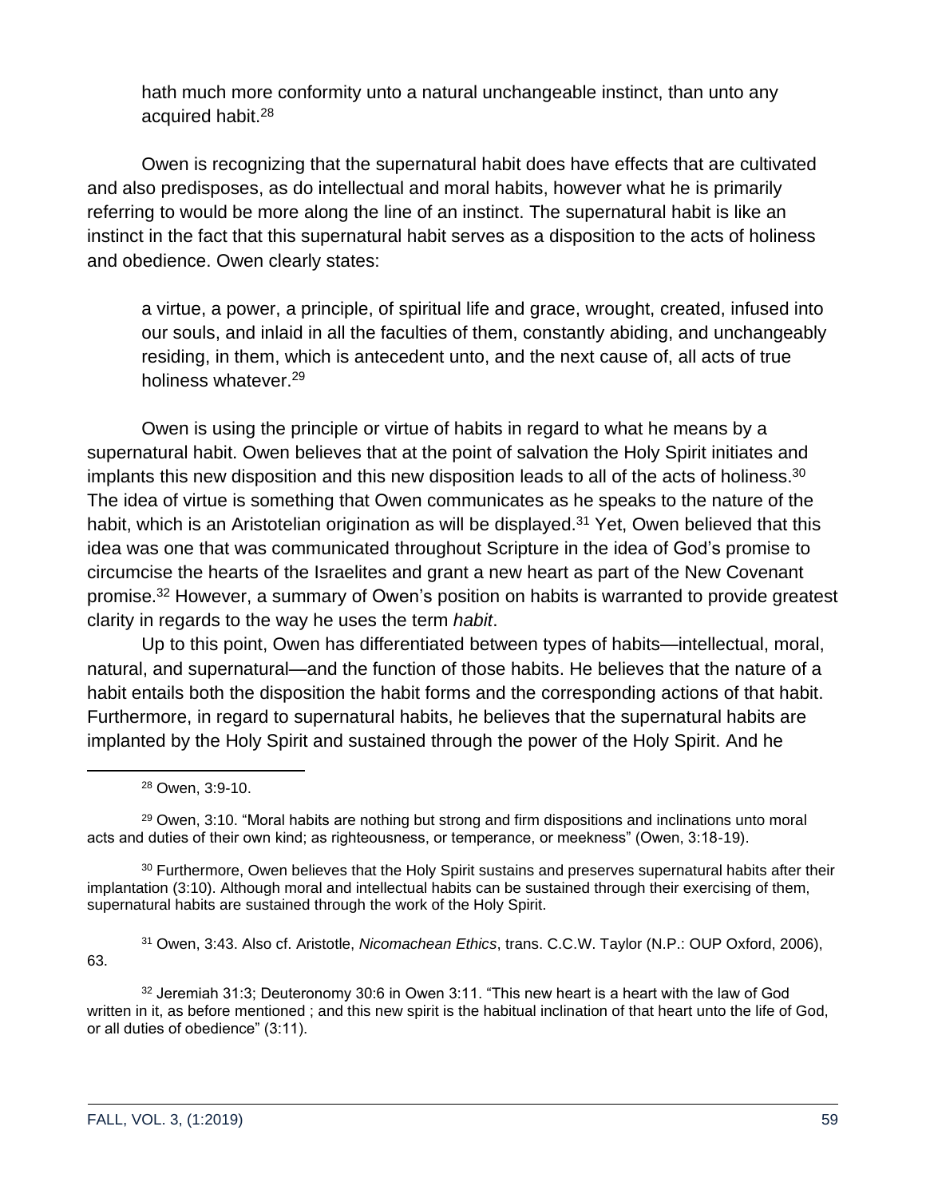> hath much more conformity unto a natural unchangeable instinct, than unto any acquired habit.[28]

Owen is recognizing that the supernatural habit does have effects that are cultivated and also predisposes, as do intellectual and moral habits, however what he is primarily referring to would be more along the line of an instinct. The supernatural habit is like an instinct in the fact that this supernatural habit serves as a disposition to the acts of holiness and obedience. Owen clearly states:

> a virtue, a power, a principle, of spiritual life and grace, wrought, created, infused into our souls, and inlaid in all the faculties of them, constantly abiding, and unchangeably residing, in them, which is antecedent unto, and the next cause of, all acts of true holiness whatever.[29]

Owen is using the principle or virtue of habits in regard to what he means by a supernatural habit. Owen believes that at the point of salvation the Holy Spirit initiates and implants this new disposition and this new disposition leads to all of the acts of holiness.[30] The idea of virtue is something that Owen communicates as he speaks to the nature of the habit, which is an Aristotelian origination as will be displayed.[31] Yet, Owen believed that this idea was one that was communicated throughout Scripture in the idea of God's promise to circumcise the hearts of the Israelites and grant a new heart as part of the New Covenant promise.[32] However, a summary of Owen's position on habits is warranted to provide greatest clarity in regards to the way he uses the term *habit*.

Up to this point, Owen has differentiated between types of habits—intellectual, moral, natural, and supernatural—and the function of those habits. He believes that the nature of a habit entails both the disposition the habit forms and the corresponding actions of that habit. Furthermore, in regard to supernatural habits, he believes that the supernatural habits are implanted by the Holy Spirit and sustained through the power of the Holy Spirit. And he

---

[28] Owen, 3:9-10.

[29] Owen, 3:10. "Moral habits are nothing but strong and firm dispositions and inclinations unto moral acts and duties of their own kind; as righteousness, or temperance, or meekness" (Owen, 3:18-19).

[30] Furthermore, Owen believes that the Holy Spirit sustains and preserves supernatural habits after their implantation (3:10). Although moral and intellectual habits can be sustained through their exercising of them, supernatural habits are sustained through the work of the Holy Spirit.

[31] Owen, 3:43. Also cf. Aristotle, *Nicomachean Ethics*, trans. C.C.W. Taylor (N.P.: OUP Oxford, 2006), 63.

[32] Jeremiah 31:3; Deuteronomy 30:6 in Owen 3:11. "This new heart is a heart with the law of God written in it, as before mentioned ; and this new spirit is the habitual inclination of that heart unto the life of God, or all duties of obedience" (3:11).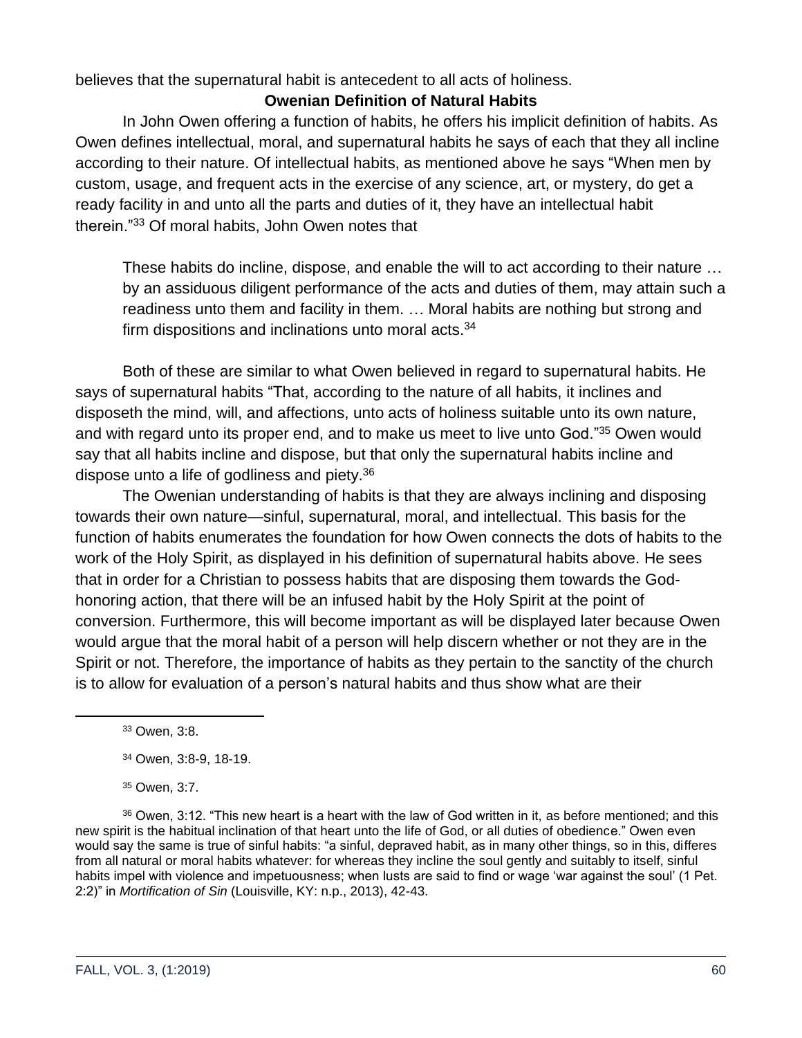believes that the supernatural habit is antecedent to all acts of holiness.

### Owenian Definition of Natural Habits

In John Owen offering a function of habits, he offers his implicit definition of habits. As Owen defines intellectual, moral, and supernatural habits he says of each that they all incline according to their nature. Of intellectual habits, as mentioned above he says "When men by custom, usage, and frequent acts in the exercise of any science, art, or mystery, do get a ready facility in and unto all the parts and duties of it, they have an intellectual habit therein."[33] Of moral habits, John Owen notes that

> These habits do incline, dispose, and enable the will to act according to their nature … by an assiduous diligent performance of the acts and duties of them, may attain such a readiness unto them and facility in them. … Moral habits are nothing but strong and firm dispositions and inclinations unto moral acts.[34]

Both of these are similar to what Owen believed in regard to supernatural habits. He says of supernatural habits "That, according to the nature of all habits, it inclines and disposeth the mind, will, and affections, unto acts of holiness suitable unto its own nature, and with regard unto its proper end, and to make us meet to live unto God."[35] Owen would say that all habits incline and dispose, but that only the supernatural habits incline and dispose unto a life of godliness and piety.[36]

The Owenian understanding of habits is that they are always inclining and disposing towards their own nature—sinful, supernatural, moral, and intellectual. This basis for the function of habits enumerates the foundation for how Owen connects the dots of habits to the work of the Holy Spirit, as displayed in his definition of supernatural habits above. He sees that in order for a Christian to possess habits that are disposing them towards the God-honoring action, that there will be an infused habit by the Holy Spirit at the point of conversion. Furthermore, this will become important as will be displayed later because Owen would argue that the moral habit of a person will help discern whether or not they are in the Spirit or not. Therefore, the importance of habits as they pertain to the sanctity of the church is to allow for evaluation of a person's natural habits and thus show what are their

---

[33] Owen, 3:8.

[34] Owen, 3:8-9, 18-19.

[35] Owen, 3:7.

[36] Owen, 3:12. "This new heart is a heart with the law of God written in it, as before mentioned; and this new spirit is the habitual inclination of that heart unto the life of God, or all duties of obedience." Owen even would say the same is true of sinful habits: "a sinful, depraved habit, as in many other things, so in this, differes from all natural or moral habits whatever: for whereas they incline the soul gently and suitably to itself, sinful habits impel with violence and impetuousness; when lusts are said to find or wage 'war against the soul' (1 Pet. 2:2)" in *Mortification of Sin* (Louisville, KY: n.p., 2013), 42-43.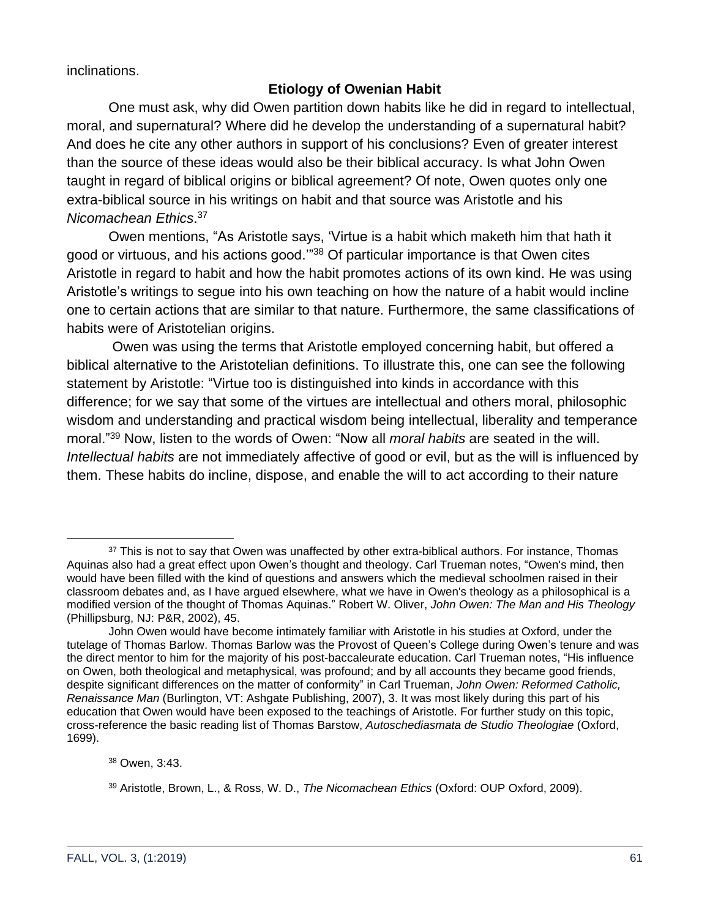inclinations.

## Etiology of Owenian Habit

One must ask, why did Owen partition down habits like he did in regard to intellectual, moral, and supernatural? Where did he develop the understanding of a supernatural habit? And does he cite any other authors in support of his conclusions? Even of greater interest than the source of these ideas would also be their biblical accuracy. Is what John Owen taught in regard of biblical origins or biblical agreement? Of note, Owen quotes only one extra-biblical source in his writings on habit and that source was Aristotle and his *Nicomachean Ethics*.[37]

Owen mentions, "As Aristotle says, 'Virtue is a habit which maketh him that hath it good or virtuous, and his actions good.'"[38] Of particular importance is that Owen cites Aristotle in regard to habit and how the habit promotes actions of its own kind. He was using Aristotle's writings to segue into his own teaching on how the nature of a habit would incline one to certain actions that are similar to that nature. Furthermore, the same classifications of habits were of Aristotelian origins.

Owen was using the terms that Aristotle employed concerning habit, but offered a biblical alternative to the Aristotelian definitions. To illustrate this, one can see the following statement by Aristotle: "Virtue too is distinguished into kinds in accordance with this difference; for we say that some of the virtues are intellectual and others moral, philosophic wisdom and understanding and practical wisdom being intellectual, liberality and temperance moral."[39] Now, listen to the words of Owen: "Now all *moral habits* are seated in the will. *Intellectual habits* are not immediately affective of good or evil, but as the will is influenced by them. These habits do incline, dispose, and enable the will to act according to their nature

---

[37] This is not to say that Owen was unaffected by other extra-biblical authors. For instance, Thomas Aquinas also had a great effect upon Owen's thought and theology. Carl Trueman notes, "Owen's mind, then would have been filled with the kind of questions and answers which the medieval schoolmen raised in their classroom debates and, as I have argued elsewhere, what we have in Owen's theology as a philosophical is a modified version of the thought of Thomas Aquinas." Robert W. Oliver, *John Owen: The Man and His Theology* (Phillipsburg, NJ: P&R, 2002), 45.

John Owen would have become intimately familiar with Aristotle in his studies at Oxford, under the tutelage of Thomas Barlow. Thomas Barlow was the Provost of Queen's College during Owen's tenure and was the direct mentor to him for the majority of his post-baccaleurate education. Carl Trueman notes, "His influence on Owen, both theological and metaphysical, was profound; and by all accounts they became good friends, despite significant differences on the matter of conformity" in Carl Trueman, *John Owen: Reformed Catholic, Renaissance Man* (Burlington, VT: Ashgate Publishing, 2007), 3. It was most likely during this part of his education that Owen would have been exposed to the teachings of Aristotle. For further study on this topic, cross-reference the basic reading list of Thomas Barstow, *Autoschediasmata de Studio Theologiae* (Oxford, 1699).

[38] Owen, 3:43.

[39] Aristotle, Brown, L., & Ross, W. D., *The Nicomachean Ethics* (Oxford: OUP Oxford, 2009).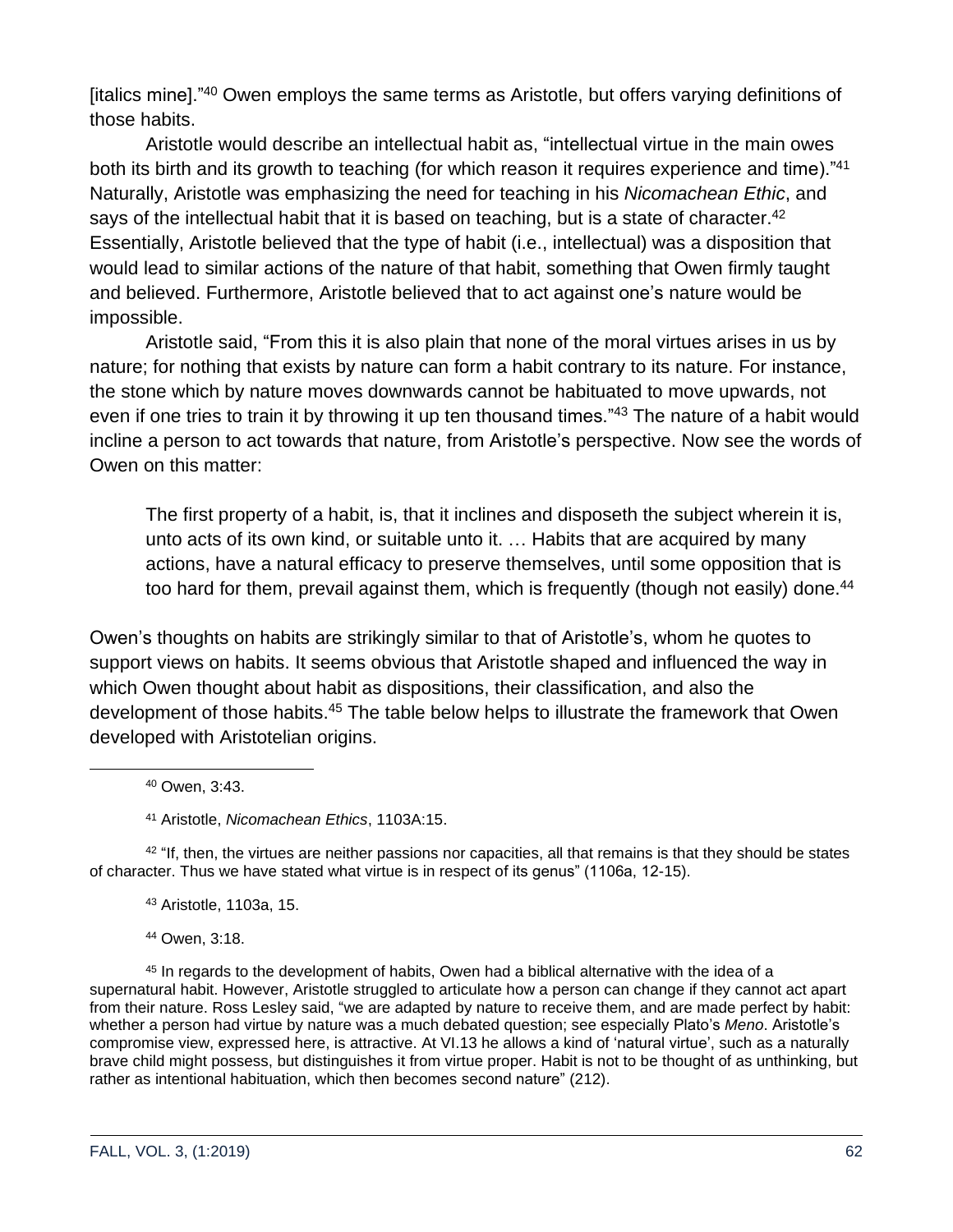[italics mine]."[40] Owen employs the same terms as Aristotle, but offers varying definitions of those habits.

Aristotle would describe an intellectual habit as, "intellectual virtue in the main owes both its birth and its growth to teaching (for which reason it requires experience and time)."[41] Naturally, Aristotle was emphasizing the need for teaching in his *Nicomachean Ethic*, and says of the intellectual habit that it is based on teaching, but is a state of character.[42] Essentially, Aristotle believed that the type of habit (i.e., intellectual) was a disposition that would lead to similar actions of the nature of that habit, something that Owen firmly taught and believed. Furthermore, Aristotle believed that to act against one's nature would be impossible.

Aristotle said, "From this it is also plain that none of the moral virtues arises in us by nature; for nothing that exists by nature can form a habit contrary to its nature. For instance, the stone which by nature moves downwards cannot be habituated to move upwards, not even if one tries to train it by throwing it up ten thousand times."[43] The nature of a habit would incline a person to act towards that nature, from Aristotle's perspective. Now see the words of Owen on this matter:

> The first property of a habit, is, that it inclines and disposeth the subject wherein it is, unto acts of its own kind, or suitable unto it. … Habits that are acquired by many actions, have a natural efficacy to preserve themselves, until some opposition that is too hard for them, prevail against them, which is frequently (though not easily) done.[44]

Owen's thoughts on habits are strikingly similar to that of Aristotle's, whom he quotes to support views on habits. It seems obvious that Aristotle shaped and influenced the way in which Owen thought about habit as dispositions, their classification, and also the development of those habits.[45] The table below helps to illustrate the framework that Owen developed with Aristotelian origins.

---

[40] Owen, 3:43.

[41] Aristotle, *Nicomachean Ethics*, 1103A:15.

[42] "If, then, the virtues are neither passions nor capacities, all that remains is that they should be states of character. Thus we have stated what virtue is in respect of its genus" (1106a, 12-15).

[43] Aristotle, 1103a, 15.

[44] Owen, 3:18.

[45] In regards to the development of habits, Owen had a biblical alternative with the idea of a supernatural habit. However, Aristotle struggled to articulate how a person can change if they cannot act apart from their nature. Ross Lesley said, "we are adapted by nature to receive them, and are made perfect by habit: whether a person had virtue by nature was a much debated question; see especially Plato's *Meno*. Aristotle's compromise view, expressed here, is attractive. At VI.13 he allows a kind of 'natural virtue', such as a naturally brave child might possess, but distinguishes it from virtue proper. Habit is not to be thought of as unthinking, but rather as intentional habituation, which then becomes second nature" (212).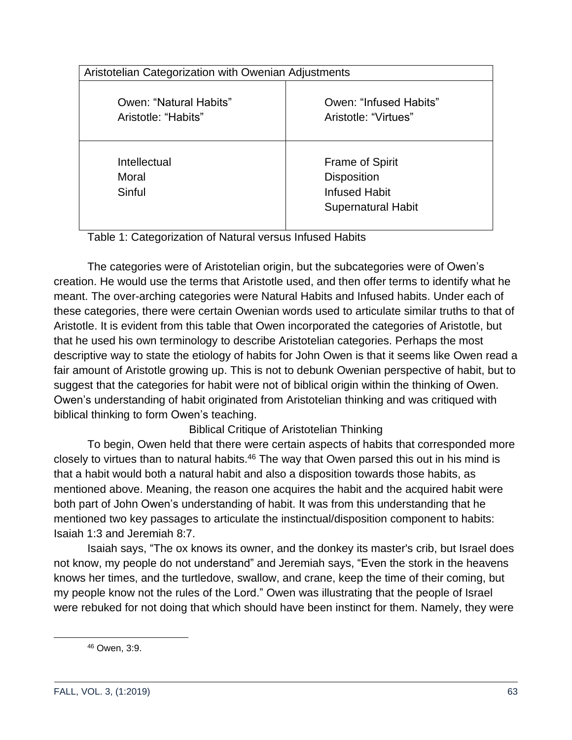| Aristotelian Categorization with Owenian Adjustments | |
|---|---|
| Owen: "Natural Habits"<br>Aristotle: "Habits" | Owen: "Infused Habits"<br>Aristotle: "Virtues" |
| Intellectual<br>Moral<br>Sinful | Frame of Spirit<br>Disposition<br>Infused Habit<br>Supernatural Habit |

Table 1: Categorization of Natural versus Infused Habits

The categories were of Aristotelian origin, but the subcategories were of Owen's creation. He would use the terms that Aristotle used, and then offer terms to identify what he meant. The over-arching categories were Natural Habits and Infused habits. Under each of these categories, there were certain Owenian words used to articulate similar truths to that of Aristotle. It is evident from this table that Owen incorporated the categories of Aristotle, but that he used his own terminology to describe Aristotelian categories. Perhaps the most descriptive way to state the etiology of habits for John Owen is that it seems like Owen read a fair amount of Aristotle growing up. This is not to debunk Owenian perspective of habit, but to suggest that the categories for habit were not of biblical origin within the thinking of Owen. Owen's understanding of habit originated from Aristotelian thinking and was critiqued with biblical thinking to form Owen's teaching.

### Biblical Critique of Aristotelian Thinking

To begin, Owen held that there were certain aspects of habits that corresponded more closely to virtues than to natural habits.[46] The way that Owen parsed this out in his mind is that a habit would both a natural habit and also a disposition towards those habits, as mentioned above. Meaning, the reason one acquires the habit and the acquired habit were both part of John Owen's understanding of habit. It was from this understanding that he mentioned two key passages to articulate the instinctual/disposition component to habits: Isaiah 1:3 and Jeremiah 8:7.

Isaiah says, "The ox knows its owner, and the donkey its master's crib, but Israel does not know, my people do not understand" and Jeremiah says, "Even the stork in the heavens knows her times, and the turtledove, swallow, and crane, keep the time of their coming, but my people know not the rules of the Lord." Owen was illustrating that the people of Israel were rebuked for not doing that which should have been instinct for them. Namely, they were

[46] Owen, 3:9.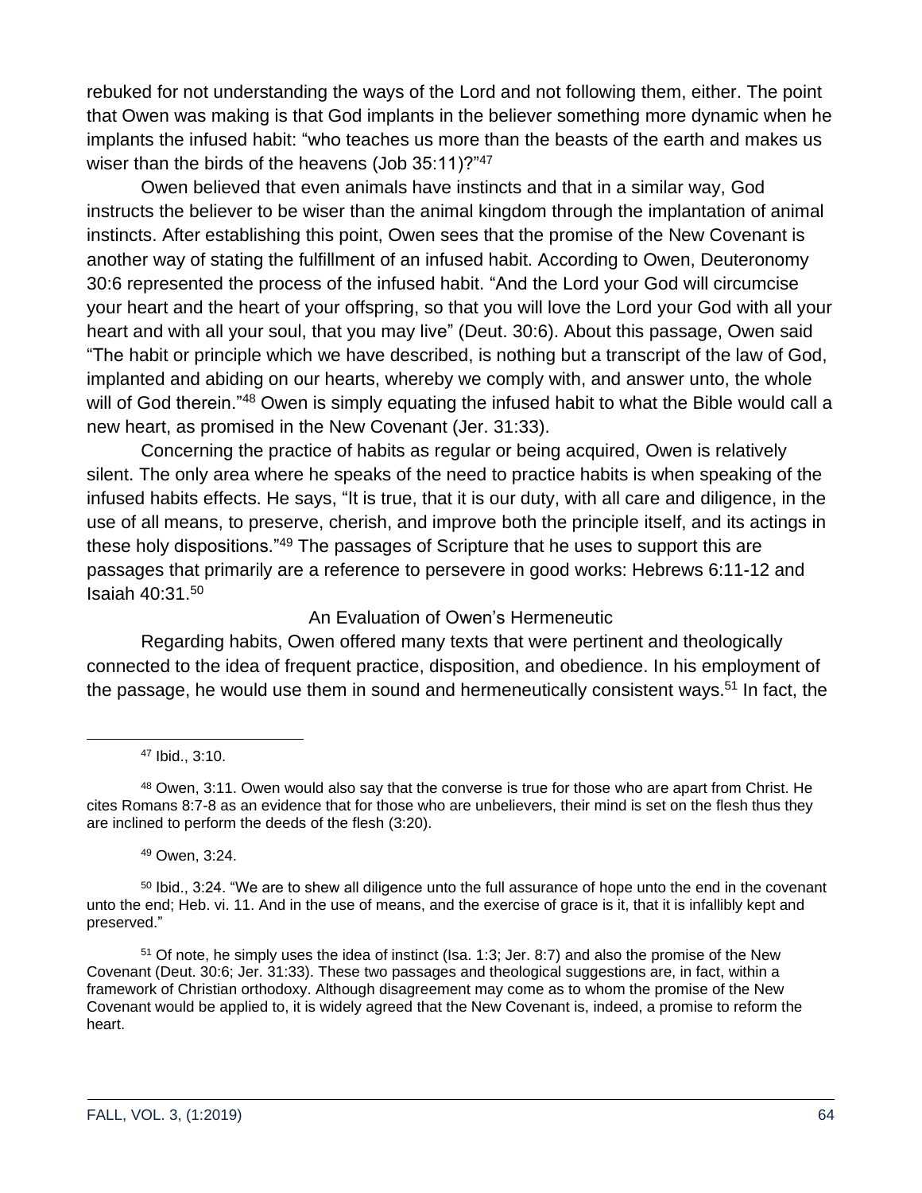rebuked for not understanding the ways of the Lord and not following them, either. The point that Owen was making is that God implants in the believer something more dynamic when he implants the infused habit: "who teaches us more than the beasts of the earth and makes us wiser than the birds of the heavens (Job 35:11)?"[47]

Owen believed that even animals have instincts and that in a similar way, God instructs the believer to be wiser than the animal kingdom through the implantation of animal instincts. After establishing this point, Owen sees that the promise of the New Covenant is another way of stating the fulfillment of an infused habit. According to Owen, Deuteronomy 30:6 represented the process of the infused habit. "And the Lord your God will circumcise your heart and the heart of your offspring, so that you will love the Lord your God with all your heart and with all your soul, that you may live" (Deut. 30:6). About this passage, Owen said "The habit or principle which we have described, is nothing but a transcript of the law of God, implanted and abiding on our hearts, whereby we comply with, and answer unto, the whole will of God therein."[48] Owen is simply equating the infused habit to what the Bible would call a new heart, as promised in the New Covenant (Jer. 31:33).

Concerning the practice of habits as regular or being acquired, Owen is relatively silent. The only area where he speaks of the need to practice habits is when speaking of the infused habits effects. He says, "It is true, that it is our duty, with all care and diligence, in the use of all means, to preserve, cherish, and improve both the principle itself, and its actings in these holy dispositions."[49] The passages of Scripture that he uses to support this are passages that primarily are a reference to persevere in good works: Hebrews 6:11-12 and Isaiah 40:31.[50]

## An Evaluation of Owen's Hermeneutic

Regarding habits, Owen offered many texts that were pertinent and theologically connected to the idea of frequent practice, disposition, and obedience. In his employment of the passage, he would use them in sound and hermeneutically consistent ways.[51] In fact, the

---

[47] Ibid., 3:10.

[48] Owen, 3:11. Owen would also say that the converse is true for those who are apart from Christ. He cites Romans 8:7-8 as an evidence that for those who are unbelievers, their mind is set on the flesh thus they are inclined to perform the deeds of the flesh (3:20).

[49] Owen, 3:24.

[50] Ibid., 3:24. "We are to shew all diligence unto the full assurance of hope unto the end in the covenant unto the end; Heb. vi. 11. And in the use of means, and the exercise of grace is it, that it is infallibly kept and preserved."

[51] Of note, he simply uses the idea of instinct (Isa. 1:3; Jer. 8:7) and also the promise of the New Covenant (Deut. 30:6; Jer. 31:33). These two passages and theological suggestions are, in fact, within a framework of Christian orthodoxy. Although disagreement may come as to whom the promise of the New Covenant would be applied to, it is widely agreed that the New Covenant is, indeed, a promise to reform the heart.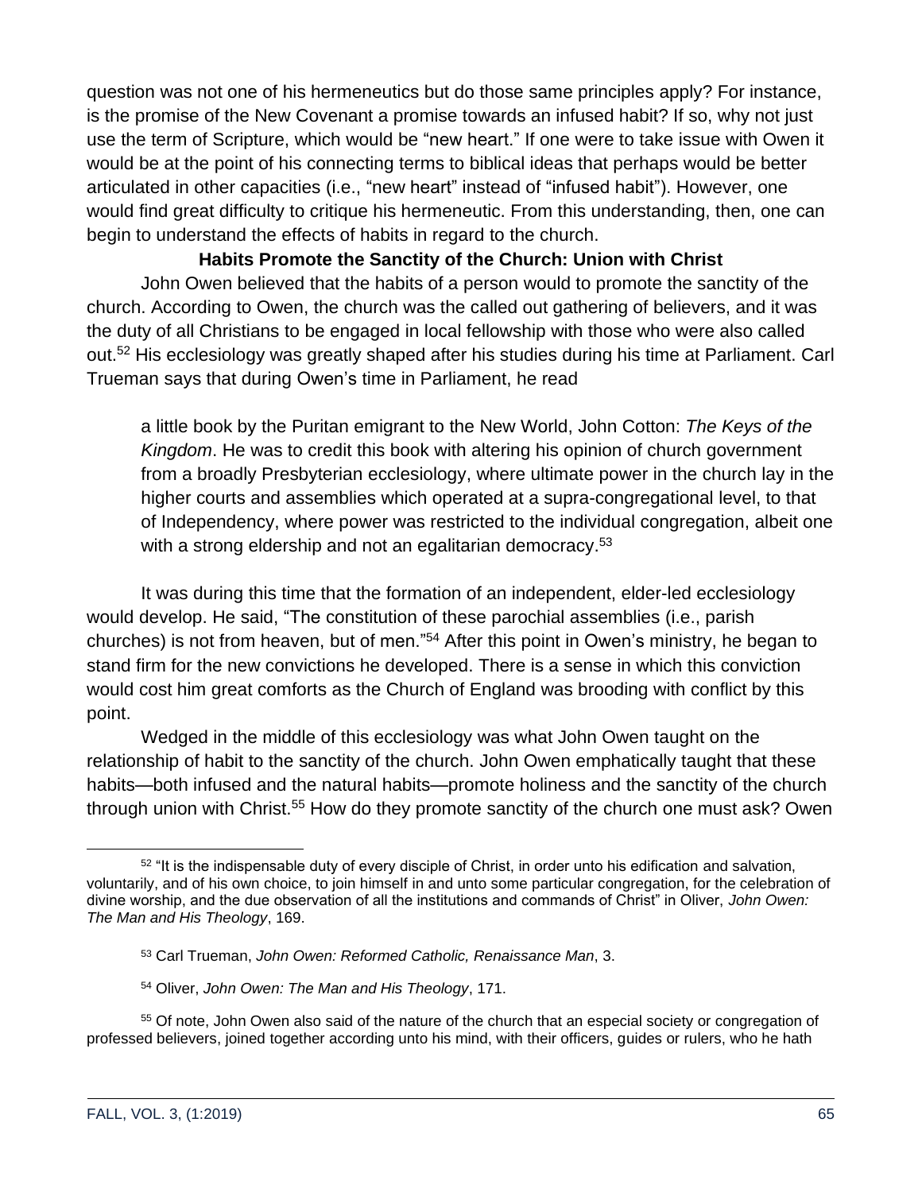question was not one of his hermeneutics but do those same principles apply? For instance, is the promise of the New Covenant a promise towards an infused habit? If so, why not just use the term of Scripture, which would be "new heart." If one were to take issue with Owen it would be at the point of his connecting terms to biblical ideas that perhaps would be better articulated in other capacities (i.e., "new heart" instead of "infused habit"). However, one would find great difficulty to critique his hermeneutic. From this understanding, then, one can begin to understand the effects of habits in regard to the church.

### Habits Promote the Sanctity of the Church: Union with Christ

John Owen believed that the habits of a person would to promote the sanctity of the church. According to Owen, the church was the called out gathering of believers, and it was the duty of all Christians to be engaged in local fellowship with those who were also called out.[52] His ecclesiology was greatly shaped after his studies during his time at Parliament. Carl Trueman says that during Owen's time in Parliament, he read

> a little book by the Puritan emigrant to the New World, John Cotton: *The Keys of the Kingdom*. He was to credit this book with altering his opinion of church government from a broadly Presbyterian ecclesiology, where ultimate power in the church lay in the higher courts and assemblies which operated at a supra-congregational level, to that of Independency, where power was restricted to the individual congregation, albeit one with a strong eldership and not an egalitarian democracy.[53]

It was during this time that the formation of an independent, elder-led ecclesiology would develop. He said, "The constitution of these parochial assemblies (i.e., parish churches) is not from heaven, but of men."[54] After this point in Owen's ministry, he began to stand firm for the new convictions he developed. There is a sense in which this conviction would cost him great comforts as the Church of England was brooding with conflict by this point.

Wedged in the middle of this ecclesiology was what John Owen taught on the relationship of habit to the sanctity of the church. John Owen emphatically taught that these habits—both infused and the natural habits—promote holiness and the sanctity of the church through union with Christ.[55] How do they promote sanctity of the church one must ask? Owen

---

[52] "It is the indispensable duty of every disciple of Christ, in order unto his edification and salvation, voluntarily, and of his own choice, to join himself in and unto some particular congregation, for the celebration of divine worship, and the due observation of all the institutions and commands of Christ" in Oliver, *John Owen: The Man and His Theology*, 169.

[53] Carl Trueman, *John Owen: Reformed Catholic, Renaissance Man*, 3.

[54] Oliver, *John Owen: The Man and His Theology*, 171.

[55] Of note, John Owen also said of the nature of the church that an especial society or congregation of professed believers, joined together according unto his mind, with their officers, guides or rulers, who he hath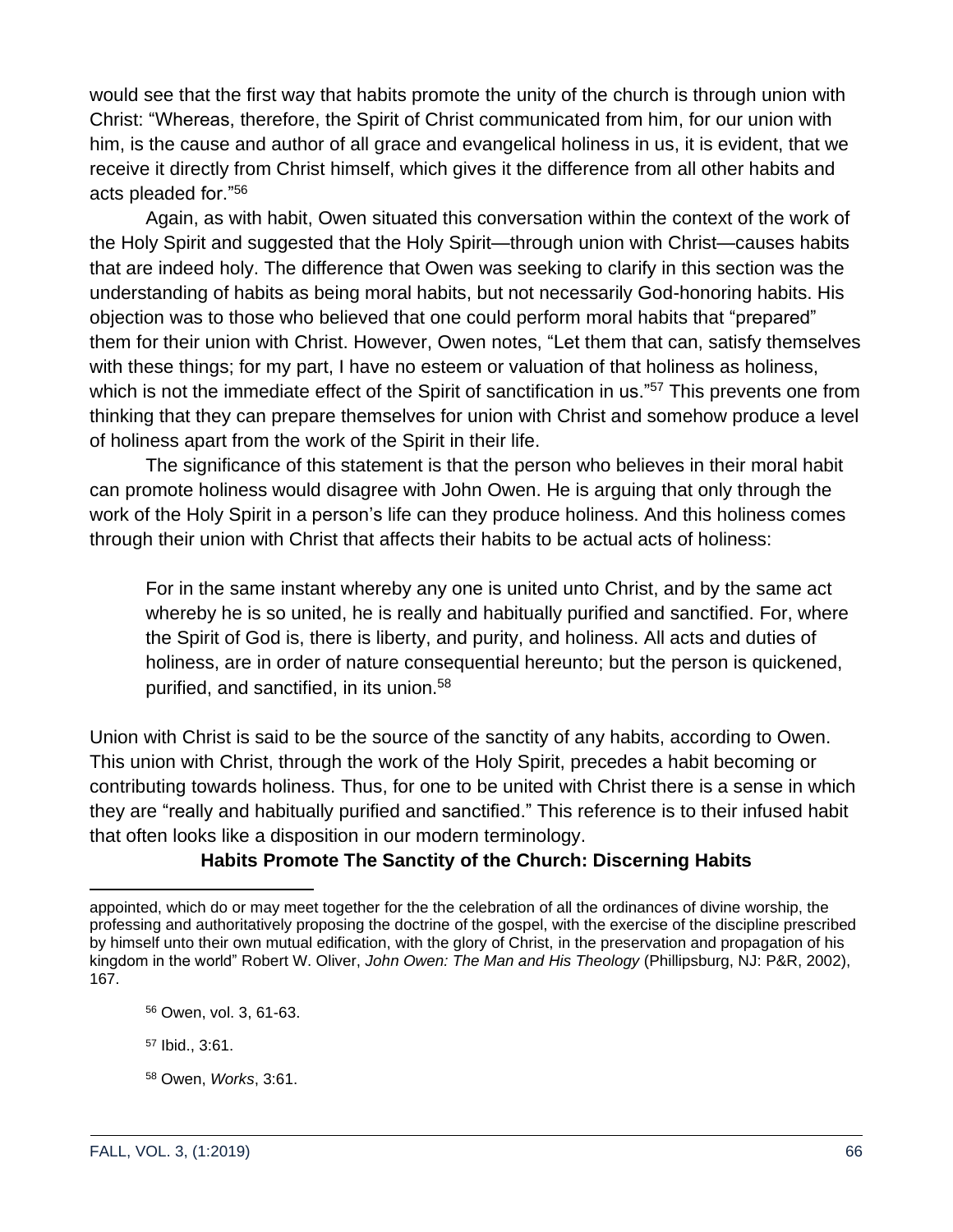would see that the first way that habits promote the unity of the church is through union with Christ: "Whereas, therefore, the Spirit of Christ communicated from him, for our union with him, is the cause and author of all grace and evangelical holiness in us, it is evident, that we receive it directly from Christ himself, which gives it the difference from all other habits and acts pleaded for."[56]

Again, as with habit, Owen situated this conversation within the context of the work of the Holy Spirit and suggested that the Holy Spirit—through union with Christ—causes habits that are indeed holy. The difference that Owen was seeking to clarify in this section was the understanding of habits as being moral habits, but not necessarily God-honoring habits. His objection was to those who believed that one could perform moral habits that "prepared" them for their union with Christ. However, Owen notes, "Let them that can, satisfy themselves with these things; for my part, I have no esteem or valuation of that holiness as holiness, which is not the immediate effect of the Spirit of sanctification in us."[57] This prevents one from thinking that they can prepare themselves for union with Christ and somehow produce a level of holiness apart from the work of the Spirit in their life.

The significance of this statement is that the person who believes in their moral habit can promote holiness would disagree with John Owen. He is arguing that only through the work of the Holy Spirit in a person's life can they produce holiness. And this holiness comes through their union with Christ that affects their habits to be actual acts of holiness:

> For in the same instant whereby any one is united unto Christ, and by the same act whereby he is so united, he is really and habitually purified and sanctified. For, where the Spirit of God is, there is liberty, and purity, and holiness. All acts and duties of holiness, are in order of nature consequential hereunto; but the person is quickened, purified, and sanctified, in its union.[58]

Union with Christ is said to be the source of the sanctity of any habits, according to Owen. This union with Christ, through the work of the Holy Spirit, precedes a habit becoming or contributing towards holiness. Thus, for one to be united with Christ there is a sense in which they are "really and habitually purified and sanctified." This reference is to their infused habit that often looks like a disposition in our modern terminology.

### Habits Promote The Sanctity of the Church: Discerning Habits

---

appointed, which do or may meet together for the the celebration of all the ordinances of divine worship, the professing and authoritatively proposing the doctrine of the gospel, with the exercise of the discipline prescribed by himself unto their own mutual edification, with the glory of Christ, in the preservation and propagation of his kingdom in the world" Robert W. Oliver, *John Owen: The Man and His Theology* (Phillipsburg, NJ: P&R, 2002), 167.

[56] Owen, vol. 3, 61-63.

[57] Ibid., 3:61.

[58] Owen, *Works*, 3:61.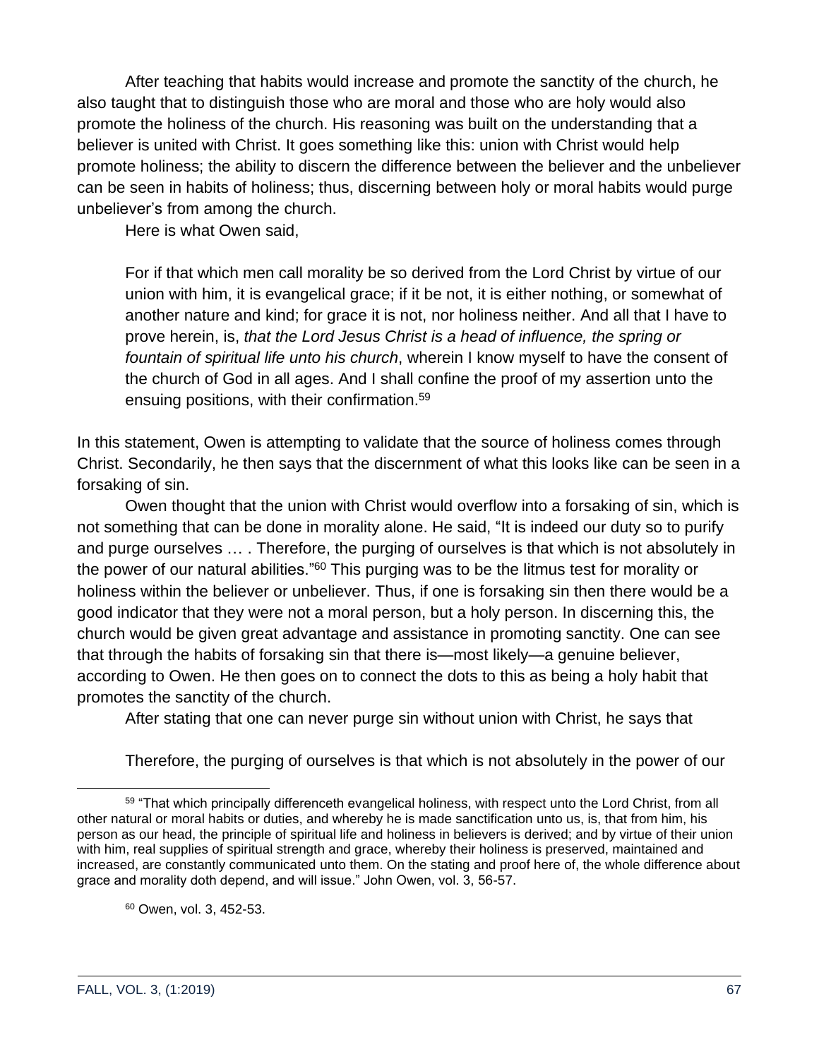After teaching that habits would increase and promote the sanctity of the church, he also taught that to distinguish those who are moral and those who are holy would also promote the holiness of the church. His reasoning was built on the understanding that a believer is united with Christ. It goes something like this: union with Christ would help promote holiness; the ability to discern the difference between the believer and the unbeliever can be seen in habits of holiness; thus, discerning between holy or moral habits would purge unbeliever's from among the church.

Here is what Owen said,

> For if that which men call morality be so derived from the Lord Christ by virtue of our union with him, it is evangelical grace; if it be not, it is either nothing, or somewhat of another nature and kind; for grace it is not, nor holiness neither. And all that I have to prove herein, is, *that the Lord Jesus Christ is a head of influence, the spring or fountain of spiritual life unto his church*, wherein I know myself to have the consent of the church of God in all ages. And I shall confine the proof of my assertion unto the ensuing positions, with their confirmation.[59]

In this statement, Owen is attempting to validate that the source of holiness comes through Christ. Secondarily, he then says that the discernment of what this looks like can be seen in a forsaking of sin.

Owen thought that the union with Christ would overflow into a forsaking of sin, which is not something that can be done in morality alone. He said, "It is indeed our duty so to purify and purge ourselves … . Therefore, the purging of ourselves is that which is not absolutely in the power of our natural abilities."[60] This purging was to be the litmus test for morality or holiness within the believer or unbeliever. Thus, if one is forsaking sin then there would be a good indicator that they were not a moral person, but a holy person. In discerning this, the church would be given great advantage and assistance in promoting sanctity. One can see that through the habits of forsaking sin that there is—most likely—a genuine believer, according to Owen. He then goes on to connect the dots to this as being a holy habit that promotes the sanctity of the church.

After stating that one can never purge sin without union with Christ, he says that

> Therefore, the purging of ourselves is that which is not absolutely in the power of our

---

[59] "That which principally differenceth evangelical holiness, with respect unto the Lord Christ, from all other natural or moral habits or duties, and whereby he is made sanctification unto us, is, that from him, his person as our head, the principle of spiritual life and holiness in believers is derived; and by virtue of their union with him, real supplies of spiritual strength and grace, whereby their holiness is preserved, maintained and increased, are constantly communicated unto them. On the stating and proof here of, the whole difference about grace and morality doth depend, and will issue." John Owen, vol. 3, 56-57.

[60] Owen, vol. 3, 452-53.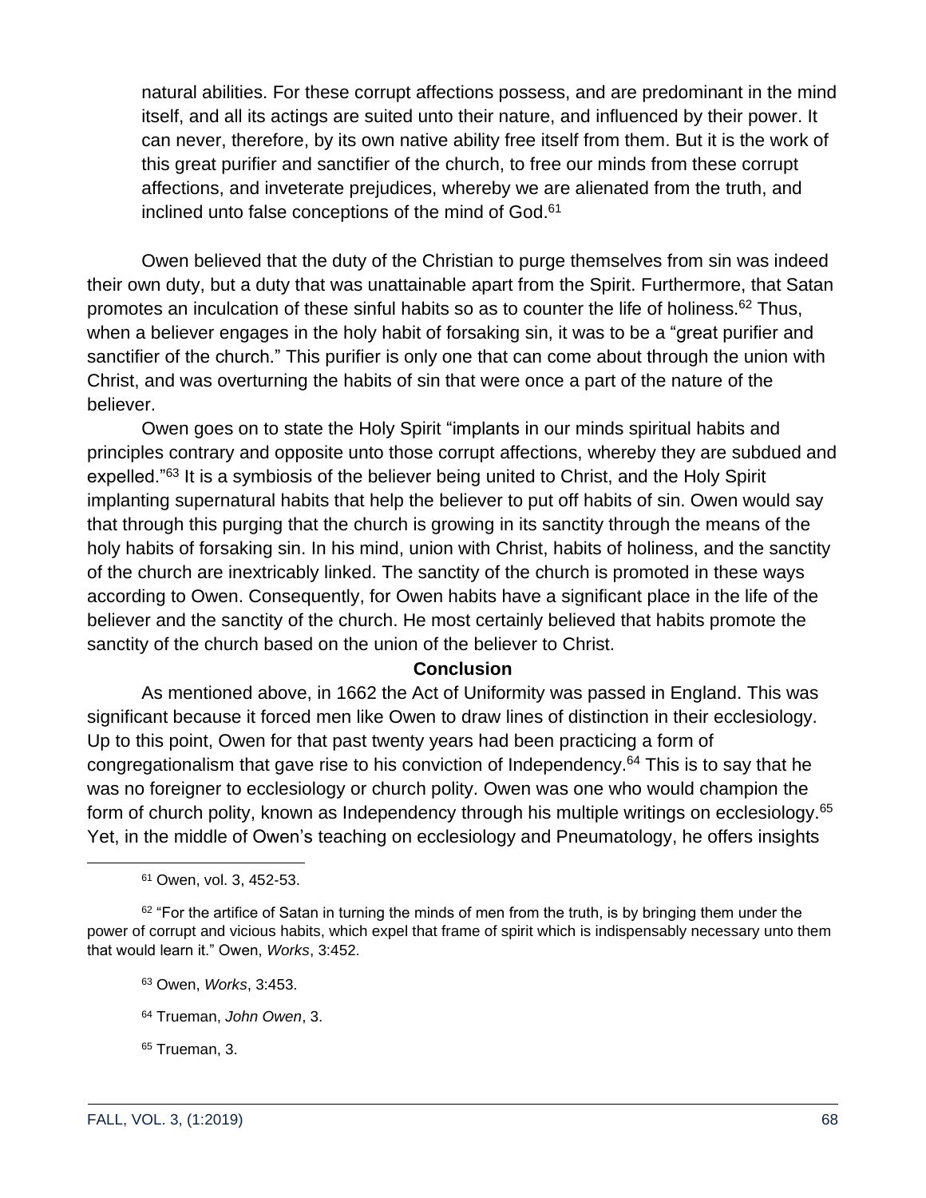> natural abilities. For these corrupt affections possess, and are predominant in the mind itself, and all its actings are suited unto their nature, and influenced by their power. It can never, therefore, by its own native ability free itself from them. But it is the work of this great purifier and sanctifier of the church, to free our minds from these corrupt affections, and inveterate prejudices, whereby we are alienated from the truth, and inclined unto false conceptions of the mind of God.[61]

Owen believed that the duty of the Christian to purge themselves from sin was indeed their own duty, but a duty that was unattainable apart from the Spirit. Furthermore, that Satan promotes an inculcation of these sinful habits so as to counter the life of holiness.[62] Thus, when a believer engages in the holy habit of forsaking sin, it was to be a "great purifier and sanctifier of the church." This purifier is only one that can come about through the union with Christ, and was overturning the habits of sin that were once a part of the nature of the believer.

Owen goes on to state the Holy Spirit "implants in our minds spiritual habits and principles contrary and opposite unto those corrupt affections, whereby they are subdued and expelled."[63] It is a symbiosis of the believer being united to Christ, and the Holy Spirit implanting supernatural habits that help the believer to put off habits of sin. Owen would say that through this purging that the church is growing in its sanctity through the means of the holy habits of forsaking sin. In his mind, union with Christ, habits of holiness, and the sanctity of the church are inextricably linked. The sanctity of the church is promoted in these ways according to Owen. Consequently, for Owen habits have a significant place in the life of the believer and the sanctity of the church. He most certainly believed that habits promote the sanctity of the church based on the union of the believer to Christ.

## Conclusion

As mentioned above, in 1662 the Act of Uniformity was passed in England. This was significant because it forced men like Owen to draw lines of distinction in their ecclesiology. Up to this point, Owen for that past twenty years had been practicing a form of congregationalism that gave rise to his conviction of Independency.[64] This is to say that he was no foreigner to ecclesiology or church polity. Owen was one who would champion the form of church polity, known as Independency through his multiple writings on ecclesiology.[65] Yet, in the middle of Owen's teaching on ecclesiology and Pneumatology, he offers insights

---

[61] Owen, vol. 3, 452-53.

[62] "For the artifice of Satan in turning the minds of men from the truth, is by bringing them under the power of corrupt and vicious habits, which expel that frame of spirit which is indispensably necessary unto them that would learn it." Owen, *Works*, 3:452.

[63] Owen, *Works*, 3:453.

[64] Trueman, *John Owen*, 3.

[65] Trueman, 3.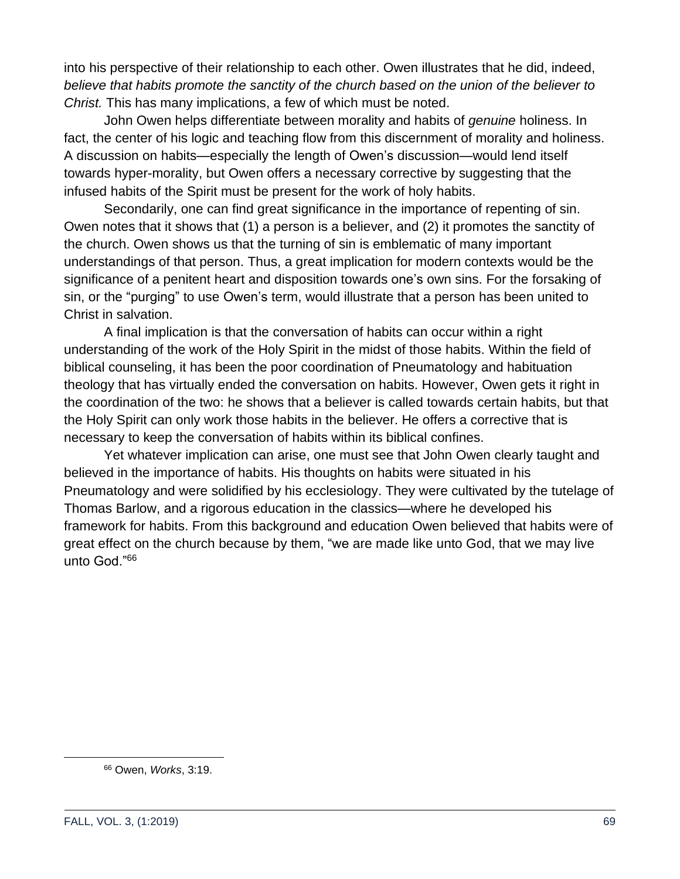into his perspective of their relationship to each other. Owen illustrates that he did, indeed, *believe that habits promote the sanctity of the church based on the union of the believer to Christ.* This has many implications, a few of which must be noted.

John Owen helps differentiate between morality and habits of *genuine* holiness. In fact, the center of his logic and teaching flow from this discernment of morality and holiness. A discussion on habits—especially the length of Owen's discussion—would lend itself towards hyper-morality, but Owen offers a necessary corrective by suggesting that the infused habits of the Spirit must be present for the work of holy habits.

Secondarily, one can find great significance in the importance of repenting of sin. Owen notes that it shows that (1) a person is a believer, and (2) it promotes the sanctity of the church. Owen shows us that the turning of sin is emblematic of many important understandings of that person. Thus, a great implication for modern contexts would be the significance of a penitent heart and disposition towards one's own sins. For the forsaking of sin, or the "purging" to use Owen's term, would illustrate that a person has been united to Christ in salvation.

A final implication is that the conversation of habits can occur within a right understanding of the work of the Holy Spirit in the midst of those habits. Within the field of biblical counseling, it has been the poor coordination of Pneumatology and habituation theology that has virtually ended the conversation on habits. However, Owen gets it right in the coordination of the two: he shows that a believer is called towards certain habits, but that the Holy Spirit can only work those habits in the believer. He offers a corrective that is necessary to keep the conversation of habits within its biblical confines.

Yet whatever implication can arise, one must see that John Owen clearly taught and believed in the importance of habits. His thoughts on habits were situated in his Pneumatology and were solidified by his ecclesiology. They were cultivated by the tutelage of Thomas Barlow, and a rigorous education in the classics—where he developed his framework for habits. From this background and education Owen believed that habits were of great effect on the church because by them, "we are made like unto God, that we may live unto God."[66]

[66] Owen, *Works*, 3:19.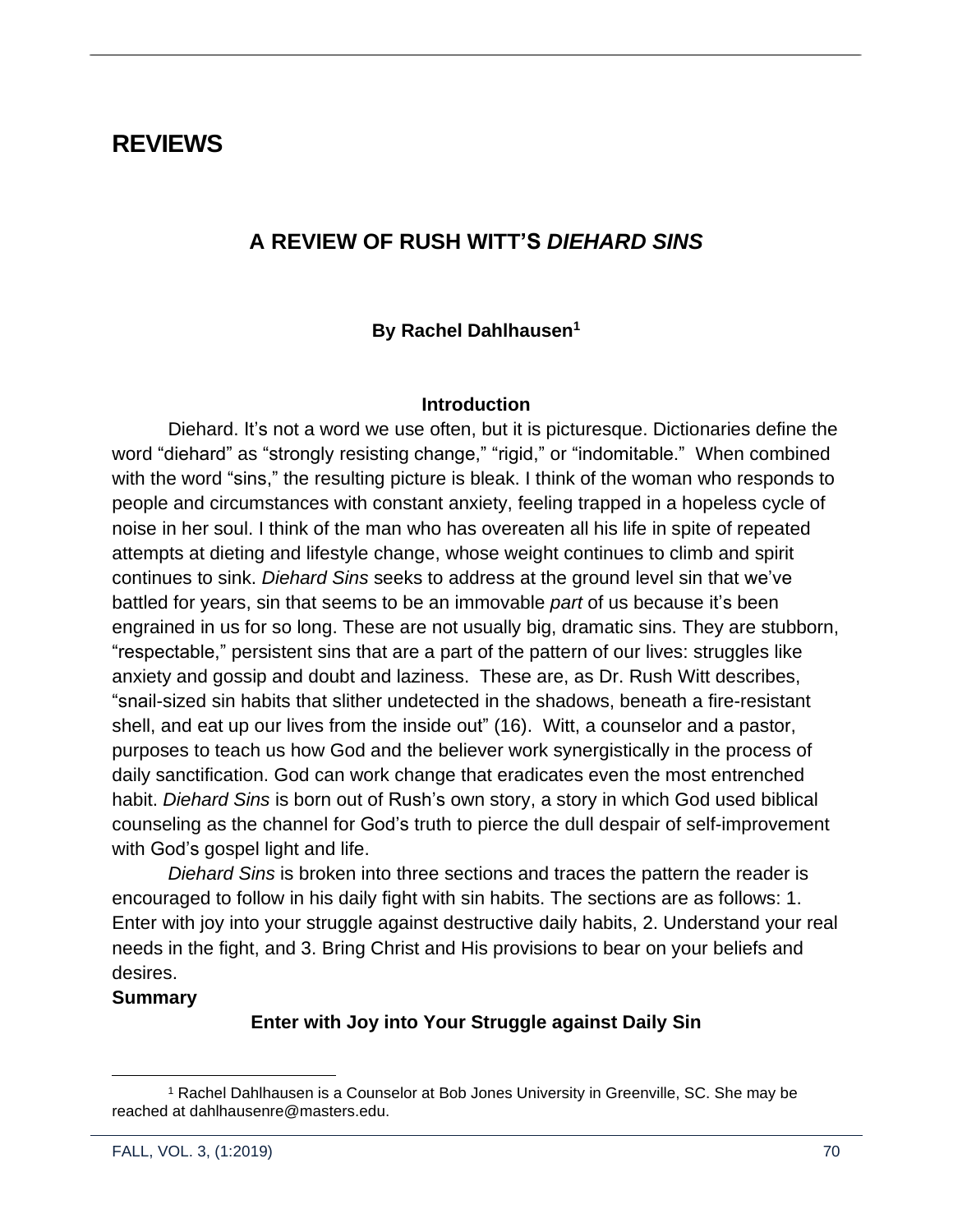# REVIEWS

## A REVIEW OF RUSH WITT'S *DIEHARD SINS*

**By Rachel Dahlhausen[1]**

### Introduction

Diehard. It's not a word we use often, but it is picturesque. Dictionaries define the word "diehard" as "strongly resisting change," "rigid," or "indomitable." When combined with the word "sins," the resulting picture is bleak. I think of the woman who responds to people and circumstances with constant anxiety, feeling trapped in a hopeless cycle of noise in her soul. I think of the man who has overeaten all his life in spite of repeated attempts at dieting and lifestyle change, whose weight continues to climb and spirit continues to sink. *Diehard Sins* seeks to address at the ground level sin that we've battled for years, sin that seems to be an immovable *part* of us because it's been engrained in us for so long. These are not usually big, dramatic sins. They are stubborn, "respectable," persistent sins that are a part of the pattern of our lives: struggles like anxiety and gossip and doubt and laziness. These are, as Dr. Rush Witt describes, "snail-sized sin habits that slither undetected in the shadows, beneath a fire-resistant shell, and eat up our lives from the inside out" (16). Witt, a counselor and a pastor, purposes to teach us how God and the believer work synergistically in the process of daily sanctification. God can work change that eradicates even the most entrenched habit. *Diehard Sins* is born out of Rush's own story, a story in which God used biblical counseling as the channel for God's truth to pierce the dull despair of self-improvement with God's gospel light and life.

*Diehard Sins* is broken into three sections and traces the pattern the reader is encouraged to follow in his daily fight with sin habits. The sections are as follows: 1. Enter with joy into your struggle against destructive daily habits, 2. Understand your real needs in the fight, and 3. Bring Christ and His provisions to bear on your beliefs and desires.

**Summary**

#### Enter with Joy into Your Struggle against Daily Sin

---

[1] Rachel Dahlhausen is a Counselor at Bob Jones University in Greenville, SC. She may be reached at dahlhausenre@masters.edu.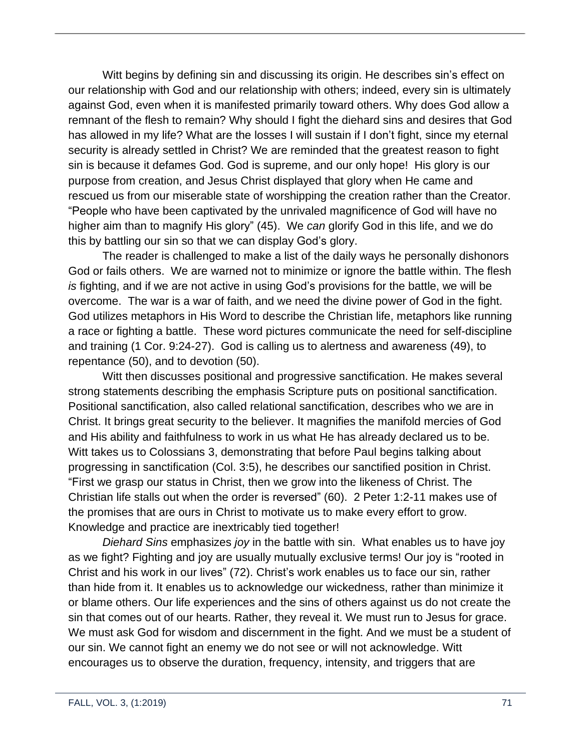Witt begins by defining sin and discussing its origin. He describes sin's effect on our relationship with God and our relationship with others; indeed, every sin is ultimately against God, even when it is manifested primarily toward others. Why does God allow a remnant of the flesh to remain? Why should I fight the diehard sins and desires that God has allowed in my life? What are the losses I will sustain if I don't fight, since my eternal security is already settled in Christ? We are reminded that the greatest reason to fight sin is because it defames God. God is supreme, and our only hope! His glory is our purpose from creation, and Jesus Christ displayed that glory when He came and rescued us from our miserable state of worshipping the creation rather than the Creator. "People who have been captivated by the unrivaled magnificence of God will have no higher aim than to magnify His glory" (45). We *can* glorify God in this life, and we do this by battling our sin so that we can display God's glory.

The reader is challenged to make a list of the daily ways he personally dishonors God or fails others. We are warned not to minimize or ignore the battle within. The flesh *is* fighting, and if we are not active in using God's provisions for the battle, we will be overcome. The war is a war of faith, and we need the divine power of God in the fight. God utilizes metaphors in His Word to describe the Christian life, metaphors like running a race or fighting a battle. These word pictures communicate the need for self-discipline and training (1 Cor. 9:24-27). God is calling us to alertness and awareness (49), to repentance (50), and to devotion (50).

Witt then discusses positional and progressive sanctification. He makes several strong statements describing the emphasis Scripture puts on positional sanctification. Positional sanctification, also called relational sanctification, describes who we are in Christ. It brings great security to the believer. It magnifies the manifold mercies of God and His ability and faithfulness to work in us what He has already declared us to be. Witt takes us to Colossians 3, demonstrating that before Paul begins talking about progressing in sanctification (Col. 3:5), he describes our sanctified position in Christ. "First we grasp our status in Christ, then we grow into the likeness of Christ. The Christian life stalls out when the order is reversed" (60). 2 Peter 1:2-11 makes use of the promises that are ours in Christ to motivate us to make every effort to grow. Knowledge and practice are inextricably tied together!

*Diehard Sins* emphasizes *joy* in the battle with sin. What enables us to have joy as we fight? Fighting and joy are usually mutually exclusive terms! Our joy is "rooted in Christ and his work in our lives" (72). Christ's work enables us to face our sin, rather than hide from it. It enables us to acknowledge our wickedness, rather than minimize it or blame others. Our life experiences and the sins of others against us do not create the sin that comes out of our hearts. Rather, they reveal it. We must run to Jesus for grace. We must ask God for wisdom and discernment in the fight. And we must be a student of our sin. We cannot fight an enemy we do not see or will not acknowledge. Witt encourages us to observe the duration, frequency, intensity, and triggers that are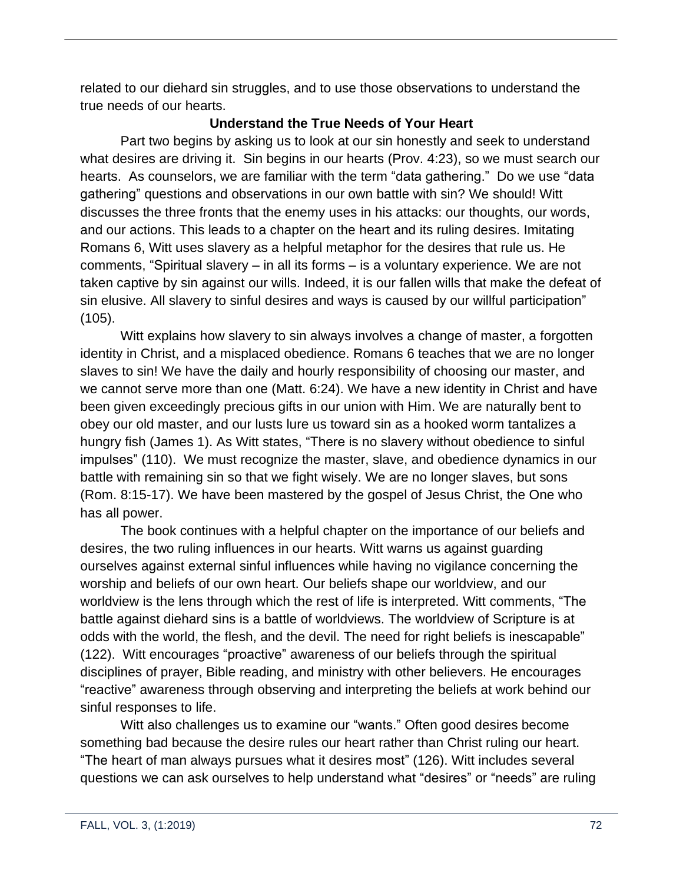related to our diehard sin struggles, and to use those observations to understand the true needs of our hearts.

### Understand the True Needs of Your Heart

Part two begins by asking us to look at our sin honestly and seek to understand what desires are driving it. Sin begins in our hearts (Prov. 4:23), so we must search our hearts. As counselors, we are familiar with the term "data gathering." Do we use "data gathering" questions and observations in our own battle with sin? We should! Witt discusses the three fronts that the enemy uses in his attacks: our thoughts, our words, and our actions. This leads to a chapter on the heart and its ruling desires. Imitating Romans 6, Witt uses slavery as a helpful metaphor for the desires that rule us. He comments, "Spiritual slavery – in all its forms – is a voluntary experience. We are not taken captive by sin against our wills. Indeed, it is our fallen wills that make the defeat of sin elusive. All slavery to sinful desires and ways is caused by our willful participation" (105).

Witt explains how slavery to sin always involves a change of master, a forgotten identity in Christ, and a misplaced obedience. Romans 6 teaches that we are no longer slaves to sin! We have the daily and hourly responsibility of choosing our master, and we cannot serve more than one (Matt. 6:24). We have a new identity in Christ and have been given exceedingly precious gifts in our union with Him. We are naturally bent to obey our old master, and our lusts lure us toward sin as a hooked worm tantalizes a hungry fish (James 1). As Witt states, "There is no slavery without obedience to sinful impulses" (110). We must recognize the master, slave, and obedience dynamics in our battle with remaining sin so that we fight wisely. We are no longer slaves, but sons (Rom. 8:15-17). We have been mastered by the gospel of Jesus Christ, the One who has all power.

The book continues with a helpful chapter on the importance of our beliefs and desires, the two ruling influences in our hearts. Witt warns us against guarding ourselves against external sinful influences while having no vigilance concerning the worship and beliefs of our own heart. Our beliefs shape our worldview, and our worldview is the lens through which the rest of life is interpreted. Witt comments, "The battle against diehard sins is a battle of worldviews. The worldview of Scripture is at odds with the world, the flesh, and the devil. The need for right beliefs is inescapable" (122). Witt encourages "proactive" awareness of our beliefs through the spiritual disciplines of prayer, Bible reading, and ministry with other believers. He encourages "reactive" awareness through observing and interpreting the beliefs at work behind our sinful responses to life.

Witt also challenges us to examine our "wants." Often good desires become something bad because the desire rules our heart rather than Christ ruling our heart. "The heart of man always pursues what it desires most" (126). Witt includes several questions we can ask ourselves to help understand what "desires" or "needs" are ruling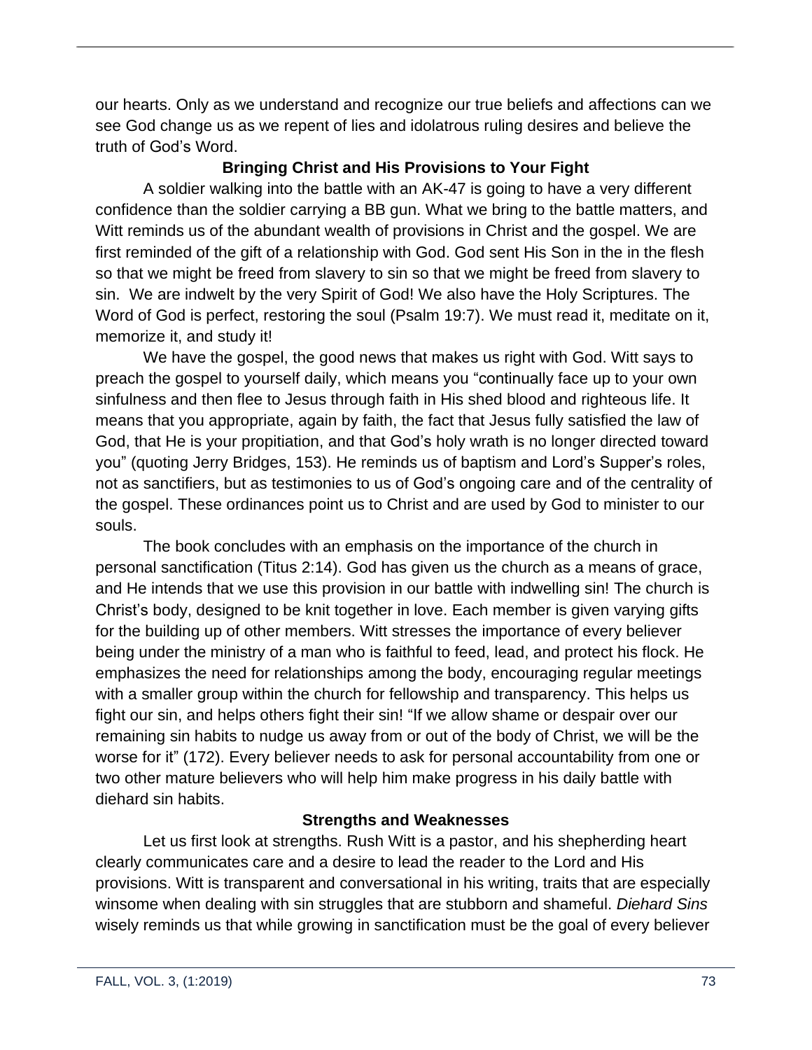our hearts. Only as we understand and recognize our true beliefs and affections can we see God change us as we repent of lies and idolatrous ruling desires and believe the truth of God's Word.

### Bringing Christ and His Provisions to Your Fight

A soldier walking into the battle with an AK-47 is going to have a very different confidence than the soldier carrying a BB gun. What we bring to the battle matters, and Witt reminds us of the abundant wealth of provisions in Christ and the gospel. We are first reminded of the gift of a relationship with God. God sent His Son in the in the flesh so that we might be freed from slavery to sin so that we might be freed from slavery to sin. We are indwelt by the very Spirit of God! We also have the Holy Scriptures. The Word of God is perfect, restoring the soul (Psalm 19:7). We must read it, meditate on it, memorize it, and study it!

We have the gospel, the good news that makes us right with God. Witt says to preach the gospel to yourself daily, which means you "continually face up to your own sinfulness and then flee to Jesus through faith in His shed blood and righteous life. It means that you appropriate, again by faith, the fact that Jesus fully satisfied the law of God, that He is your propitiation, and that God's holy wrath is no longer directed toward you" (quoting Jerry Bridges, 153). He reminds us of baptism and Lord's Supper's roles, not as sanctifiers, but as testimonies to us of God's ongoing care and of the centrality of the gospel. These ordinances point us to Christ and are used by God to minister to our souls.

The book concludes with an emphasis on the importance of the church in personal sanctification (Titus 2:14). God has given us the church as a means of grace, and He intends that we use this provision in our battle with indwelling sin! The church is Christ's body, designed to be knit together in love. Each member is given varying gifts for the building up of other members. Witt stresses the importance of every believer being under the ministry of a man who is faithful to feed, lead, and protect his flock. He emphasizes the need for relationships among the body, encouraging regular meetings with a smaller group within the church for fellowship and transparency. This helps us fight our sin, and helps others fight their sin! "If we allow shame or despair over our remaining sin habits to nudge us away from or out of the body of Christ, we will be the worse for it" (172). Every believer needs to ask for personal accountability from one or two other mature believers who will help him make progress in his daily battle with diehard sin habits.

### Strengths and Weaknesses

Let us first look at strengths. Rush Witt is a pastor, and his shepherding heart clearly communicates care and a desire to lead the reader to the Lord and His provisions. Witt is transparent and conversational in his writing, traits that are especially winsome when dealing with sin struggles that are stubborn and shameful. *Diehard Sins* wisely reminds us that while growing in sanctification must be the goal of every believer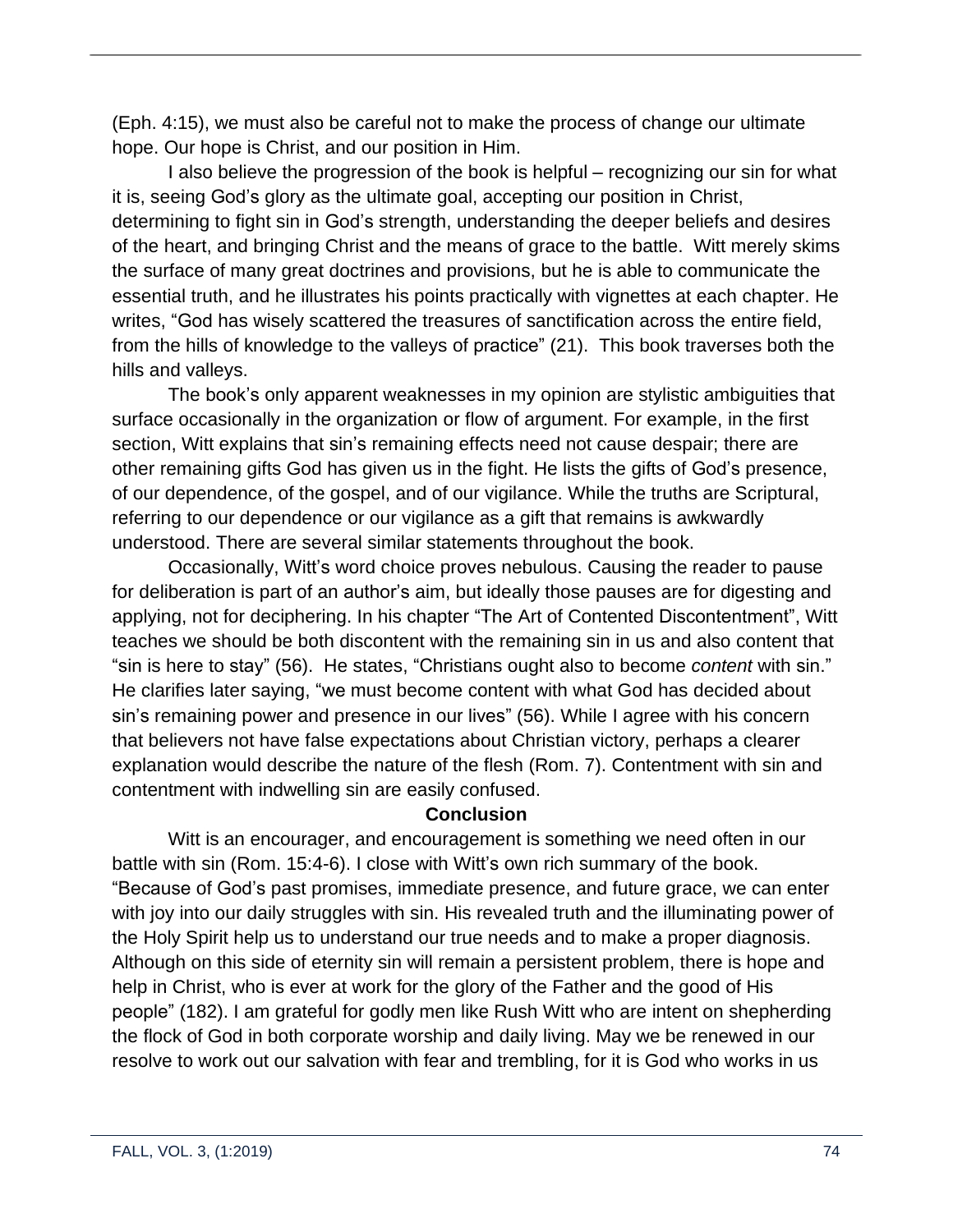(Eph. 4:15), we must also be careful not to make the process of change our ultimate hope. Our hope is Christ, and our position in Him.

I also believe the progression of the book is helpful – recognizing our sin for what it is, seeing God's glory as the ultimate goal, accepting our position in Christ, determining to fight sin in God's strength, understanding the deeper beliefs and desires of the heart, and bringing Christ and the means of grace to the battle. Witt merely skims the surface of many great doctrines and provisions, but he is able to communicate the essential truth, and he illustrates his points practically with vignettes at each chapter. He writes, "God has wisely scattered the treasures of sanctification across the entire field, from the hills of knowledge to the valleys of practice" (21). This book traverses both the hills and valleys.

The book's only apparent weaknesses in my opinion are stylistic ambiguities that surface occasionally in the organization or flow of argument. For example, in the first section, Witt explains that sin's remaining effects need not cause despair; there are other remaining gifts God has given us in the fight. He lists the gifts of God's presence, of our dependence, of the gospel, and of our vigilance. While the truths are Scriptural, referring to our dependence or our vigilance as a gift that remains is awkwardly understood. There are several similar statements throughout the book.

Occasionally, Witt's word choice proves nebulous. Causing the reader to pause for deliberation is part of an author's aim, but ideally those pauses are for digesting and applying, not for deciphering. In his chapter "The Art of Contented Discontentment", Witt teaches we should be both discontent with the remaining sin in us and also content that "sin is here to stay" (56). He states, "Christians ought also to become *content* with sin." He clarifies later saying, "we must become content with what God has decided about sin's remaining power and presence in our lives" (56). While I agree with his concern that believers not have false expectations about Christian victory, perhaps a clearer explanation would describe the nature of the flesh (Rom. 7). Contentment with sin and contentment with indwelling sin are easily confused.

**Conclusion**

Witt is an encourager, and encouragement is something we need often in our battle with sin (Rom. 15:4-6). I close with Witt's own rich summary of the book. "Because of God's past promises, immediate presence, and future grace, we can enter with joy into our daily struggles with sin. His revealed truth and the illuminating power of the Holy Spirit help us to understand our true needs and to make a proper diagnosis. Although on this side of eternity sin will remain a persistent problem, there is hope and help in Christ, who is ever at work for the glory of the Father and the good of His people" (182). I am grateful for godly men like Rush Witt who are intent on shepherding the flock of God in both corporate worship and daily living. May we be renewed in our resolve to work out our salvation with fear and trembling, for it is God who works in us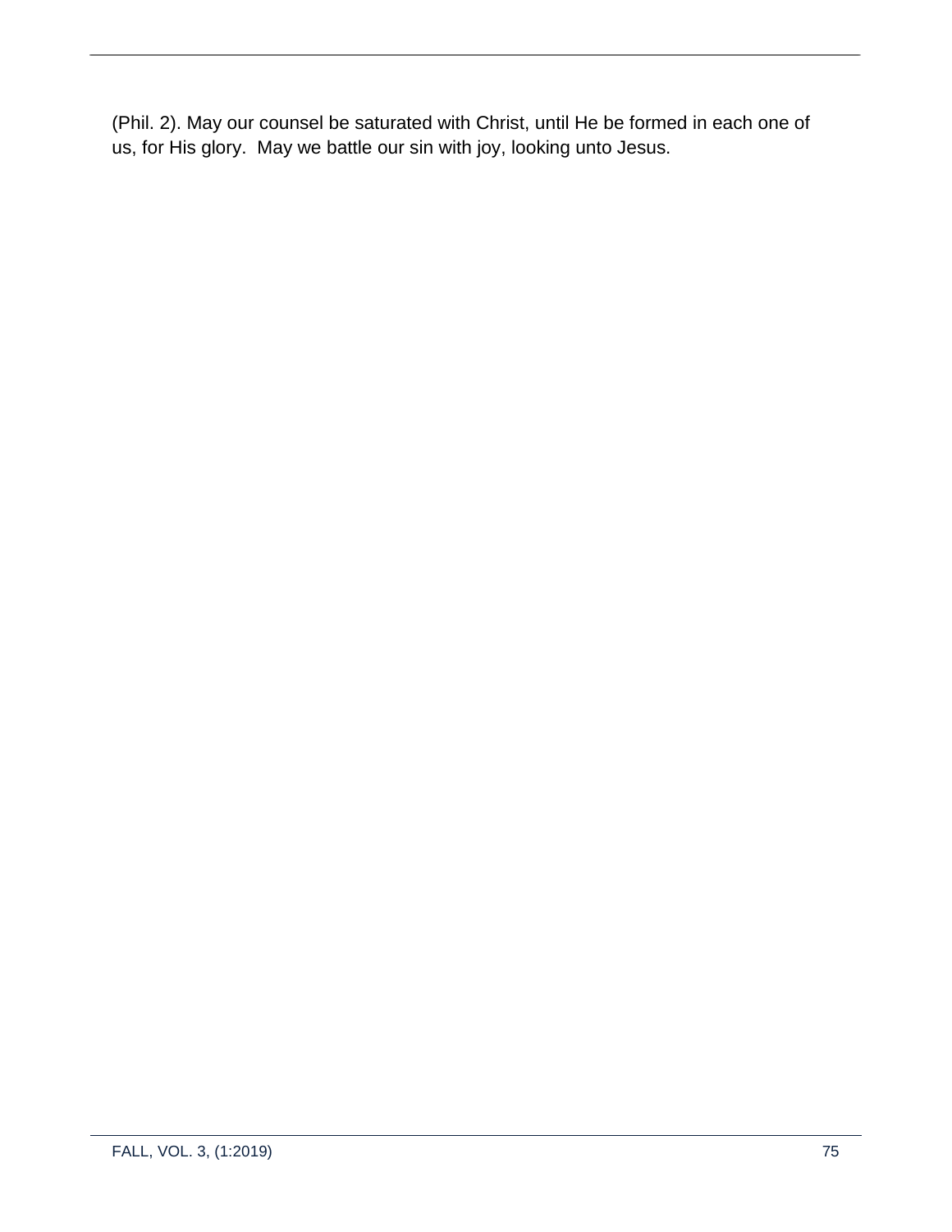(Phil. 2). May our counsel be saturated with Christ, until He be formed in each one of us, for His glory. May we battle our sin with joy, looking unto Jesus.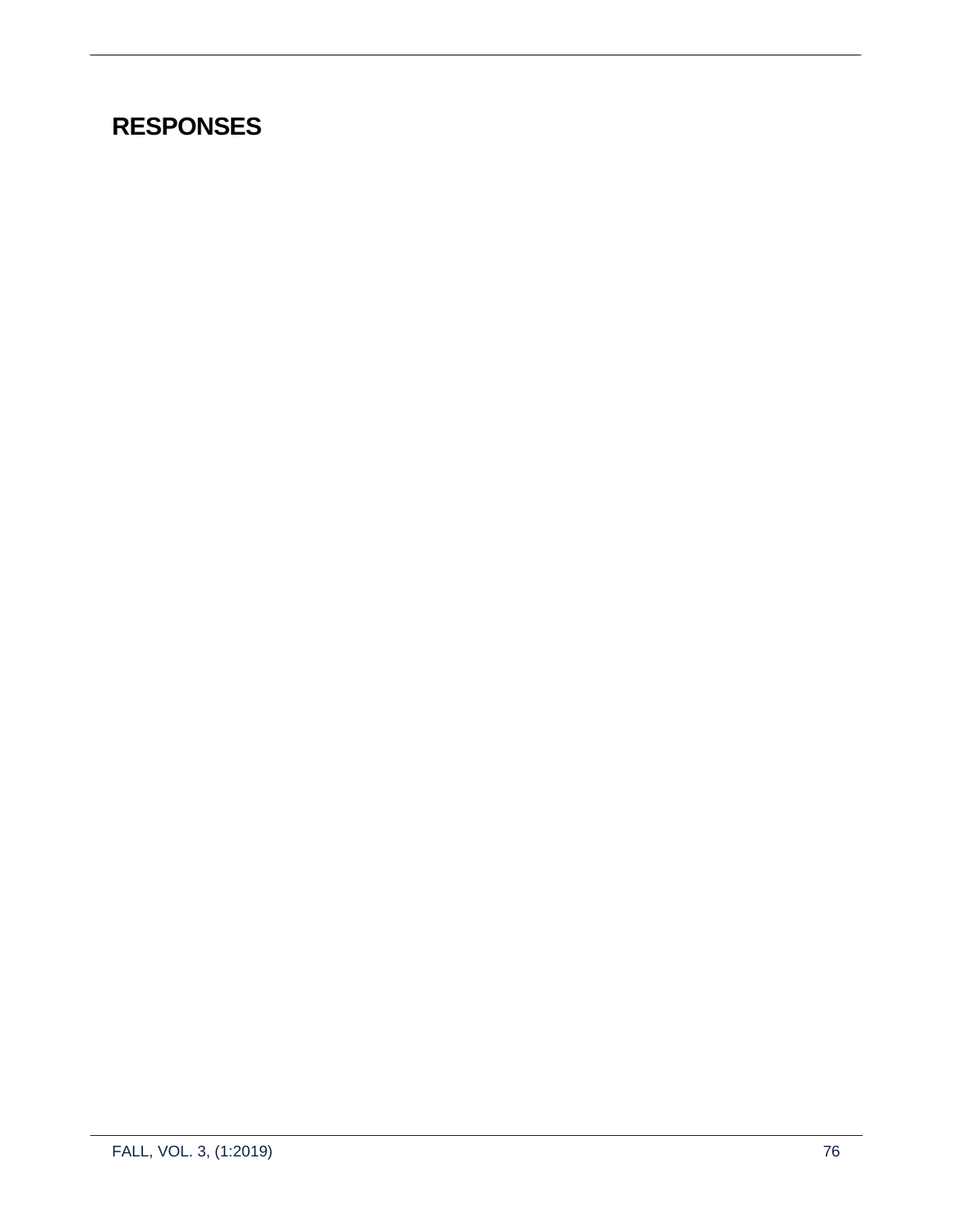## RESPONSES